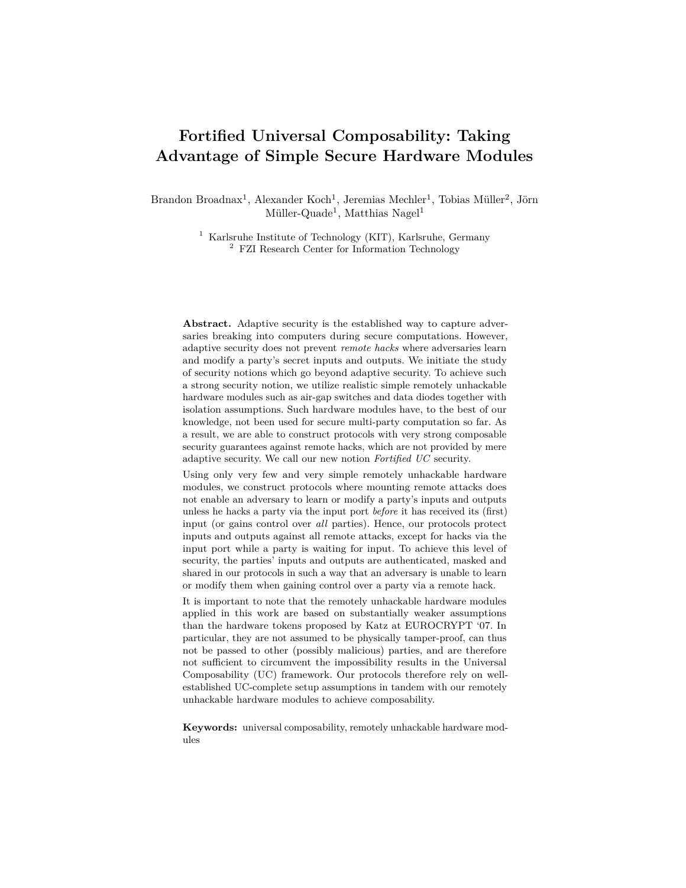# Fortified Universal Composability: Taking Advantage of Simple Secure Hardware Modules

Brandon Broadnax[1], Alexander Koch[1], Jeremias Mechler[1], Tobias Müller[2], Jörn Müller-Quade[1], Matthias Nagel[1]

[1] Karlsruhe Institute of Technology (KIT), Karlsruhe, Germany
[2] FZI Research Center for Information Technology

**Abstract.** Adaptive security is the established way to capture adversaries breaking into computers during secure computations. However, adaptive security does not prevent *remote hacks* where adversaries learn and modify a party's secret inputs and outputs. We initiate the study of security notions which go beyond adaptive security. To achieve such a strong security notion, we utilize realistic simple remotely unhackable hardware modules such as air-gap switches and data diodes together with isolation assumptions. Such hardware modules have, to the best of our knowledge, not been used for secure multi-party computation so far. As a result, we are able to construct protocols with very strong composable security guarantees against remote hacks, which are not provided by mere adaptive security. We call our new notion *Fortified UC* security.

Using only very few and very simple remotely unhackable hardware modules, we construct protocols where mounting remote attacks does not enable an adversary to learn or modify a party's inputs and outputs unless he hacks a party via the input port *before* it has received its (first) input (or gains control over *all* parties). Hence, our protocols protect inputs and outputs against all remote attacks, except for hacks via the input port while a party is waiting for input. To achieve this level of security, the parties' inputs and outputs are authenticated, masked and shared in our protocols in such a way that an adversary is unable to learn or modify them when gaining control over a party via a remote hack.

It is important to note that the remotely unhackable hardware modules applied in this work are based on substantially weaker assumptions than the hardware tokens proposed by Katz at EUROCRYPT '07. In particular, they are not assumed to be physically tamper-proof, can thus not be passed to other (possibly malicious) parties, and are therefore not sufficient to circumvent the impossibility results in the Universal Composability (UC) framework. Our protocols therefore rely on well-established UC-complete setup assumptions in tandem with our remotely unhackable hardware modules to achieve composability.

**Keywords:** universal composability, remotely unhackable hardware modules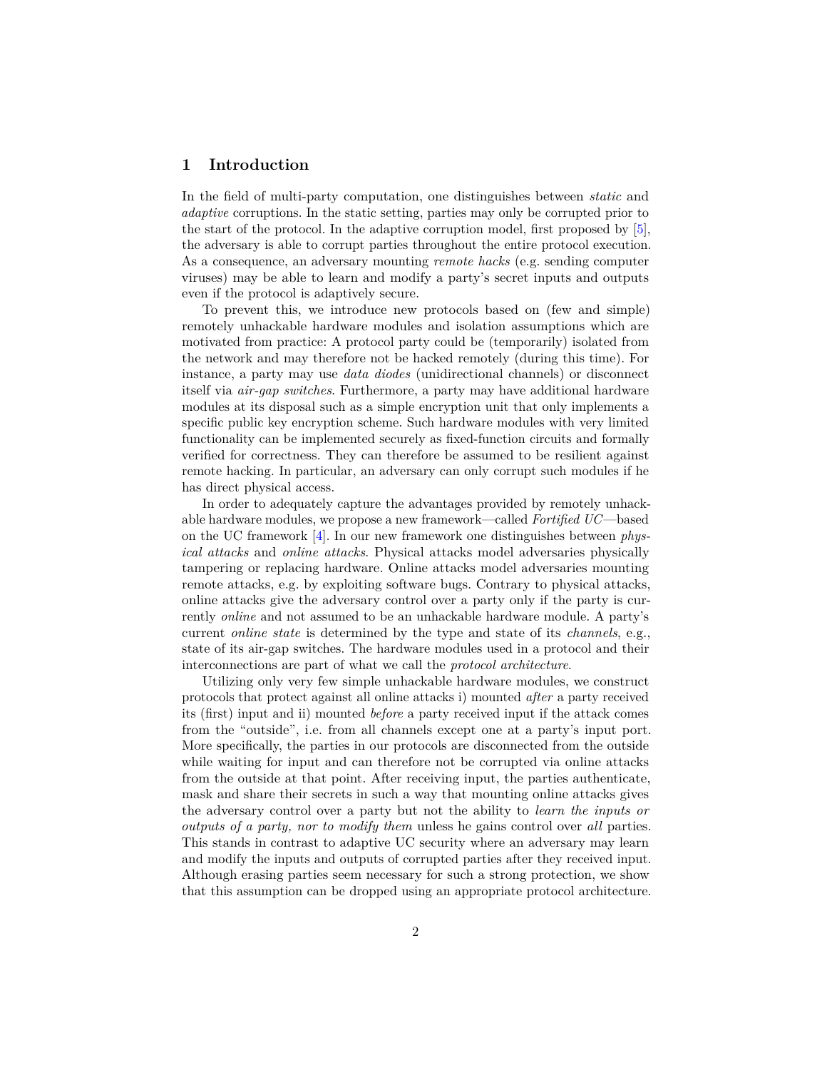## 1 Introduction

In the field of multi-party computation, one distinguishes between *static* and *adaptive* corruptions. In the static setting, parties may only be corrupted prior to the start of the protocol. In the adaptive corruption model, first proposed by [5], the adversary is able to corrupt parties throughout the entire protocol execution. As a consequence, an adversary mounting *remote hacks* (e.g. sending computer viruses) may be able to learn and modify a party's secret inputs and outputs even if the protocol is adaptively secure.

To prevent this, we introduce new protocols based on (few and simple) remotely unhackable hardware modules and isolation assumptions which are motivated from practice: A protocol party could be (temporarily) isolated from the network and may therefore not be hacked remotely (during this time). For instance, a party may use *data diodes* (unidirectional channels) or disconnect itself via *air-gap switches*. Furthermore, a party may have additional hardware modules at its disposal such as a simple encryption unit that only implements a specific public key encryption scheme. Such hardware modules with very limited functionality can be implemented securely as fixed-function circuits and formally verified for correctness. They can therefore be assumed to be resilient against remote hacking. In particular, an adversary can only corrupt such modules if he has direct physical access.

In order to adequately capture the advantages provided by remotely unhackable hardware modules, we propose a new framework—called *Fortified UC*—based on the UC framework [4]. In our new framework one distinguishes between *physical attacks* and *online attacks*. Physical attacks model adversaries physically tampering or replacing hardware. Online attacks model adversaries mounting remote attacks, e.g. by exploiting software bugs. Contrary to physical attacks, online attacks give the adversary control over a party only if the party is currently *online* and not assumed to be an unhackable hardware module. A party's current *online state* is determined by the type and state of its *channels*, e.g., state of its air-gap switches. The hardware modules used in a protocol and their interconnections are part of what we call the *protocol architecture*.

Utilizing only very few simple unhackable hardware modules, we construct protocols that protect against all online attacks i) mounted *after* a party received its (first) input and ii) mounted *before* a party received input if the attack comes from the "outside", i.e. from all channels except one at a party's input port. More specifically, the parties in our protocols are disconnected from the outside while waiting for input and can therefore not be corrupted via online attacks from the outside at that point. After receiving input, the parties authenticate, mask and share their secrets in such a way that mounting online attacks gives the adversary control over a party but not the ability to *learn the inputs or outputs of a party, nor to modify them* unless he gains control over *all* parties. This stands in contrast to adaptive UC security where an adversary may learn and modify the inputs and outputs of corrupted parties after they received input. Although erasing parties seem necessary for such a strong protection, we show that this assumption can be dropped using an appropriate protocol architecture.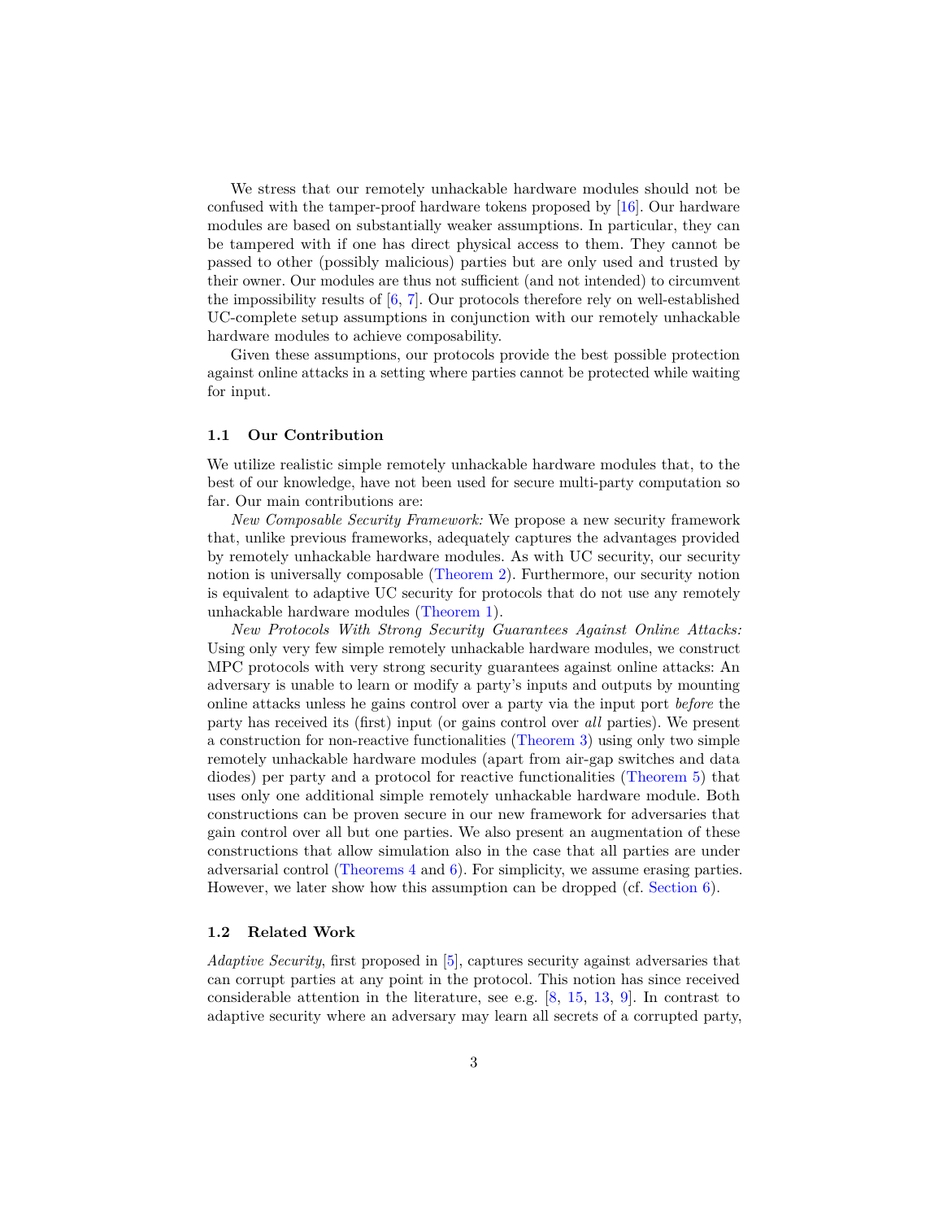We stress that our remotely unhackable hardware modules should not be confused with the tamper-proof hardware tokens proposed by [16]. Our hardware modules are based on substantially weaker assumptions. In particular, they can be tampered with if one has direct physical access to them. They cannot be passed to other (possibly malicious) parties but are only used and trusted by their owner. Our modules are thus not sufficient (and not intended) to circumvent the impossibility results of [6, 7]. Our protocols therefore rely on well-established UC-complete setup assumptions in conjunction with our remotely unhackable hardware modules to achieve composability.

Given these assumptions, our protocols provide the best possible protection against online attacks in a setting where parties cannot be protected while waiting for input.

### 1.1 Our Contribution

We utilize realistic simple remotely unhackable hardware modules that, to the best of our knowledge, have not been used for secure multi-party computation so far. Our main contributions are:

*New Composable Security Framework:* We propose a new security framework that, unlike previous frameworks, adequately captures the advantages provided by remotely unhackable hardware modules. As with UC security, our security notion is universally composable (Theorem 2). Furthermore, our security notion is equivalent to adaptive UC security for protocols that do not use any remotely unhackable hardware modules (Theorem 1).

*New Protocols With Strong Security Guarantees Against Online Attacks:* Using only very few simple remotely unhackable hardware modules, we construct MPC protocols with very strong security guarantees against online attacks: An adversary is unable to learn or modify a party's inputs and outputs by mounting online attacks unless he gains control over a party via the input port *before* the party has received its (first) input (or gains control over *all* parties). We present a construction for non-reactive functionalities (Theorem 3) using only two simple remotely unhackable hardware modules (apart from air-gap switches and data diodes) per party and a protocol for reactive functionalities (Theorem 5) that uses only one additional simple remotely unhackable hardware module. Both constructions can be proven secure in our new framework for adversaries that gain control over all but one parties. We also present an augmentation of these constructions that allow simulation also in the case that all parties are under adversarial control (Theorems 4 and 6). For simplicity, we assume erasing parties. However, we later show how this assumption can be dropped (cf. Section 6).

### 1.2 Related Work

*Adaptive Security*, first proposed in [5], captures security against adversaries that can corrupt parties at any point in the protocol. This notion has since received considerable attention in the literature, see e.g. [8, 15, 13, 9]. In contrast to adaptive security where an adversary may learn all secrets of a corrupted party,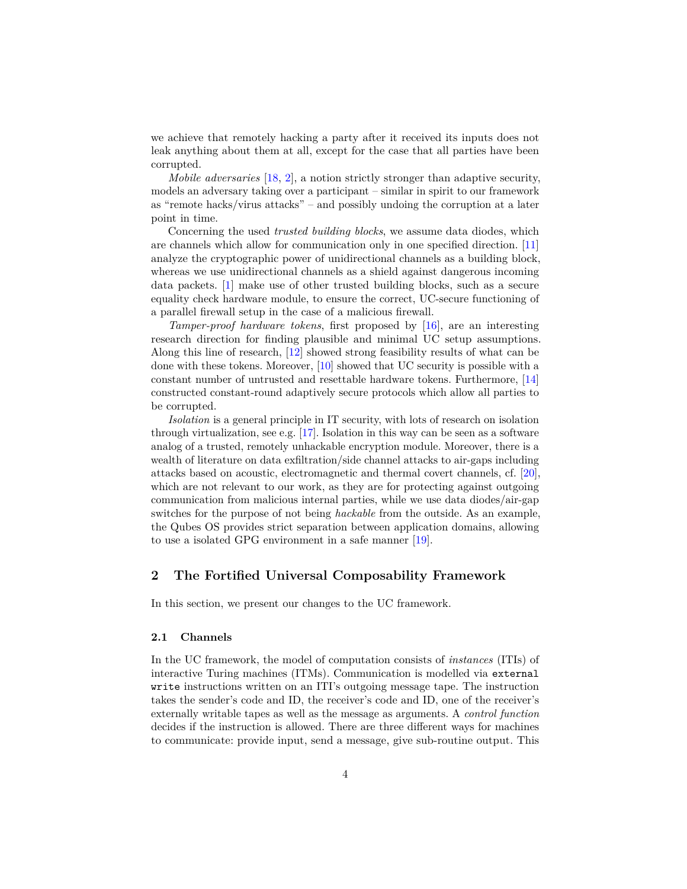we achieve that remotely hacking a party after it received its inputs does not leak anything about them at all, except for the case that all parties have been corrupted.

*Mobile adversaries* [18, 2], a notion strictly stronger than adaptive security, models an adversary taking over a participant – similar in spirit to our framework as "remote hacks/virus attacks" – and possibly undoing the corruption at a later point in time.

Concerning the used *trusted building blocks*, we assume data diodes, which are channels which allow for communication only in one specified direction. [11] analyze the cryptographic power of unidirectional channels as a building block, whereas we use unidirectional channels as a shield against dangerous incoming data packets. [1] make use of other trusted building blocks, such as a secure equality check hardware module, to ensure the correct, UC-secure functioning of a parallel firewall setup in the case of a malicious firewall.

*Tamper-proof hardware tokens*, first proposed by [16], are an interesting research direction for finding plausible and minimal UC setup assumptions. Along this line of research, [12] showed strong feasibility results of what can be done with these tokens. Moreover, [10] showed that UC security is possible with a constant number of untrusted and resettable hardware tokens. Furthermore, [14] constructed constant-round adaptively secure protocols which allow all parties to be corrupted.

*Isolation* is a general principle in IT security, with lots of research on isolation through virtualization, see e.g. [17]. Isolation in this way can be seen as a software analog of a trusted, remotely unhackable encryption module. Moreover, there is a wealth of literature on data exfiltration/side channel attacks to air-gaps including attacks based on acoustic, electromagnetic and thermal covert channels, cf. [20], which are not relevant to our work, as they are for protecting against outgoing communication from malicious internal parties, while we use data diodes/air-gap switches for the purpose of not being *hackable* from the outside. As an example, the Qubes OS provides strict separation between application domains, allowing to use a isolated GPG environment in a safe manner [19].

## 2 The Fortified Universal Composability Framework

In this section, we present our changes to the UC framework.

### 2.1 Channels

In the UC framework, the model of computation consists of *instances* (ITIs) of interactive Turing machines (ITMs). Communication is modelled via `external write` instructions written on an ITI's outgoing message tape. The instruction takes the sender's code and ID, the receiver's code and ID, one of the receiver's externally writable tapes as well as the message as arguments. A *control function* decides if the instruction is allowed. There are three different ways for machines to communicate: provide input, send a message, give sub-routine output. This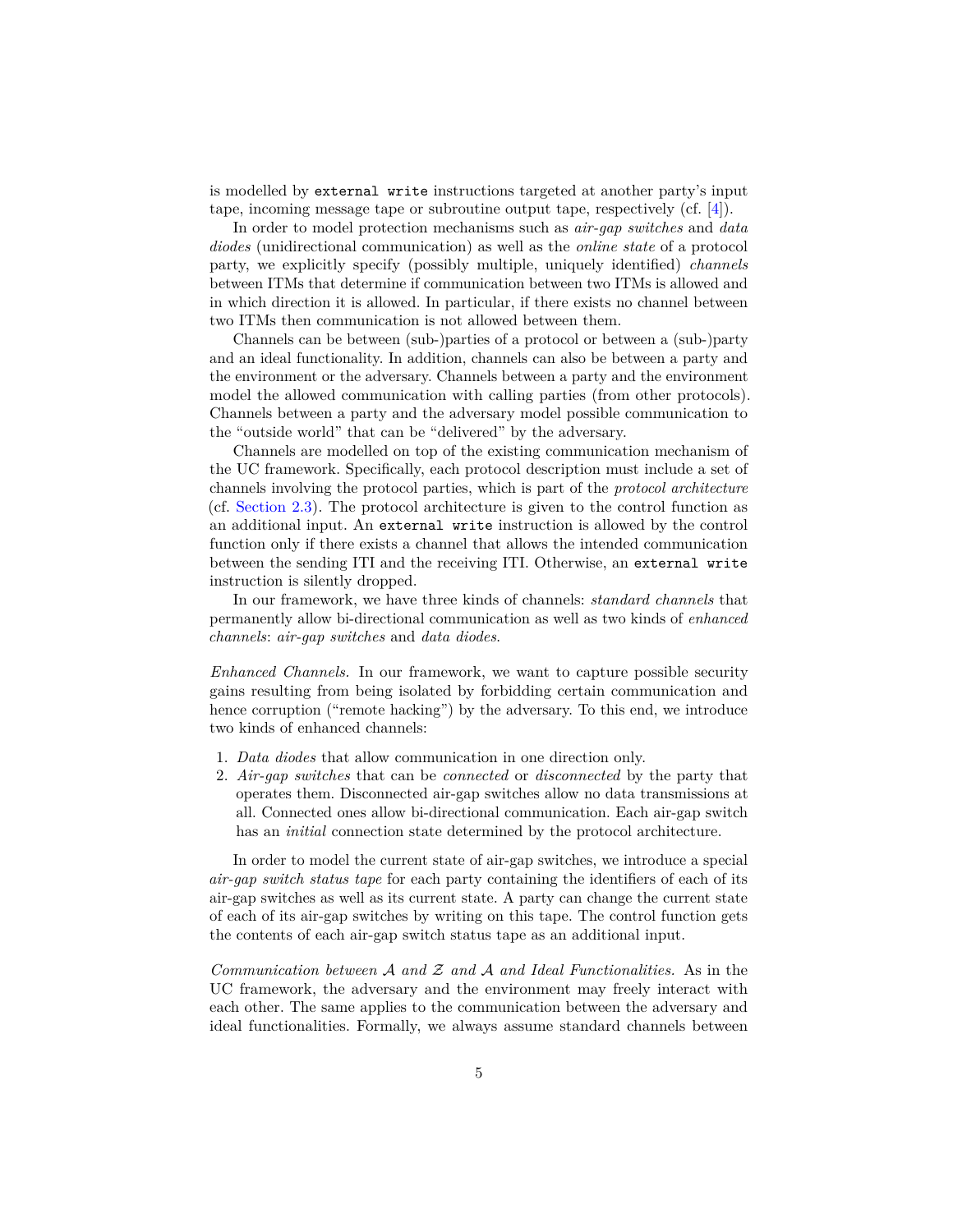is modelled by `external write` instructions targeted at another party's input tape, incoming message tape or subroutine output tape, respectively (cf. [4]).

In order to model protection mechanisms such as *air-gap switches* and *data diodes* (unidirectional communication) as well as the *online state* of a protocol party, we explicitly specify (possibly multiple, uniquely identified) *channels* between ITMs that determine if communication between two ITMs is allowed and in which direction it is allowed. In particular, if there exists no channel between two ITMs then communication is not allowed between them.

Channels can be between (sub-)parties of a protocol or between a (sub-)party and an ideal functionality. In addition, channels can also be between a party and the environment or the adversary. Channels between a party and the environment model the allowed communication with calling parties (from other protocols). Channels between a party and the adversary model possible communication to the "outside world" that can be "delivered" by the adversary.

Channels are modelled on top of the existing communication mechanism of the UC framework. Specifically, each protocol description must include a set of channels involving the protocol parties, which is part of the *protocol architecture* (cf. Section 2.3). The protocol architecture is given to the control function as an additional input. An `external write` instruction is allowed by the control function only if there exists a channel that allows the intended communication between the sending ITI and the receiving ITI. Otherwise, an `external write` instruction is silently dropped.

In our framework, we have three kinds of channels: *standard channels* that permanently allow bi-directional communication as well as two kinds of *enhanced channels*: *air-gap switches* and *data diodes*.

*Enhanced Channels.* In our framework, we want to capture possible security gains resulting from being isolated by forbidding certain communication and hence corruption ("remote hacking") by the adversary. To this end, we introduce two kinds of enhanced channels:

1. *Data diodes* that allow communication in one direction only.
2. *Air-gap switches* that can be *connected* or *disconnected* by the party that operates them. Disconnected air-gap switches allow no data transmissions at all. Connected ones allow bi-directional communication. Each air-gap switch has an *initial* connection state determined by the protocol architecture.

In order to model the current state of air-gap switches, we introduce a special *air-gap switch status tape* for each party containing the identifiers of each of its air-gap switches as well as its current state. A party can change the current state of each of its air-gap switches by writing on this tape. The control function gets the contents of each air-gap switch status tape as an additional input.

*Communication between $\mathcal{A}$ and $\mathcal{Z}$ and $\mathcal{A}$ and Ideal Functionalities.* As in the UC framework, the adversary and the environment may freely interact with each other. The same applies to the communication between the adversary and ideal functionalities. Formally, we always assume standard channels between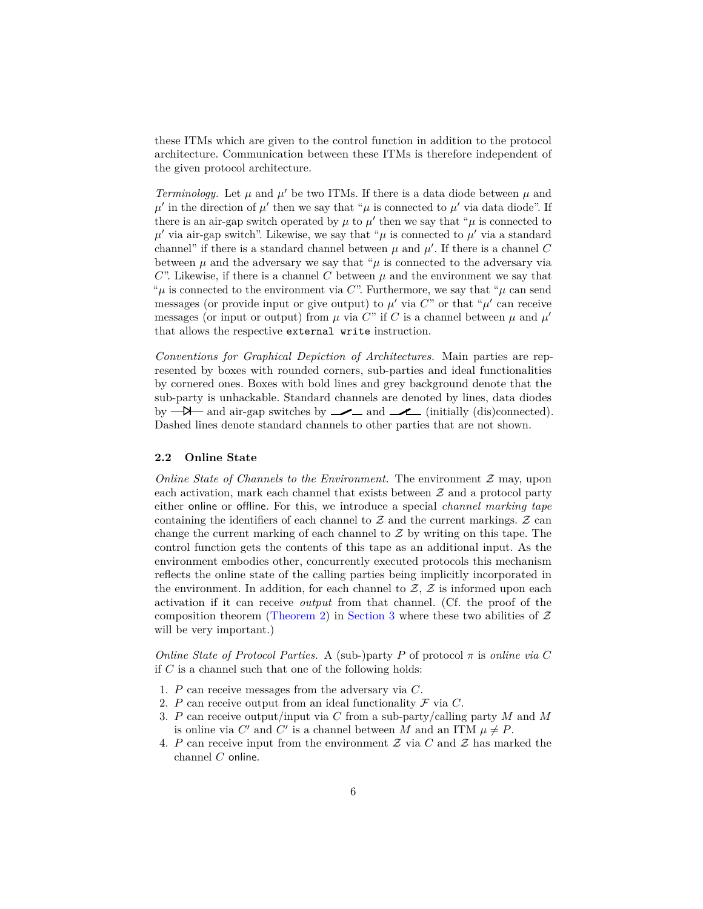these ITMs which are given to the control function in addition to the protocol architecture. Communication between these ITMs is therefore independent of the given protocol architecture.

*Terminology.* Let $\mu$ and $\mu'$ be two ITMs. If there is a data diode between $\mu$ and $\mu'$ in the direction of $\mu'$ then we say that "$\mu$ is connected to $\mu'$ via data diode". If there is an air-gap switch operated by $\mu$ to $\mu'$ then we say that "$\mu$ is connected to $\mu'$ via air-gap switch". Likewise, we say that "$\mu$ is connected to $\mu'$ via a standard channel" if there is a standard channel between $\mu$ and $\mu'$. If there is a channel $C$ between $\mu$ and the adversary we say that "$\mu$ is connected to the adversary via $C$". Likewise, if there is a channel $C$ between $\mu$ and the environment we say that "$\mu$ is connected to the environment via $C$". Furthermore, we say that "$\mu$ can send messages (or provide input or give output) to $\mu'$ via $C$" or that "$\mu'$ can receive messages (or input or output) from $\mu$ via $C$" if $C$ is a channel between $\mu$ and $\mu'$ that allows the respective `external write` instruction.

*Conventions for Graphical Depiction of Architectures.* Main parties are represented by boxes with rounded corners, sub-parties and ideal functionalities by cornered ones. Boxes with bold lines and grey background denote that the sub-party is unhackable. Standard channels are denoted by lines, data diodes by —▷|— and air-gap switches by ⟋ — and ⟋— (initially (dis)connected). Dashed lines denote standard channels to other parties that are not shown.

### 2.2 Online State

*Online State of Channels to the Environment.* The environment $\mathcal{Z}$ may, upon each activation, mark each channel that exists between $\mathcal{Z}$ and a protocol party either online or offline. For this, we introduce a special *channel marking tape* containing the identifiers of each channel to $\mathcal{Z}$ and the current markings. $\mathcal{Z}$ can change the current marking of each channel to $\mathcal{Z}$ by writing on this tape. The control function gets the contents of this tape as an additional input. As the environment embodies other, concurrently executed protocols this mechanism reflects the online state of the calling parties being implicitly incorporated in the environment. In addition, for each channel to $\mathcal{Z}$, $\mathcal{Z}$ is informed upon each activation if it can receive *output* from that channel. (Cf. the proof of the composition theorem (Theorem 2) in Section 3 where these two abilities of $\mathcal{Z}$ will be very important.)

*Online State of Protocol Parties.* A (sub-)party $P$ of protocol $\pi$ is *online via C* if $C$ is a channel such that one of the following holds:

1. $P$ can receive messages from the adversary via $C$.
2. $P$ can receive output from an ideal functionality $\mathcal{F}$ via $C$.
3. $P$ can receive output/input via $C$ from a sub-party/calling party $M$ and $M$ is online via $C'$ and $C'$ is a channel between $M$ and an ITM $\mu \neq P$.
4. $P$ can receive input from the environment $\mathcal{Z}$ via $C$ and $\mathcal{Z}$ has marked the channel $C$ online.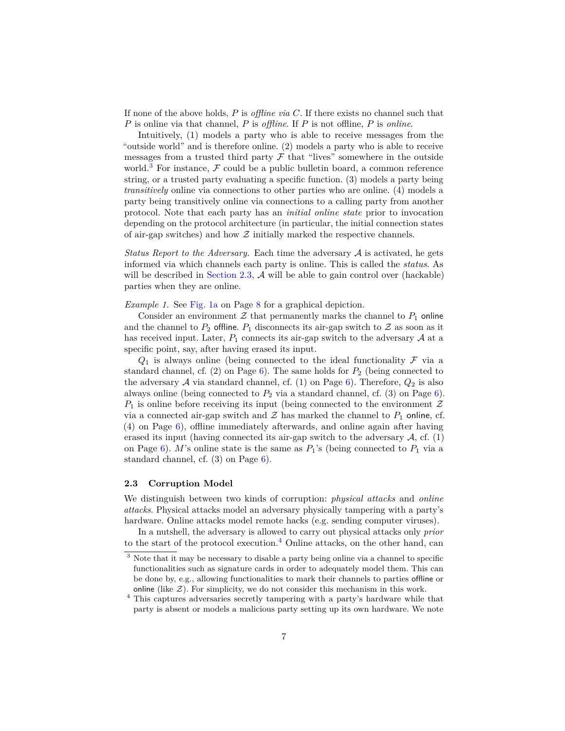If none of the above holds, $P$ is *offline via* $C$. If there exists no channel such that $P$ is online via that channel, $P$ is *offline*. If $P$ is not offline, $P$ is *online*.

Intuitively, (1) models a party who is able to receive messages from the "outside world" and is therefore online. (2) models a party who is able to receive messages from a trusted third party $\mathcal{F}$ that "lives" somewhere in the outside world.[3] For instance, $\mathcal{F}$ could be a public bulletin board, a common reference string, or a trusted party evaluating a specific function. (3) models a party being *transitively* online via connections to other parties who are online. (4) models a party being transitively online via connections to a calling party from another protocol. Note that each party has an *initial online state* prior to invocation depending on the protocol architecture (in particular, the initial connection states of air-gap switches) and how $\mathcal{Z}$ initially marked the respective channels.

*Status Report to the Adversary.* Each time the adversary $\mathcal{A}$ is activated, he gets informed via which channels each party is online. This is called the *status*. As will be described in Section 2.3, $\mathcal{A}$ will be able to gain control over (hackable) parties when they are online.

*Example 1.* See Fig. 1a on Page 8 for a graphical depiction.

Consider an environment $\mathcal{Z}$ that permanently marks the channel to $P_1$ online and the channel to $P_2$ offline. $P_1$ disconnects its air-gap switch to $\mathcal{Z}$ as soon as it has received input. Later, $P_1$ connects its air-gap switch to the adversary $\mathcal{A}$ at a specific point, say, after having erased its input.

$Q_1$ is always online (being connected to the ideal functionality $\mathcal{F}$ via a standard channel, cf. (2) on Page 6). The same holds for $P_2$ (being connected to the adversary $\mathcal{A}$ via standard channel, cf. (1) on Page 6). Therefore, $Q_2$ is also always online (being connected to $P_2$ via a standard channel, cf. (3) on Page 6). $P_1$ is online before receiving its input (being connected to the environment $\mathcal{Z}$ via a connected air-gap switch and $\mathcal{Z}$ has marked the channel to $P_1$ online, cf. (4) on Page 6), offline immediately afterwards, and online again after having erased its input (having connected its air-gap switch to the adversary $\mathcal{A}$, cf. (1) on Page 6). $M$'s online state is the same as $P_1$'s (being connected to $P_1$ via a standard channel, cf. (3) on Page 6).

### 2.3 Corruption Model

We distinguish between two kinds of corruption: *physical attacks* and *online attacks*. Physical attacks model an adversary physically tampering with a party's hardware. Online attacks model remote hacks (e.g. sending computer viruses).

In a nutshell, the adversary is allowed to carry out physical attacks only *prior* to the start of the protocol execution.[4] Online attacks, on the other hand, can

[3] Note that it may be necessary to disable a party being online via a channel to specific functionalities such as signature cards in order to adequately model them. This can be done by, e.g., allowing functionalities to mark their channels to parties offline or online (like $\mathcal{Z}$). For simplicity, we do not consider this mechanism in this work.

[4] This captures adversaries secretly tampering with a party's hardware while that party is absent or models a malicious party setting up its own hardware. We note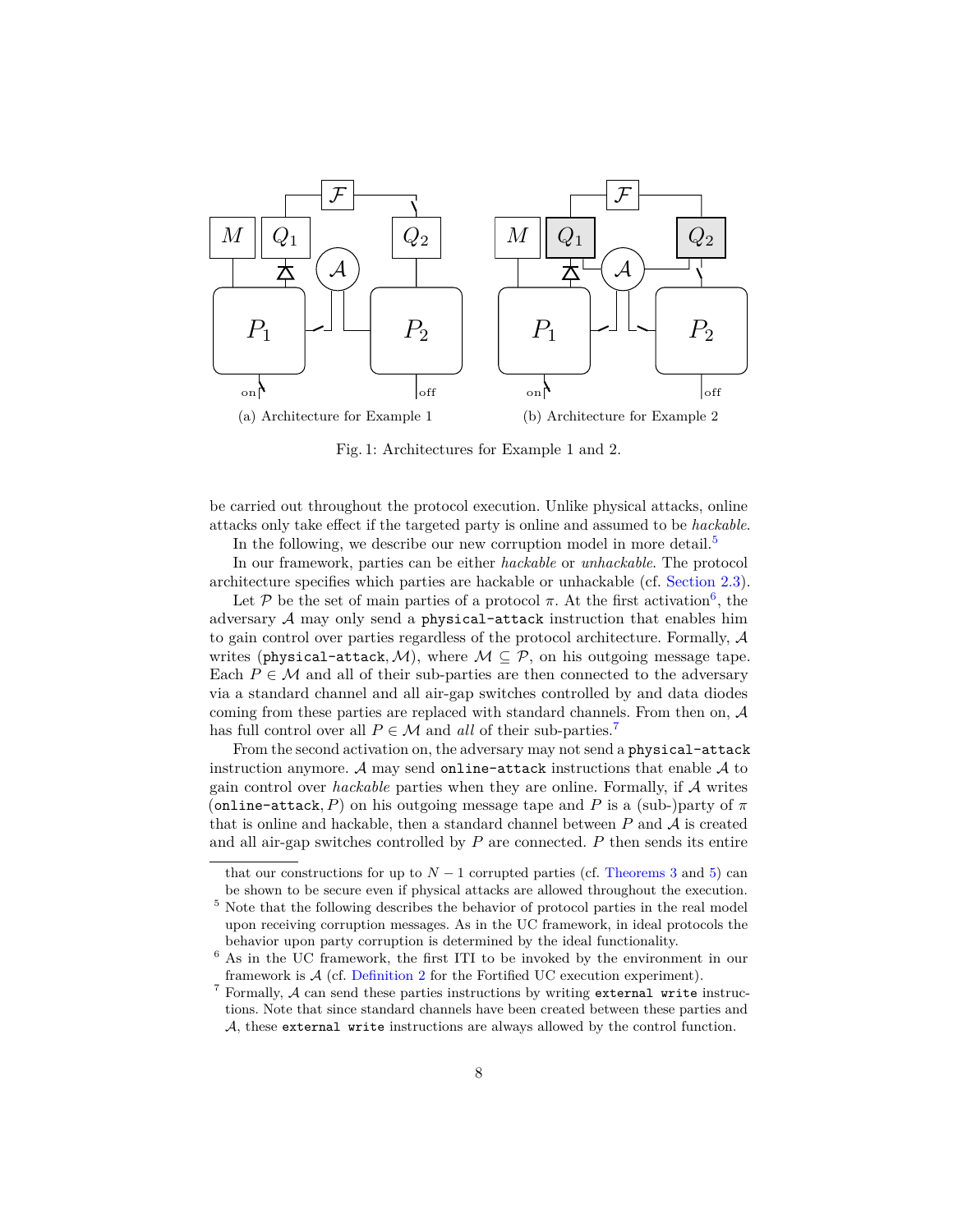(a) Architecture for Example 1

(b) Architecture for Example 2

Fig. 1: Architectures for Example 1 and 2.

be carried out throughout the protocol execution. Unlike physical attacks, online attacks only take effect if the targeted party is online and assumed to be *hackable*.

In the following, we describe our new corruption model in more detail.[5]

In our framework, parties can be either *hackable* or *unhackable*. The protocol architecture specifies which parties are hackable or unhackable (cf. Section 2.3).

Let $\mathcal{P}$ be the set of main parties of a protocol $\pi$. At the first activation[6], the adversary $\mathcal{A}$ may only send a `physical-attack` instruction that enables him to gain control over parties regardless of the protocol architecture. Formally, $\mathcal{A}$ writes (`physical-attack`, $\mathcal{M}$), where $\mathcal{M} \subseteq \mathcal{P}$, on his outgoing message tape. Each $P \in \mathcal{M}$ and all of their sub-parties are then connected to the adversary via a standard channel and all air-gap switches controlled by and data diodes coming from these parties are replaced with standard channels. From then on, $\mathcal{A}$ has full control over all $P \in \mathcal{M}$ and *all* of their sub-parties.[7]

From the second activation on, the adversary may not send a `physical-attack` instruction anymore. $\mathcal{A}$ may send `online-attack` instructions that enable $\mathcal{A}$ to gain control over *hackable* parties when they are online. Formally, if $\mathcal{A}$ writes (`online-attack`, $P$) on his outgoing message tape and $P$ is a (sub-)party of $\pi$ that is online and hackable, then a standard channel between $P$ and $\mathcal{A}$ is created and all air-gap switches controlled by $P$ are connected. $P$ then sends its entire

that our constructions for up to $N-1$ corrupted parties (cf. Theorems 3 and 5) can be shown to be secure even if physical attacks are allowed throughout the execution.

[5] Note that the following describes the behavior of protocol parties in the real model upon receiving corruption messages. As in the UC framework, in ideal protocols the behavior upon party corruption is determined by the ideal functionality.

[6] As in the UC framework, the first ITI to be invoked by the environment in our framework is $\mathcal{A}$ (cf. Definition 2 for the Fortified UC execution experiment).

[7] Formally, $\mathcal{A}$ can send these parties instructions by writing `external write` instructions. Note that since standard channels have been created between these parties and $\mathcal{A}$, these `external write` instructions are always allowed by the control function.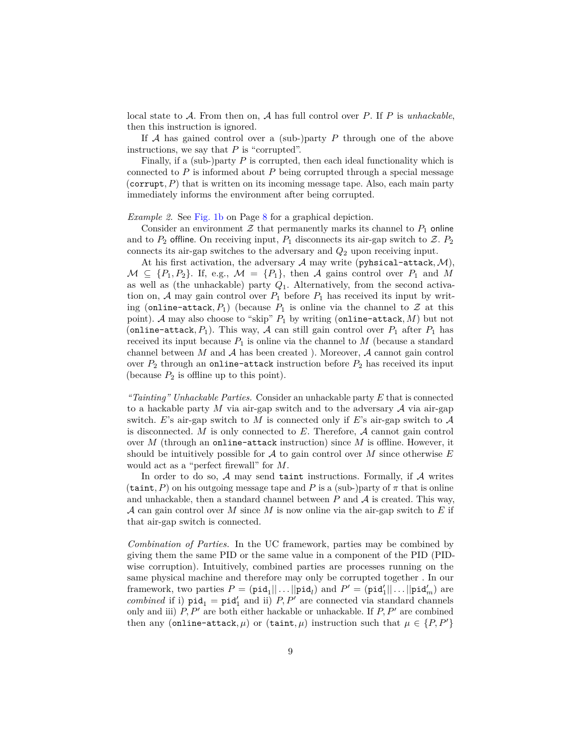local state to $\mathcal{A}$. From then on, $\mathcal{A}$ has full control over $P$. If $P$ is *unhackable*, then this instruction is ignored.

If $\mathcal{A}$ has gained control over a (sub-)party $P$ through one of the above instructions, we say that $P$ is "corrupted".

Finally, if a (sub-)party $P$ is corrupted, then each ideal functionality which is connected to $P$ is informed about $P$ being corrupted through a special message $(\texttt{corrupt}, P)$ that is written on its incoming message tape. Also, each main party immediately informs the environment after being corrupted.

*Example 2.* See Fig. 1b on Page 8 for a graphical depiction.

Consider an environment $\mathcal{Z}$ that permanently marks its channel to $P_1$ online and to $P_2$ offline. On receiving input, $P_1$ disconnects its air-gap switch to $\mathcal{Z}$. $P_2$ connects its air-gap switches to the adversary and $Q_2$ upon receiving input.

At his first activation, the adversary $\mathcal{A}$ may write $(\texttt{pyhsical-attack}, \mathcal{M})$, $\mathcal{M} \subseteq \{P_1, P_2\}$. If, e.g., $\mathcal{M} = \{P_1\}$, then $\mathcal{A}$ gains control over $P_1$ and $M$ as well as (the unhackable) party $Q_1$. Alternatively, from the second activation on, $\mathcal{A}$ may gain control over $P_1$ before $P_1$ has received its input by writing $(\texttt{online-attack}, P_1)$ (because $P_1$ is online via the channel to $\mathcal{Z}$ at this point). $\mathcal{A}$ may also choose to "skip" $P_1$ by writing $(\texttt{online-attack}, M)$ but not $(\texttt{online-attack}, P_1)$. This way, $\mathcal{A}$ can still gain control over $P_1$ after $P_1$ has received its input because $P_1$ is online via the channel to $M$ (because a standard channel between $M$ and $\mathcal{A}$ has been created ). Moreover, $\mathcal{A}$ cannot gain control over $P_2$ through an $\texttt{online-attack}$ instruction before $P_2$ has received its input (because $P_2$ is offline up to this point).

*"Tainting" Unhackable Parties.* Consider an unhackable party $E$ that is connected to a hackable party $M$ via air-gap switch and to the adversary $\mathcal{A}$ via air-gap switch. $E$'s air-gap switch to $M$ is connected only if $E$'s air-gap switch to $\mathcal{A}$ is disconnected. $M$ is only connected to $E$. Therefore, $\mathcal{A}$ cannot gain control over $M$ (through an $\texttt{online-attack}$ instruction) since $M$ is offline. However, it should be intuitively possible for $\mathcal{A}$ to gain control over $M$ since otherwise $E$ would act as a "perfect firewall" for $M$.

In order to do so, $\mathcal{A}$ may send $\texttt{taint}$ instructions. Formally, if $\mathcal{A}$ writes $(\texttt{taint}, P)$ on his outgoing message tape and $P$ is a (sub-)party of $\pi$ that is online and unhackable, then a standard channel between $P$ and $\mathcal{A}$ is created. This way, $\mathcal{A}$ can gain control over $M$ since $M$ is now online via the air-gap switch to $E$ if that air-gap switch is connected.

*Combination of Parties.* In the UC framework, parties may be combined by giving them the same PID or the same value in a component of the PID (PID-wise corruption). Intuitively, combined parties are processes running on the same physical machine and therefore may only be corrupted together . In our framework, two parties $P = (\texttt{pid}_1 || \dots || \texttt{pid}_l)$ and $P' = (\texttt{pid}'_1 || \dots || \texttt{pid}'_m)$ are *combined* if i) $\texttt{pid}_1 = \texttt{pid}'_1$ and ii) $P, P'$ are connected via standard channels only and iii) $P, P'$ are both either hackable or unhackable. If $P, P'$ are combined then any $(\texttt{online-attack}, \mu)$ or $(\texttt{taint}, \mu)$ instruction such that $\mu \in \{P, P'\}$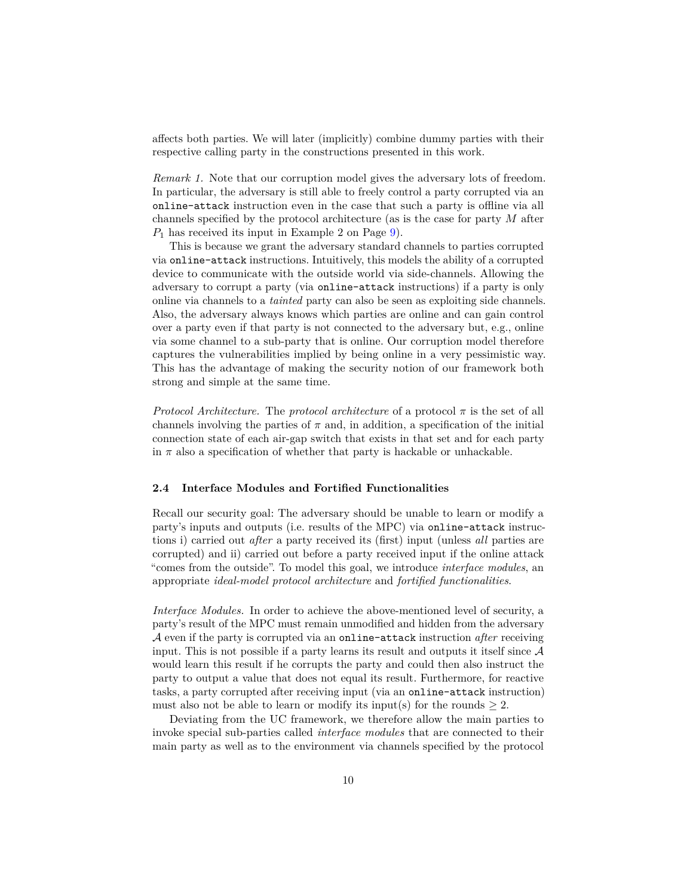affects both parties. We will later (implicitly) combine dummy parties with their respective calling party in the constructions presented in this work.

*Remark 1.* Note that our corruption model gives the adversary lots of freedom. In particular, the adversary is still able to freely control a party corrupted via an `online-attack` instruction even in the case that such a party is offline via all channels specified by the protocol architecture (as is the case for party $M$ after $P_1$ has received its input in Example 2 on Page 9).

This is because we grant the adversary standard channels to parties corrupted via `online-attack` instructions. Intuitively, this models the ability of a corrupted device to communicate with the outside world via side-channels. Allowing the adversary to corrupt a party (via `online-attack` instructions) if a party is only online via channels to a *tainted* party can also be seen as exploiting side channels. Also, the adversary always knows which parties are online and can gain control over a party even if that party is not connected to the adversary but, e.g., online via some channel to a sub-party that is online. Our corruption model therefore captures the vulnerabilities implied by being online in a very pessimistic way. This has the advantage of making the security notion of our framework both strong and simple at the same time.

*Protocol Architecture.* The *protocol architecture* of a protocol $\pi$ is the set of all channels involving the parties of $\pi$ and, in addition, a specification of the initial connection state of each air-gap switch that exists in that set and for each party in $\pi$ also a specification of whether that party is hackable or unhackable.

### 2.4 Interface Modules and Fortified Functionalities

Recall our security goal: The adversary should be unable to learn or modify a party's inputs and outputs (i.e. results of the MPC) via `online-attack` instructions i) carried out *after* a party received its (first) input (unless *all* parties are corrupted) and ii) carried out before a party received input if the online attack "comes from the outside". To model this goal, we introduce *interface modules*, an appropriate *ideal-model protocol architecture* and *fortified functionalities*.

*Interface Modules.* In order to achieve the above-mentioned level of security, a party's result of the MPC must remain unmodified and hidden from the adversary $\mathcal{A}$ even if the party is corrupted via an `online-attack` instruction *after* receiving input. This is not possible if a party learns its result and outputs it itself since $\mathcal{A}$ would learn this result if he corrupts the party and could then also instruct the party to output a value that does not equal its result. Furthermore, for reactive tasks, a party corrupted after receiving input (via an `online-attack` instruction) must also not be able to learn or modify its input(s) for the rounds $\geq 2$.

Deviating from the UC framework, we therefore allow the main parties to invoke special sub-parties called *interface modules* that are connected to their main party as well as to the environment via channels specified by the protocol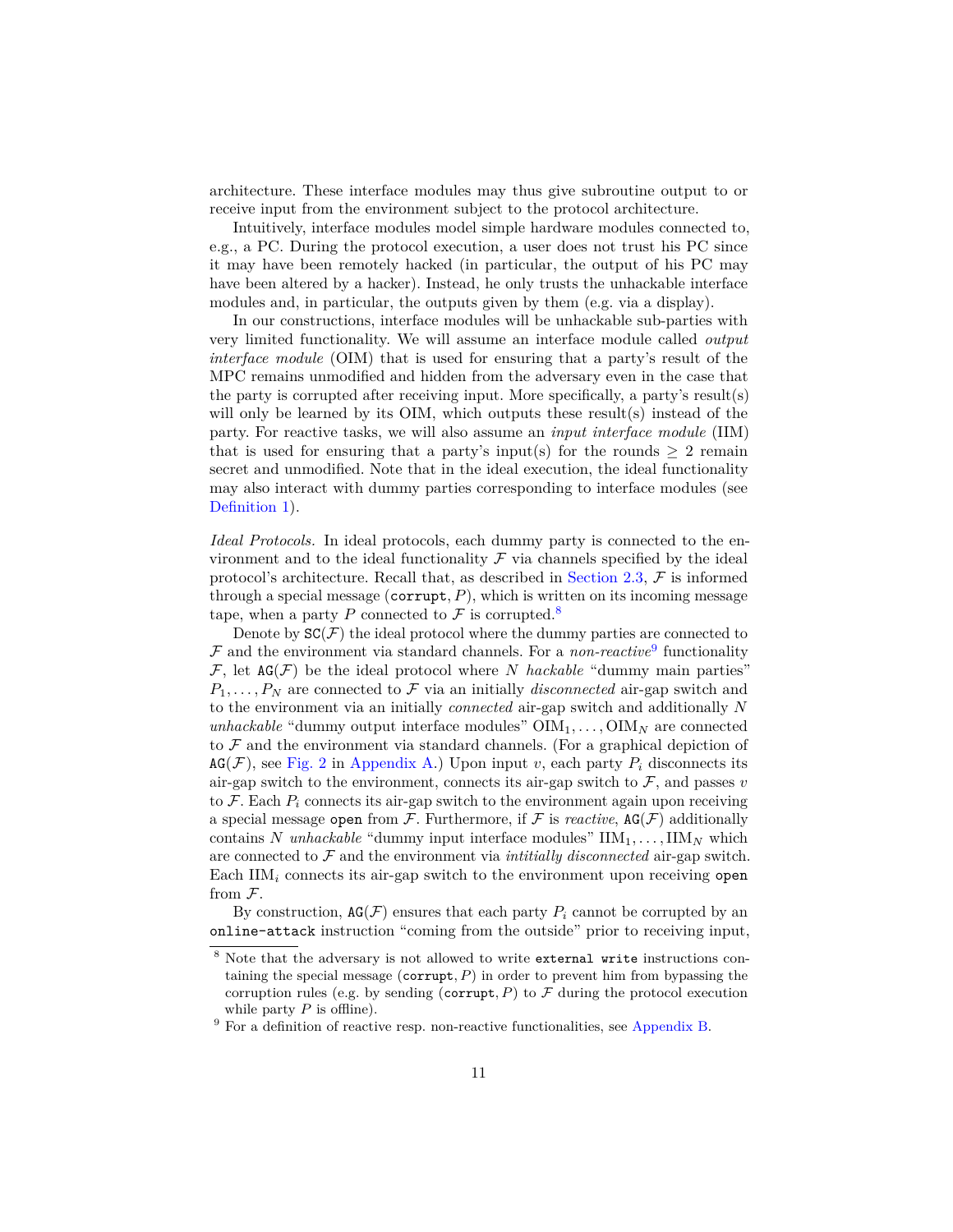architecture. These interface modules may thus give subroutine output to or receive input from the environment subject to the protocol architecture.

Intuitively, interface modules model simple hardware modules connected to, e.g., a PC. During the protocol execution, a user does not trust his PC since it may have been remotely hacked (in particular, the output of his PC may have been altered by a hacker). Instead, he only trusts the unhackable interface modules and, in particular, the outputs given by them (e.g. via a display).

In our constructions, interface modules will be unhackable sub-parties with very limited functionality. We will assume an interface module called *output interface module* (OIM) that is used for ensuring that a party's result of the MPC remains unmodified and hidden from the adversary even in the case that the party is corrupted after receiving input. More specifically, a party's result(s) will only be learned by its OIM, which outputs these result(s) instead of the party. For reactive tasks, we will also assume an *input interface module* (IIM) that is used for ensuring that a party's input(s) for the rounds $\geq 2$ remain secret and unmodified. Note that in the ideal execution, the ideal functionality may also interact with dummy parties corresponding to interface modules (see Definition 1).

*Ideal Protocols.* In ideal protocols, each dummy party is connected to the environment and to the ideal functionality $\mathcal{F}$ via channels specified by the ideal protocol's architecture. Recall that, as described in Section 2.3, $\mathcal{F}$ is informed through a special message $(\texttt{corrupt}, P)$, which is written on its incoming message tape, when a party $P$ connected to $\mathcal{F}$ is corrupted.[8]

Denote by $\texttt{SC}(\mathcal{F})$ the ideal protocol where the dummy parties are connected to $\mathcal{F}$ and the environment via standard channels. For a *non-reactive*[9] functionality $\mathcal{F}$, let $\texttt{AG}(\mathcal{F})$ be the ideal protocol where $N$ *hackable* "dummy main parties" $P_1, \ldots, P_N$ are connected to $\mathcal{F}$ via an initially *disconnected* air-gap switch and to the environment via an initially *connected* air-gap switch and additionally $N$ *unhackable* "dummy output interface modules" $\mathrm{OIM}_1, \ldots, \mathrm{OIM}_N$ are connected to $\mathcal{F}$ and the environment via standard channels. (For a graphical depiction of $\texttt{AG}(\mathcal{F})$, see Fig. 2 in Appendix A.) Upon input $v$, each party $P_i$ disconnects its air-gap switch to the environment, connects its air-gap switch to $\mathcal{F}$, and passes $v$ to $\mathcal{F}$. Each $P_i$ connects its air-gap switch to the environment again upon receiving a special message $\texttt{open}$ from $\mathcal{F}$. Furthermore, if $\mathcal{F}$ is *reactive*, $\texttt{AG}(\mathcal{F})$ additionally contains $N$ *unhackable* "dummy input interface modules" $\mathrm{IIM}_1, \ldots, \mathrm{IIM}_N$ which are connected to $\mathcal{F}$ and the environment via *intitially disconnected* air-gap switch. Each $\mathrm{IIM}_i$ connects its air-gap switch to the environment upon receiving $\texttt{open}$ from $\mathcal{F}$.

By construction, $\texttt{AG}(\mathcal{F})$ ensures that each party $P_i$ cannot be corrupted by an $\texttt{online-attack}$ instruction "coming from the outside" prior to receiving input,

[8] Note that the adversary is not allowed to write $\texttt{external write}$ instructions containing the special message $(\texttt{corrupt}, P)$ in order to prevent him from bypassing the corruption rules (e.g. by sending $(\texttt{corrupt}, P)$ to $\mathcal{F}$ during the protocol execution while party $P$ is offline).

[9] For a definition of reactive resp. non-reactive functionalities, see Appendix B.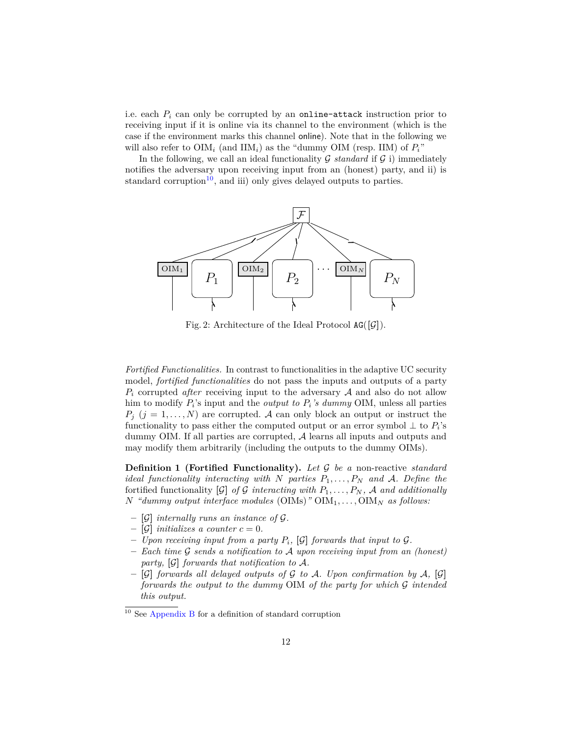i.e. each $P_i$ can only be corrupted by an `online-attack` instruction prior to receiving input if it is online via its channel to the environment (which is the case if the environment marks this channel online). Note that in the following we will also refer to $\text{OIM}_i$ (and $\text{IIM}_i$) as the "dummy OIM (resp. IIM) of $P_i$"

In the following, we call an ideal functionality $\mathcal{G}$ *standard* if $\mathcal{G}$ i) immediately notifies the adversary upon receiving input from an (honest) party, and ii) is standard corruption[10], and iii) only gives delayed outputs to parties.

Fig. 2: Architecture of the Ideal Protocol $\texttt{AG}([\mathcal{G}])$.

*Fortified Functionalities.* In contrast to functionalities in the adaptive UC security model, *fortified functionalities* do not pass the inputs and outputs of a party $P_i$ corrupted *after* receiving input to the adversary $\mathcal{A}$ and also do not allow him to modify $P_i$'s input and the *output to $P_i$'s dummy* OIM, unless all parties $P_j$ $(j = 1, \ldots, N)$ are corrupted. $\mathcal{A}$ can only block an output or instruct the functionality to pass either the computed output or an error symbol $\perp$ to $P_i$'s dummy OIM. If all parties are corrupted, $\mathcal{A}$ learns all inputs and outputs and may modify them arbitrarily (including the outputs to the dummy OIMs).

**Definition 1 (Fortified Functionality).** *Let $\mathcal{G}$ be a* non-reactive *standard ideal functionality interacting with $N$ parties $P_1, \ldots, P_N$ and $\mathcal{A}$. Define the* fortified functionality *$[\mathcal{G}]$ of $\mathcal{G}$ interacting with $P_1, \ldots, P_N$, $\mathcal{A}$ and additionally $N$ "dummy output interface modules* (OIMs)*" $\text{OIM}_1, \ldots, \text{OIM}_N$ as follows:*

- *$[\mathcal{G}]$ internally runs an instance of $\mathcal{G}$.*
- *$[\mathcal{G}]$ initializes a counter $c = 0$.*
- *Upon receiving input from a party $P_i$, $[\mathcal{G}]$ forwards that input to $\mathcal{G}$.*
- *Each time $\mathcal{G}$ sends a notification to $\mathcal{A}$ upon receiving input from an (honest) party, $[\mathcal{G}]$ forwards that notification to $\mathcal{A}$.*
- *$[\mathcal{G}]$ forwards all delayed outputs of $\mathcal{G}$ to $\mathcal{A}$. Upon confirmation by $\mathcal{A}$, $[\mathcal{G}]$ forwards the output to the dummy* OIM *of the party for which $\mathcal{G}$ intended this output.*

[10] See Appendix B for a definition of standard corruption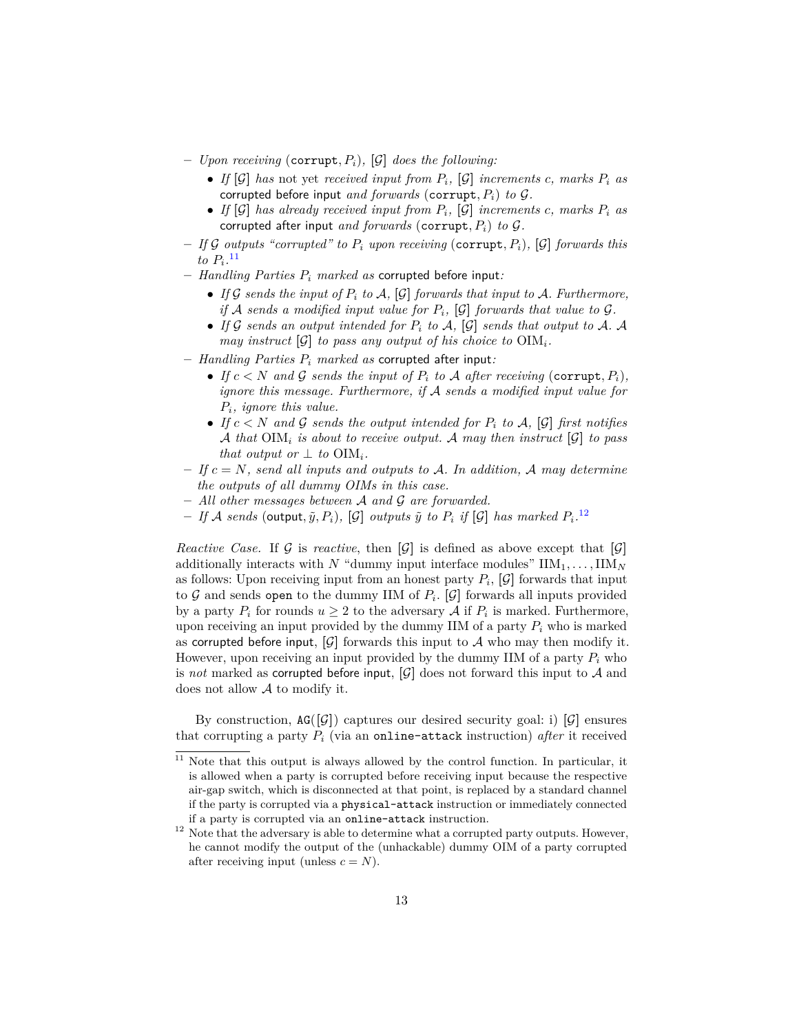- *Upon receiving* $(\texttt{corrupt}, P_i)$*,* $[\mathcal{G}]$ *does the following:*
  - *If* $[\mathcal{G}]$ *has* not yet *received input from* $P_i$*,* $[\mathcal{G}]$ *increments* $c$*, marks* $P_i$ *as* corrupted before input *and forwards* $(\texttt{corrupt}, P_i)$ *to* $\mathcal{G}$*.*
  - *If* $[\mathcal{G}]$ *has already received input from* $P_i$*,* $[\mathcal{G}]$ *increments* $c$*, marks* $P_i$ *as* corrupted after input *and forwards* $(\texttt{corrupt}, P_i)$ *to* $\mathcal{G}$*.*
- *If* $\mathcal{G}$ *outputs "corrupted" to* $P_i$ *upon receiving* $(\texttt{corrupt}, P_i)$*,* $[\mathcal{G}]$ *forwards this to* $P_i$*.*[11]
- *Handling Parties* $P_i$ *marked as* corrupted before input*:*
  - *If* $\mathcal{G}$ *sends the input of* $P_i$ *to* $\mathcal{A}$*,* $[\mathcal{G}]$ *forwards that input to* $\mathcal{A}$*. Furthermore, if* $\mathcal{A}$ *sends a modified input value for* $P_i$*,* $[\mathcal{G}]$ *forwards that value to* $\mathcal{G}$*.*
  - *If* $\mathcal{G}$ *sends an output intended for* $P_i$ *to* $\mathcal{A}$*,* $[\mathcal{G}]$ *sends that output to* $\mathcal{A}$*.* $\mathcal{A}$ *may instruct* $[\mathcal{G}]$ *to pass any output of his choice to* $\mathrm{OIM}_i$*.*
- *Handling Parties* $P_i$ *marked as* corrupted after input*:*
  - *If* $c < N$ *and* $\mathcal{G}$ *sends the input of* $P_i$ *to* $\mathcal{A}$ *after receiving* $(\texttt{corrupt}, P_i)$*, ignore this message. Furthermore, if* $\mathcal{A}$ *sends a modified input value for* $P_i$*, ignore this value.*
  - *If* $c < N$ *and* $\mathcal{G}$ *sends the output intended for* $P_i$ *to* $\mathcal{A}$*,* $[\mathcal{G}]$ *first notifies* $\mathcal{A}$ *that* $\mathrm{OIM}_i$ *is about to receive output.* $\mathcal{A}$ *may then instruct* $[\mathcal{G}]$ *to pass that output or* $\perp$ *to* $\mathrm{OIM}_i$*.*
- *If* $c = N$*, send all inputs and outputs to* $\mathcal{A}$*. In addition,* $\mathcal{A}$ *may determine the outputs of all dummy OIMs in this case.*
- *All other messages between* $\mathcal{A}$ *and* $\mathcal{G}$ *are forwarded.*
- *If* $\mathcal{A}$ *sends* $(\mathsf{output}, \tilde{y}, P_i)$*,* $[\mathcal{G}]$ *outputs* $\tilde{y}$ *to* $P_i$ *if* $[\mathcal{G}]$ *has marked* $P_i$*.*[12]

*Reactive Case.* If $\mathcal{G}$ is *reactive*, then $[\mathcal{G}]$ is defined as above except that $[\mathcal{G}]$ additionally interacts with $N$ "dummy input interface modules" $\mathrm{IIM}_1, \ldots, \mathrm{IIM}_N$ as follows: Upon receiving input from an honest party $P_i$, $[\mathcal{G}]$ forwards that input to $\mathcal{G}$ and sends `open` to the dummy IIM of $P_i$. $[\mathcal{G}]$ forwards all inputs provided by a party $P_i$ for rounds $u \geq 2$ to the adversary $\mathcal{A}$ if $P_i$ is marked. Furthermore, upon receiving an input provided by the dummy IIM of a party $P_i$ who is marked as corrupted before input, $[\mathcal{G}]$ forwards this input to $\mathcal{A}$ who may then modify it. However, upon receiving an input provided by the dummy IIM of a party $P_i$ who is *not* marked as corrupted before input, $[\mathcal{G}]$ does not forward this input to $\mathcal{A}$ and does not allow $\mathcal{A}$ to modify it.

By construction, $\texttt{AG}([\mathcal{G}])$ captures our desired security goal: i) $[\mathcal{G}]$ ensures that corrupting a party $P_i$ (via an `online-attack` instruction) *after* it received

[11] Note that this output is always allowed by the control function. In particular, it is allowed when a party is corrupted before receiving input because the respective air-gap switch, which is disconnected at that point, is replaced by a standard channel if the party is corrupted via a `physical-attack` instruction or immediately connected if a party is corrupted via an `online-attack` instruction.

[12] Note that the adversary is able to determine what a corrupted party outputs. However, he cannot modify the output of the (unhackable) dummy OIM of a party corrupted after receiving input (unless $c = N$).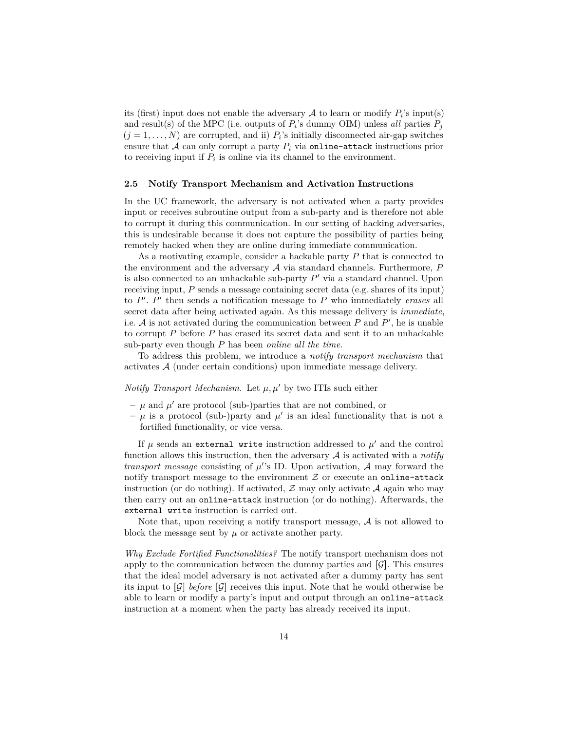its (first) input does not enable the adversary $\mathcal{A}$ to learn or modify $P_i$'s input(s) and result(s) of the MPC (i.e. outputs of $P_i$'s dummy OIM) unless *all* parties $P_j$ ($j = 1, \ldots, N$) are corrupted, and ii) $P_i$'s initially disconnected air-gap switches ensure that $\mathcal{A}$ can only corrupt a party $P_i$ via `online-attack` instructions prior to receiving input if $P_i$ is online via its channel to the environment.

### 2.5 Notify Transport Mechanism and Activation Instructions

In the UC framework, the adversary is not activated when a party provides input or receives subroutine output from a sub-party and is therefore not able to corrupt it during this communication. In our setting of hacking adversaries, this is undesirable because it does not capture the possibility of parties being remotely hacked when they are online during immediate communication.

As a motivating example, consider a hackable party $P$ that is connected to the environment and the adversary $\mathcal{A}$ via standard channels. Furthermore, $P$ is also connected to an unhackable sub-party $P'$ via a standard channel. Upon receiving input, $P$ sends a message containing secret data (e.g. shares of its input) to $P'$. $P'$ then sends a notification message to $P$ who immediately *erases* all secret data after being activated again. As this message delivery is *immediate*, i.e. $\mathcal{A}$ is not activated during the communication between $P$ and $P'$, he is unable to corrupt $P$ before $P$ has erased its secret data and sent it to an unhackable sub-party even though $P$ has been *online all the time*.

To address this problem, we introduce a *notify transport mechanism* that activates $\mathcal{A}$ (under certain conditions) upon immediate message delivery.

*Notify Transport Mechanism.* Let $\mu, \mu'$ by two ITIs such either

- $\mu$ and $\mu'$ are protocol (sub-)parties that are not combined, or
- $\mu$ is a protocol (sub-)party and $\mu'$ is an ideal functionality that is not a fortified functionality, or vice versa.

If $\mu$ sends an `external write` instruction addressed to $\mu'$ and the control function allows this instruction, then the adversary $\mathcal{A}$ is activated with a *notify transport message* consisting of $\mu'$'s ID. Upon activation, $\mathcal{A}$ may forward the notify transport message to the environment $\mathcal{Z}$ or execute an `online-attack` instruction (or do nothing). If activated, $\mathcal{Z}$ may only activate $\mathcal{A}$ again who may then carry out an `online-attack` instruction (or do nothing). Afterwards, the `external write` instruction is carried out.

Note that, upon receiving a notify transport message, $\mathcal{A}$ is not allowed to block the message sent by $\mu$ or activate another party.

*Why Exclude Fortified Functionalities?* The notify transport mechanism does not apply to the communication between the dummy parties and $[\mathcal{G}]$. This ensures that the ideal model adversary is not activated after a dummy party has sent its input to $[\mathcal{G}]$ *before* $[\mathcal{G}]$ receives this input. Note that he would otherwise be able to learn or modify a party's input and output through an `online-attack` instruction at a moment when the party has already received its input.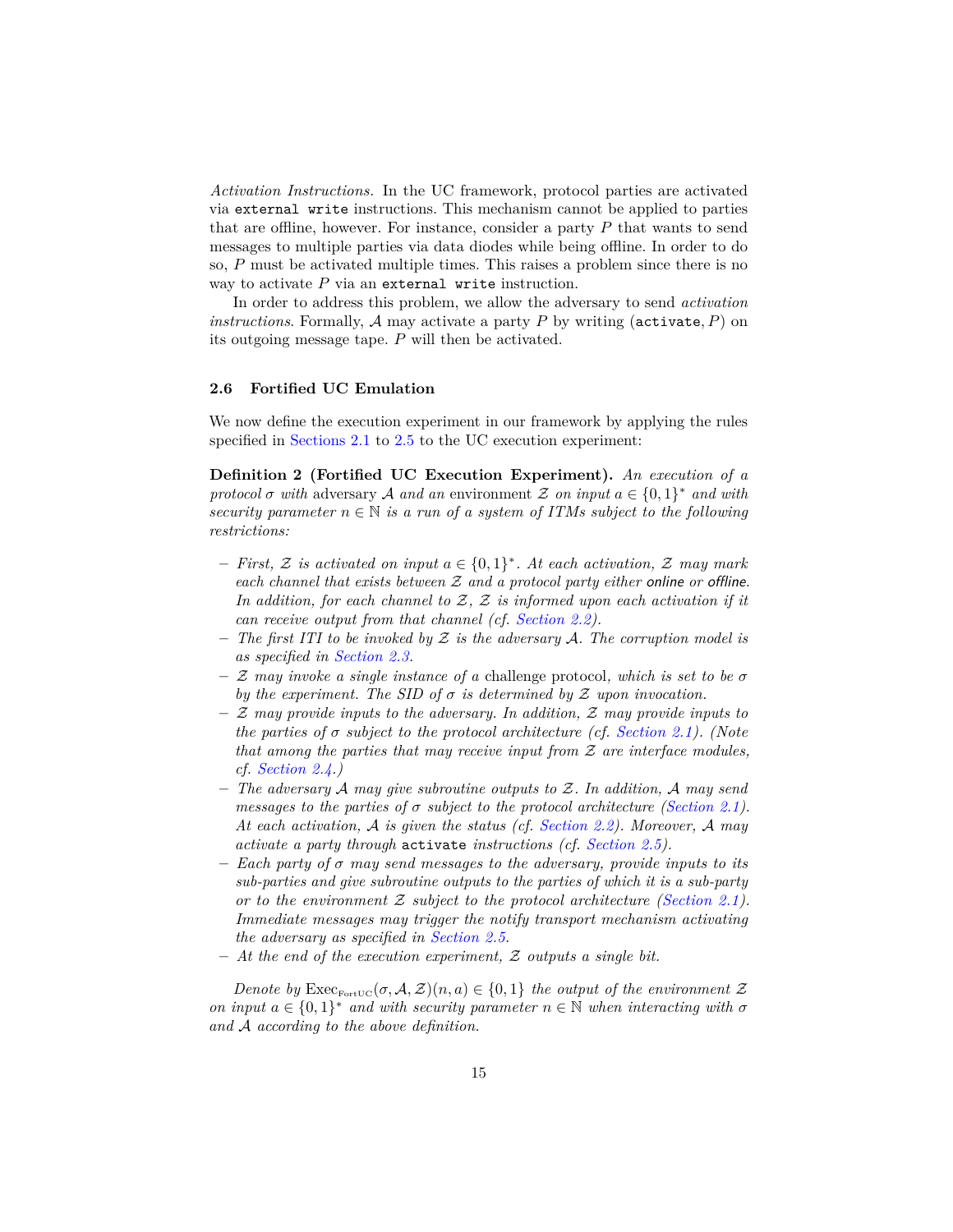*Activation Instructions.* In the UC framework, protocol parties are activated via `external write` instructions. This mechanism cannot be applied to parties that are offline, however. For instance, consider a party $P$ that wants to send messages to multiple parties via data diodes while being offline. In order to do so, $P$ must be activated multiple times. This raises a problem since there is no way to activate $P$ via an `external write` instruction.

In order to address this problem, we allow the adversary to send *activation instructions*. Formally, $\mathcal{A}$ may activate a party $P$ by writing $(\texttt{activate}, P)$ on its outgoing message tape. $P$ will then be activated.

### 2.6 Fortified UC Emulation

We now define the execution experiment in our framework by applying the rules specified in Sections 2.1 to 2.5 to the UC execution experiment:

**Definition 2 (Fortified UC Execution Experiment).** *An execution of a protocol $\sigma$ with* adversary *$\mathcal{A}$ and an* environment *$\mathcal{Z}$ on input $a \in \{0,1\}^*$ and with security parameter $n \in \mathbb{N}$ is a run of a system of ITMs subject to the following restrictions:*

- *First, $\mathcal{Z}$ is activated on input $a \in \{0,1\}^*$. At each activation, $\mathcal{Z}$ may mark each channel that exists between $\mathcal{Z}$ and a protocol party either* online *or* offline*. In addition, for each channel to $\mathcal{Z}$, $\mathcal{Z}$ is informed upon each activation if it can receive output from that channel (cf. Section 2.2).*
- *The first ITI to be invoked by $\mathcal{Z}$ is the adversary $\mathcal{A}$. The corruption model is as specified in Section 2.3.*
- *$\mathcal{Z}$ may invoke a single instance of a* challenge protocol*, which is set to be $\sigma$ by the experiment. The SID of $\sigma$ is determined by $\mathcal{Z}$ upon invocation.*
- *$\mathcal{Z}$ may provide inputs to the adversary. In addition, $\mathcal{Z}$ may provide inputs to the parties of $\sigma$ subject to the protocol architecture (cf. Section 2.1). (Note that among the parties that may receive input from $\mathcal{Z}$ are interface modules, cf. Section 2.4.)*
- *The adversary $\mathcal{A}$ may give subroutine outputs to $\mathcal{Z}$. In addition, $\mathcal{A}$ may send messages to the parties of $\sigma$ subject to the protocol architecture (Section 2.1). At each activation, $\mathcal{A}$ is given the status (cf. Section 2.2). Moreover, $\mathcal{A}$ may activate a party through* `activate` *instructions (cf. Section 2.5).*
- *Each party of $\sigma$ may send messages to the adversary, provide inputs to its sub-parties and give subroutine outputs to the parties of which it is a sub-party or to the environment $\mathcal{Z}$ subject to the protocol architecture (Section 2.1). Immediate messages may trigger the notify transport mechanism activating the adversary as specified in Section 2.5.*
- *At the end of the execution experiment, $\mathcal{Z}$ outputs a single bit.*

*Denote by $\text{Exec}_{\text{FortUC}}(\sigma, \mathcal{A}, \mathcal{Z})(n, a) \in \{0,1\}$ the output of the environment $\mathcal{Z}$ on input $a \in \{0,1\}^*$ and with security parameter $n \in \mathbb{N}$ when interacting with $\sigma$ and $\mathcal{A}$ according to the above definition.*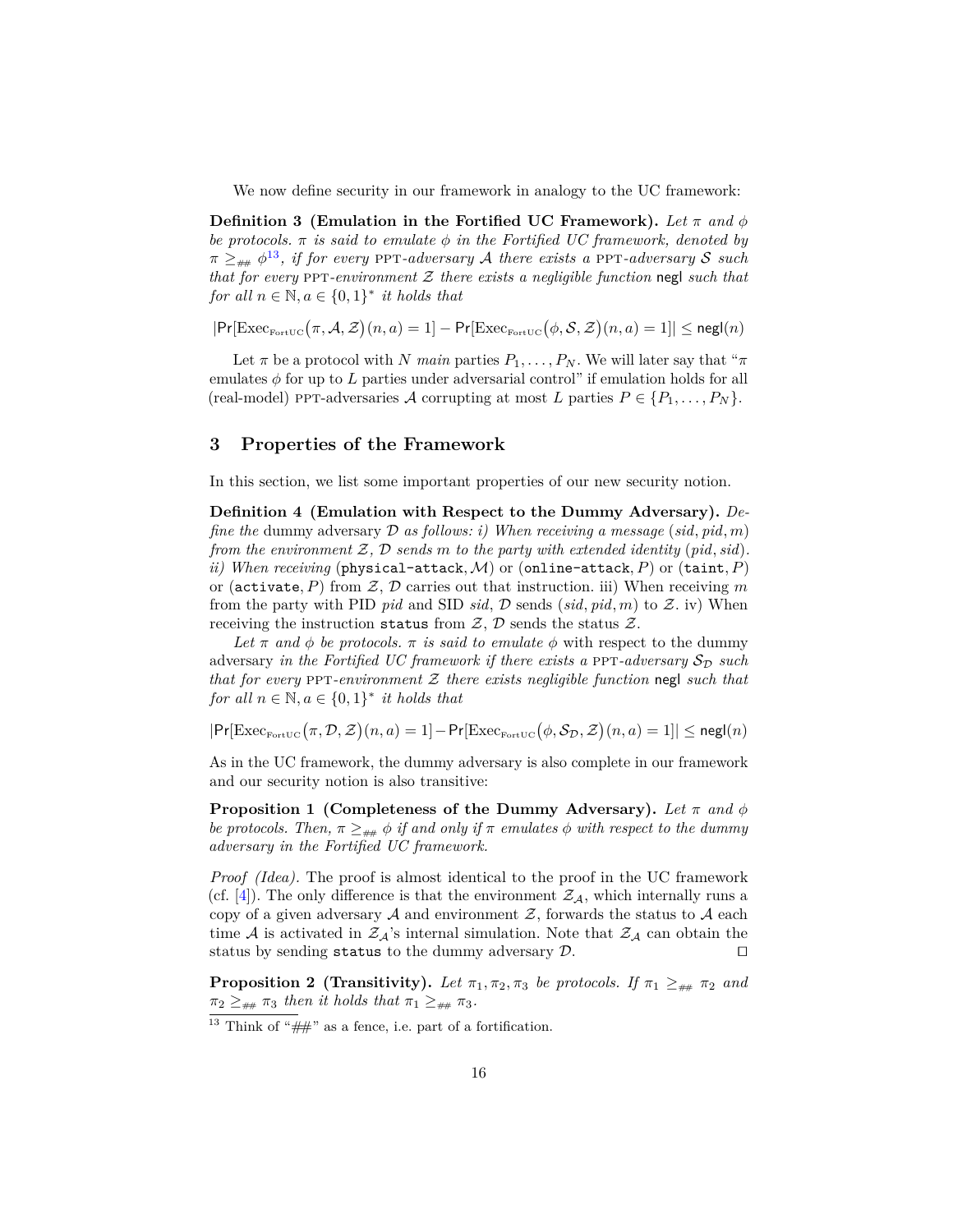We now define security in our framework in analogy to the UC framework:

**Definition 3 (Emulation in the Fortified UC Framework).** *Let $\pi$ and $\phi$ be protocols. $\pi$ is said to emulate $\phi$ in the Fortified UC framework, denoted by $\pi \geq_{\#\#} \phi$*[13]*, if for every* PPT*-adversary $\mathcal{A}$ there exists a* PPT*-adversary $\mathcal{S}$ such that for every* PPT*-environment $\mathcal{Z}$ there exists a negligible function* $\mathsf{negl}$ *such that for all $n \in \mathbb{N}, a \in \{0,1\}^*$ it holds that*

$$|\Pr[\mathrm{Exec}_{\mathrm{FortUC}}(\pi, \mathcal{A}, \mathcal{Z})(n,a) = 1] - \Pr[\mathrm{Exec}_{\mathrm{FortUC}}(\phi, \mathcal{S}, \mathcal{Z})(n,a) = 1]| \leq \mathsf{negl}(n)$$

Let $\pi$ be a protocol with $N$ *main* parties $P_1, \ldots, P_N$. We will later say that "$\pi$ emulates $\phi$ for up to $L$ parties under adversarial control" if emulation holds for all (real-model) PPT-adversaries $\mathcal{A}$ corrupting at most $L$ parties $P \in \{P_1, \ldots, P_N\}$.

## 3 Properties of the Framework

In this section, we list some important properties of our new security notion.

**Definition 4 (Emulation with Respect to the Dummy Adversary).** *Define the* dummy adversary *$\mathcal{D}$ as follows: i) When receiving a message $(sid, pid, m)$ from the environment $\mathcal{Z}$, $\mathcal{D}$ sends $m$ to the party with extended identity $(pid, sid)$. ii) When receiving* (`physical-attack`, $\mathcal{M}$) or (`online-attack`, $P$) or (`taint`, $P$) or (`activate`, $P$) from $\mathcal{Z}$, $\mathcal{D}$ carries out that instruction. iii) When receiving $m$ from the party with PID $pid$ and SID $sid$, $\mathcal{D}$ sends $(sid, pid, m)$ to $\mathcal{Z}$. iv) When receiving the instruction `status` from $\mathcal{Z}$, $\mathcal{D}$ sends the status $\mathcal{Z}$.

*Let $\pi$ and $\phi$ be protocols. $\pi$ is said to emulate $\phi$* with respect to the dummy adversary *in the Fortified UC framework if there exists a* PPT*-adversary $\mathcal{S}_{\mathcal{D}}$ such that for every* PPT*-environment $\mathcal{Z}$ there exists negligible function* $\mathsf{negl}$ *such that for all $n \in \mathbb{N}, a \in \{0,1\}^*$ it holds that*

$$|\Pr[\mathrm{Exec}_{\mathrm{FortUC}}(\pi, \mathcal{D}, \mathcal{Z})(n,a) = 1] - \Pr[\mathrm{Exec}_{\mathrm{FortUC}}(\phi, \mathcal{S}_{\mathcal{D}}, \mathcal{Z})(n,a) = 1]| \leq \mathsf{negl}(n)$$

As in the UC framework, the dummy adversary is also complete in our framework and our security notion is also transitive:

**Proposition 1 (Completeness of the Dummy Adversary).** *Let $\pi$ and $\phi$ be protocols. Then, $\pi \geq_{\#\#} \phi$ if and only if $\pi$ emulates $\phi$ with respect to the dummy adversary in the Fortified UC framework.*

*Proof (Idea).* The proof is almost identical to the proof in the UC framework (cf. [4]). The only difference is that the environment $\mathcal{Z}_{\mathcal{A}}$, which internally runs a copy of a given adversary $\mathcal{A}$ and environment $\mathcal{Z}$, forwards the status to $\mathcal{A}$ each time $\mathcal{A}$ is activated in $\mathcal{Z}_{\mathcal{A}}$'s internal simulation. Note that $\mathcal{Z}_{\mathcal{A}}$ can obtain the status by sending `status` to the dummy adversary $\mathcal{D}$. ⊓⊔

**Proposition 2 (Transitivity).** *Let $\pi_1, \pi_2, \pi_3$ be protocols. If $\pi_1 \geq_{\#\#} \pi_2$ and $\pi_2 \geq_{\#\#} \pi_3$ then it holds that $\pi_1 \geq_{\#\#} \pi_3$.*

[13] Think of "##" as a fence, i.e. part of a fortification.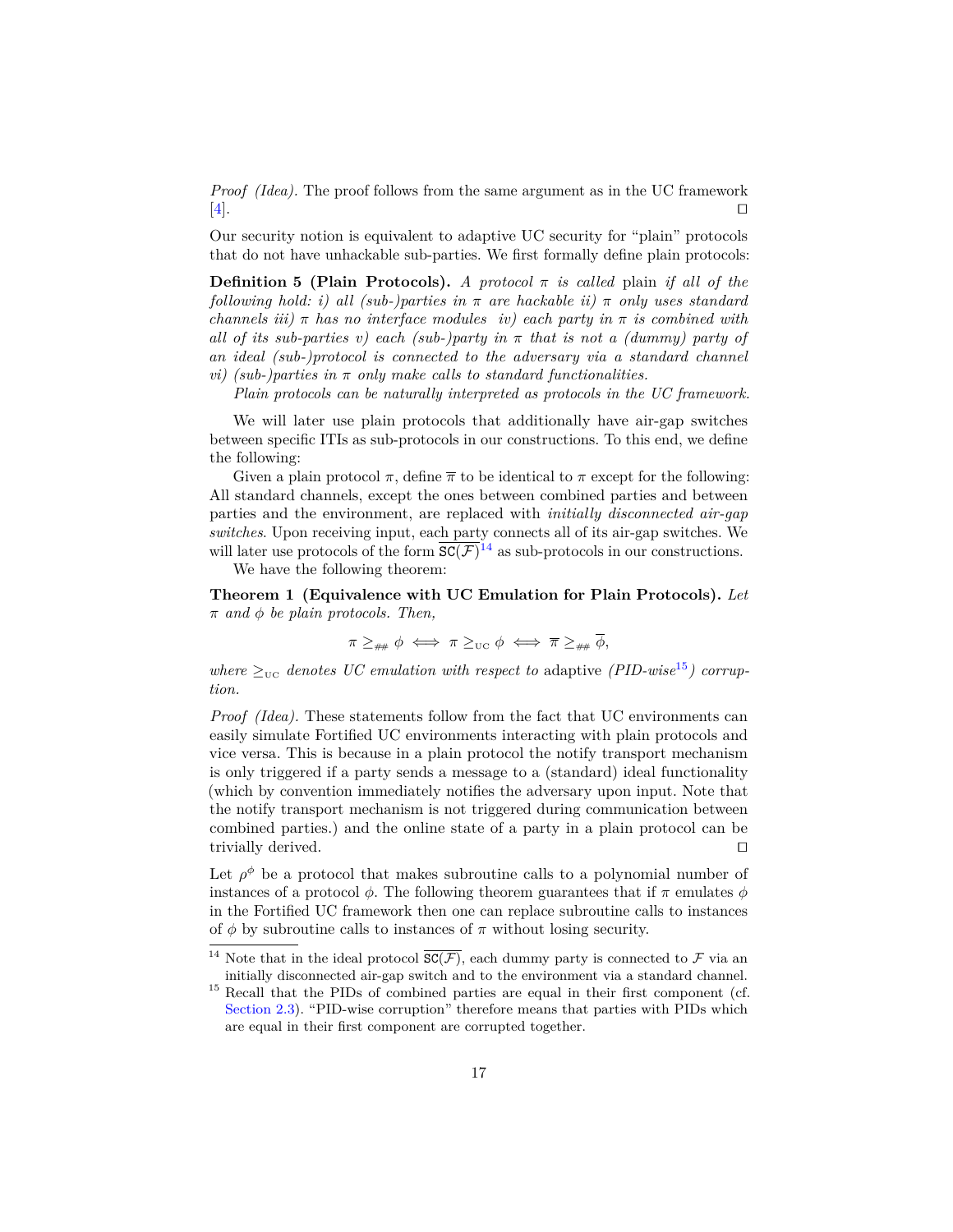*Proof (Idea).* The proof follows from the same argument as in the UC framework [4]. □

Our security notion is equivalent to adaptive UC security for "plain" protocols that do not have unhackable sub-parties. We first formally define plain protocols:

**Definition 5 (Plain Protocols).** *A protocol $\pi$ is called* plain *if all of the following hold: i) all (sub-)parties in $\pi$ are hackable ii) $\pi$ only uses standard channels iii) $\pi$ has no interface modules iv) each party in $\pi$ is combined with all of its sub-parties v) each (sub-)party in $\pi$ that is not a (dummy) party of an ideal (sub-)protocol is connected to the adversary via a standard channel vi) (sub-)parties in $\pi$ only make calls to standard functionalities.*

*Plain protocols can be naturally interpreted as protocols in the UC framework.*

We will later use plain protocols that additionally have air-gap switches between specific ITIs as sub-protocols in our constructions. To this end, we define the following:

Given a plain protocol $\pi$, define $\overline{\pi}$ to be identical to $\pi$ except for the following: All standard channels, except the ones between combined parties and between parties and the environment, are replaced with *initially disconnected air-gap switches*. Upon receiving input, each party connects all of its air-gap switches. We will later use protocols of the form $\overline{\texttt{SC}(\mathcal{F})}$[14] as sub-protocols in our constructions.

We have the following theorem:

**Theorem 1 (Equivalence with UC Emulation for Plain Protocols).** *Let $\pi$ and $\phi$ be plain protocols. Then,*

$$\pi \geq_{\#\#} \phi \iff \pi \geq_{\text{UC}} \phi \iff \overline{\pi} \geq_{\#\#} \overline{\phi},$$

*where $\geq_{\text{UC}}$ denotes UC emulation with respect to* adaptive *(PID-wise[15]) corruption.*

*Proof (Idea).* These statements follow from the fact that UC environments can easily simulate Fortified UC environments interacting with plain protocols and vice versa. This is because in a plain protocol the notify transport mechanism is only triggered if a party sends a message to a (standard) ideal functionality (which by convention immediately notifies the adversary upon input. Note that the notify transport mechanism is not triggered during communication between combined parties.) and the online state of a party in a plain protocol can be trivially derived. □

Let $\rho^\phi$ be a protocol that makes subroutine calls to a polynomial number of instances of a protocol $\phi$. The following theorem guarantees that if $\pi$ emulates $\phi$ in the Fortified UC framework then one can replace subroutine calls to instances of $\phi$ by subroutine calls to instances of $\pi$ without losing security.

---

[14] Note that in the ideal protocol $\overline{\texttt{SC}(\mathcal{F})}$, each dummy party is connected to $\mathcal{F}$ via an initially disconnected air-gap switch and to the environment via a standard channel.

[15] Recall that the PIDs of combined parties are equal in their first component (cf. Section 2.3). "PID-wise corruption" therefore means that parties with PIDs which are equal in their first component are corrupted together.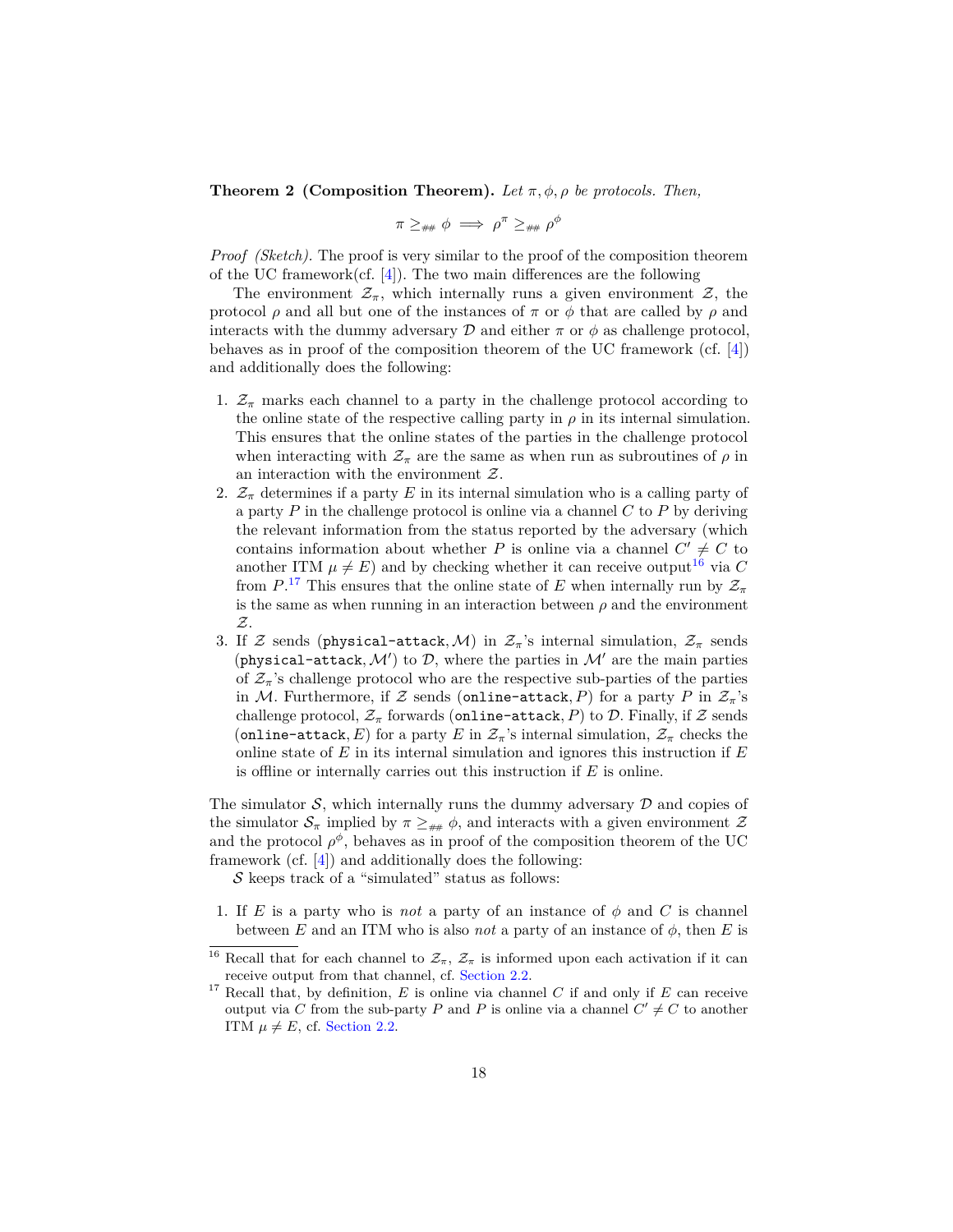**Theorem 2 (Composition Theorem).** *Let $\pi, \phi, \rho$ be protocols. Then,*

$$\pi \geq_{\#\#} \phi \implies \rho^{\pi} \geq_{\#\#} \rho^{\phi}$$

*Proof (Sketch).* The proof is very similar to the proof of the composition theorem of the UC framework(cf. [4]). The two main differences are the following

The environment $\mathcal{Z}_\pi$, which internally runs a given environment $\mathcal{Z}$, the protocol $\rho$ and all but one of the instances of $\pi$ or $\phi$ that are called by $\rho$ and interacts with the dummy adversary $\mathcal{D}$ and either $\pi$ or $\phi$ as challenge protocol, behaves as in proof of the composition theorem of the UC framework (cf. [4]) and additionally does the following:

1. $\mathcal{Z}_\pi$ marks each channel to a party in the challenge protocol according to the online state of the respective calling party in $\rho$ in its internal simulation. This ensures that the online states of the parties in the challenge protocol when interacting with $\mathcal{Z}_\pi$ are the same as when run as subroutines of $\rho$ in an interaction with the environment $\mathcal{Z}$.
2. $\mathcal{Z}_\pi$ determines if a party $E$ in its internal simulation who is a calling party of a party $P$ in the challenge protocol is online via a channel $C$ to $P$ by deriving the relevant information from the status reported by the adversary (which contains information about whether $P$ is online via a channel $C' \neq C$ to another ITM $\mu \neq E$) and by checking whether it can receive output[16] via $C$ from $P$.[17] This ensures that the online state of $E$ when internally run by $\mathcal{Z}_\pi$ is the same as when running in an interaction between $\rho$ and the environment $\mathcal{Z}$.
3. If $\mathcal{Z}$ sends $(\texttt{physical-attack}, \mathcal{M})$ in $\mathcal{Z}_\pi$'s internal simulation, $\mathcal{Z}_\pi$ sends $(\texttt{physical-attack}, \mathcal{M}')$ to $\mathcal{D}$, where the parties in $\mathcal{M}'$ are the main parties of $\mathcal{Z}_\pi$'s challenge protocol who are the respective sub-parties of the parties in $\mathcal{M}$. Furthermore, if $\mathcal{Z}$ sends $(\texttt{online-attack}, P)$ for a party $P$ in $\mathcal{Z}_\pi$'s challenge protocol, $\mathcal{Z}_\pi$ forwards $(\texttt{online-attack}, P)$ to $\mathcal{D}$. Finally, if $\mathcal{Z}$ sends $(\texttt{online-attack}, E)$ for a party $E$ in $\mathcal{Z}_\pi$'s internal simulation, $\mathcal{Z}_\pi$ checks the online state of $E$ in its internal simulation and ignores this instruction if $E$ is offline or internally carries out this instruction if $E$ is online.

The simulator $\mathcal{S}$, which internally runs the dummy adversary $\mathcal{D}$ and copies of the simulator $\mathcal{S}_\pi$ implied by $\pi \geq_{\#\#} \phi$, and interacts with a given environment $\mathcal{Z}$ and the protocol $\rho^{\phi}$, behaves as in proof of the composition theorem of the UC framework (cf. [4]) and additionally does the following:

$\mathcal{S}$ keeps track of a "simulated" status as follows:

1. If $E$ is a party who is *not* a party of an instance of $\phi$ and $C$ is channel between $E$ and an ITM who is also *not* a party of an instance of $\phi$, then $E$ is

---

[16] Recall that for each channel to $\mathcal{Z}_\pi$, $\mathcal{Z}_\pi$ is informed upon each activation if it can receive output from that channel, cf. Section 2.2.

[17] Recall that, by definition, $E$ is online via channel $C$ if and only if $E$ can receive output via $C$ from the sub-party $P$ and $P$ is online via a channel $C' \neq C$ to another ITM $\mu \neq E$, cf. Section 2.2.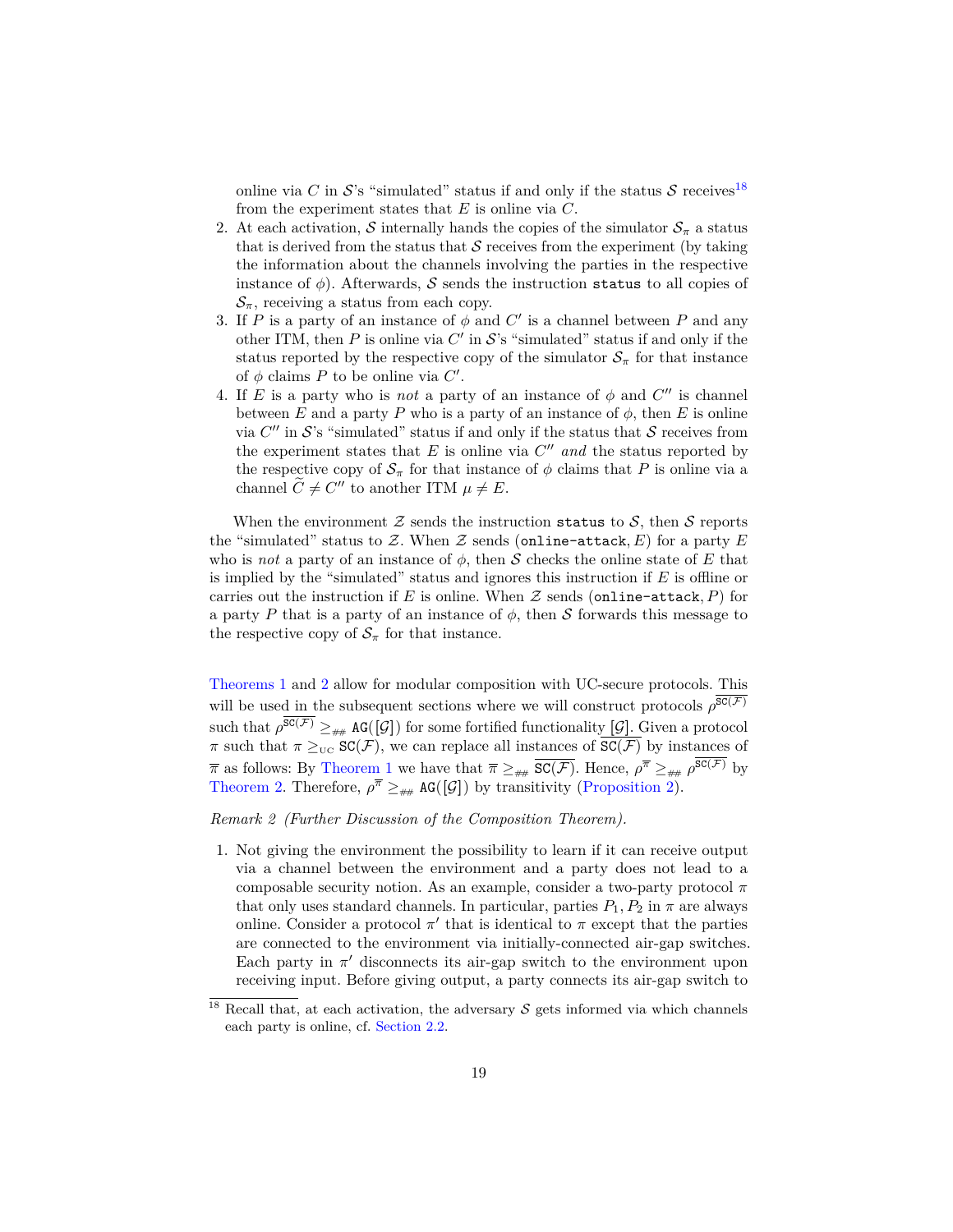online via $C$ in $\mathcal{S}$'s "simulated" status if and only if the status $\mathcal{S}$ receives[18] from the experiment states that $E$ is online via $C$.

2. At each activation, $\mathcal{S}$ internally hands the copies of the simulator $\mathcal{S}_\pi$ a status that is derived from the status that $\mathcal{S}$ receives from the experiment (by taking the information about the channels involving the parties in the respective instance of $\phi$). Afterwards, $\mathcal{S}$ sends the instruction `status` to all copies of $\mathcal{S}_\pi$, receiving a status from each copy.
3. If $P$ is a party of an instance of $\phi$ and $C'$ is a channel between $P$ and any other ITM, then $P$ is online via $C'$ in $\mathcal{S}$'s "simulated" status if and only if the status reported by the respective copy of the simulator $\mathcal{S}_\pi$ for that instance of $\phi$ claims $P$ to be online via $C'$.
4. If $E$ is a party who is *not* a party of an instance of $\phi$ and $C''$ is channel between $E$ and a party $P$ who is a party of an instance of $\phi$, then $E$ is online via $C''$ in $\mathcal{S}$'s "simulated" status if and only if the status that $\mathcal{S}$ receives from the experiment states that $E$ is online via $C''$ *and* the status reported by the respective copy of $\mathcal{S}_\pi$ for that instance of $\phi$ claims that $P$ is online via a channel $\widetilde{C} \neq C''$ to another ITM $\mu \neq E$.

When the environment $\mathcal{Z}$ sends the instruction `status` to $\mathcal{S}$, then $\mathcal{S}$ reports the "simulated" status to $\mathcal{Z}$. When $\mathcal{Z}$ sends $(\texttt{online-attack}, E)$ for a party $E$ who is *not* a party of an instance of $\phi$, then $\mathcal{S}$ checks the online state of $E$ that is implied by the "simulated" status and ignores this instruction if $E$ is offline or carries out the instruction if $E$ is online. When $\mathcal{Z}$ sends $(\texttt{online-attack}, P)$ for a party $P$ that is a party of an instance of $\phi$, then $\mathcal{S}$ forwards this message to the respective copy of $\mathcal{S}_\pi$ for that instance.

Theorems 1 and 2 allow for modular composition with UC-secure protocols. This will be used in the subsequent sections where we will construct protocols $\rho^{\overline{\mathtt{SC}(\mathcal{F})}}$ such that $\rho^{\overline{\mathtt{SC}(\mathcal{F})}} \geq_{\#\#} \mathtt{AG}([\mathcal{G}])$ for some fortified functionality $[\mathcal{G}]$. Given a protocol $\pi$ such that $\pi \geq_{\mathrm{UC}} \mathtt{SC}(\mathcal{F})$, we can replace all instances of $\overline{\mathtt{SC}(\mathcal{F})}$ by instances of $\overline{\pi}$ as follows: By Theorem 1 we have that $\overline{\pi} \geq_{\#\#} \overline{\mathtt{SC}(\mathcal{F})}$. Hence, $\rho^{\overline{\pi}} \geq_{\#\#} \rho^{\overline{\mathtt{SC}(\mathcal{F})}}$ by Theorem 2. Therefore, $\rho^{\overline{\pi}} \geq_{\#\#} \mathtt{AG}([\mathcal{G}])$ by transitivity (Proposition 2).

*Remark 2 (Further Discussion of the Composition Theorem).*

1. Not giving the environment the possibility to learn if it can receive output via a channel between the environment and a party does not lead to a composable security notion. As an example, consider a two-party protocol $\pi$ that only uses standard channels. In particular, parties $P_1, P_2$ in $\pi$ are always online. Consider a protocol $\pi'$ that is identical to $\pi$ except that the parties are connected to the environment via initially-connected air-gap switches. Each party in $\pi'$ disconnects its air-gap switch to the environment upon receiving input. Before giving output, a party connects its air-gap switch to

[18] Recall that, at each activation, the adversary $\mathcal{S}$ gets informed via which channels each party is online, cf. Section 2.2.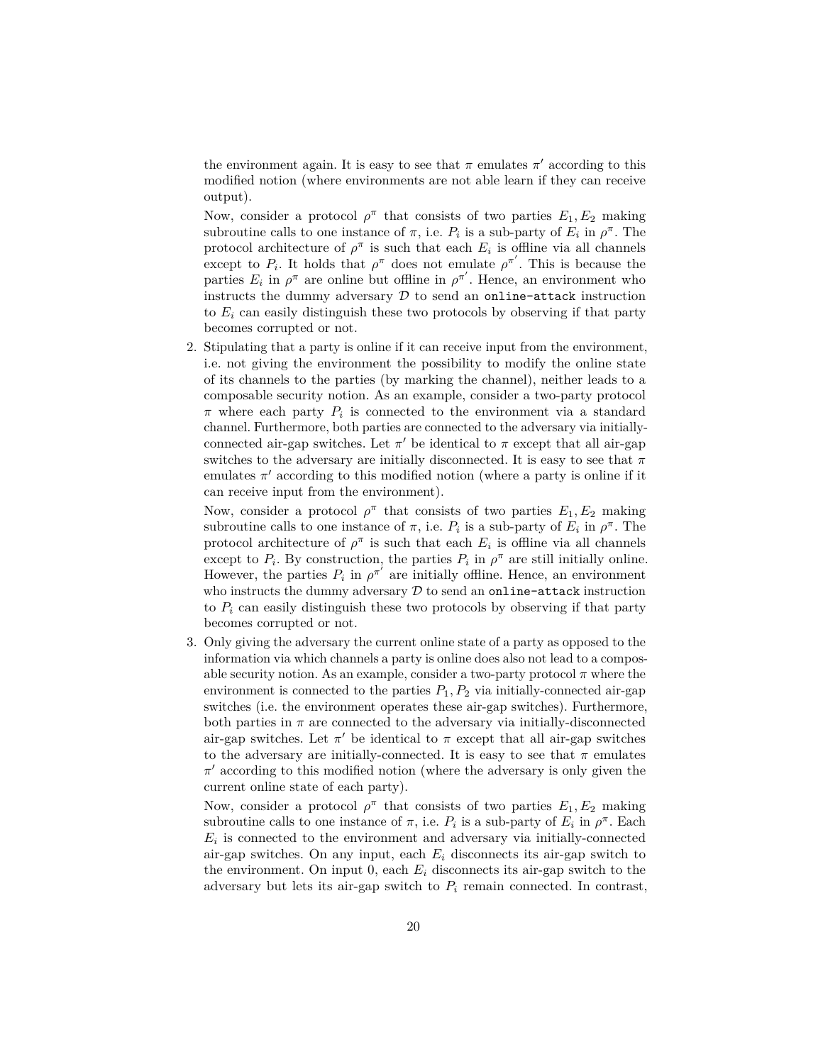the environment again. It is easy to see that $\pi$ emulates $\pi'$ according to this modified notion (where environments are not able learn if they can receive output).

   Now, consider a protocol $\rho^{\pi}$ that consists of two parties $E_1, E_2$ making subroutine calls to one instance of $\pi$, i.e. $P_i$ is a sub-party of $E_i$ in $\rho^{\pi}$. The protocol architecture of $\rho^{\pi}$ is such that each $E_i$ is offline via all channels except to $P_i$. It holds that $\rho^{\pi}$ does not emulate $\rho^{\pi'}$. This is because the parties $E_i$ in $\rho^{\pi}$ are online but offline in $\rho^{\pi'}$. Hence, an environment who instructs the dummy adversary $\mathcal{D}$ to send an `online-attack` instruction to $E_i$ can easily distinguish these two protocols by observing if that party becomes corrupted or not.

2. Stipulating that a party is online if it can receive input from the environment, i.e. not giving the environment the possibility to modify the online state of its channels to the parties (by marking the channel), neither leads to a composable security notion. As an example, consider a two-party protocol $\pi$ where each party $P_i$ is connected to the environment via a standard channel. Furthermore, both parties are connected to the adversary via initially-connected air-gap switches. Let $\pi'$ be identical to $\pi$ except that all air-gap switches to the adversary are initially disconnected. It is easy to see that $\pi$ emulates $\pi'$ according to this modified notion (where a party is online if it can receive input from the environment).

   Now, consider a protocol $\rho^{\pi}$ that consists of two parties $E_1, E_2$ making subroutine calls to one instance of $\pi$, i.e. $P_i$ is a sub-party of $E_i$ in $\rho^{\pi}$. The protocol architecture of $\rho^{\pi}$ is such that each $E_i$ is offline via all channels except to $P_i$. By construction, the parties $P_i$ in $\rho^{\pi}$ are still initially online. However, the parties $P_i$ in $\rho^{\pi'}$ are initially offline. Hence, an environment who instructs the dummy adversary $\mathcal{D}$ to send an `online-attack` instruction to $P_i$ can easily distinguish these two protocols by observing if that party becomes corrupted or not.

3. Only giving the adversary the current online state of a party as opposed to the information via which channels a party is online does also not lead to a composable security notion. As an example, consider a two-party protocol $\pi$ where the environment is connected to the parties $P_1, P_2$ via initially-connected air-gap switches (i.e. the environment operates these air-gap switches). Furthermore, both parties in $\pi$ are connected to the adversary via initially-disconnected air-gap switches. Let $\pi'$ be identical to $\pi$ except that all air-gap switches to the adversary are initially-connected. It is easy to see that $\pi$ emulates $\pi'$ according to this modified notion (where the adversary is only given the current online state of each party).

   Now, consider a protocol $\rho^{\pi}$ that consists of two parties $E_1, E_2$ making subroutine calls to one instance of $\pi$, i.e. $P_i$ is a sub-party of $E_i$ in $\rho^{\pi}$. Each $E_i$ is connected to the environment and adversary via initially-connected air-gap switches. On any input, each $E_i$ disconnects its air-gap switch to the environment. On input 0, each $E_i$ disconnects its air-gap switch to the adversary but lets its air-gap switch to $P_i$ remain connected. In contrast,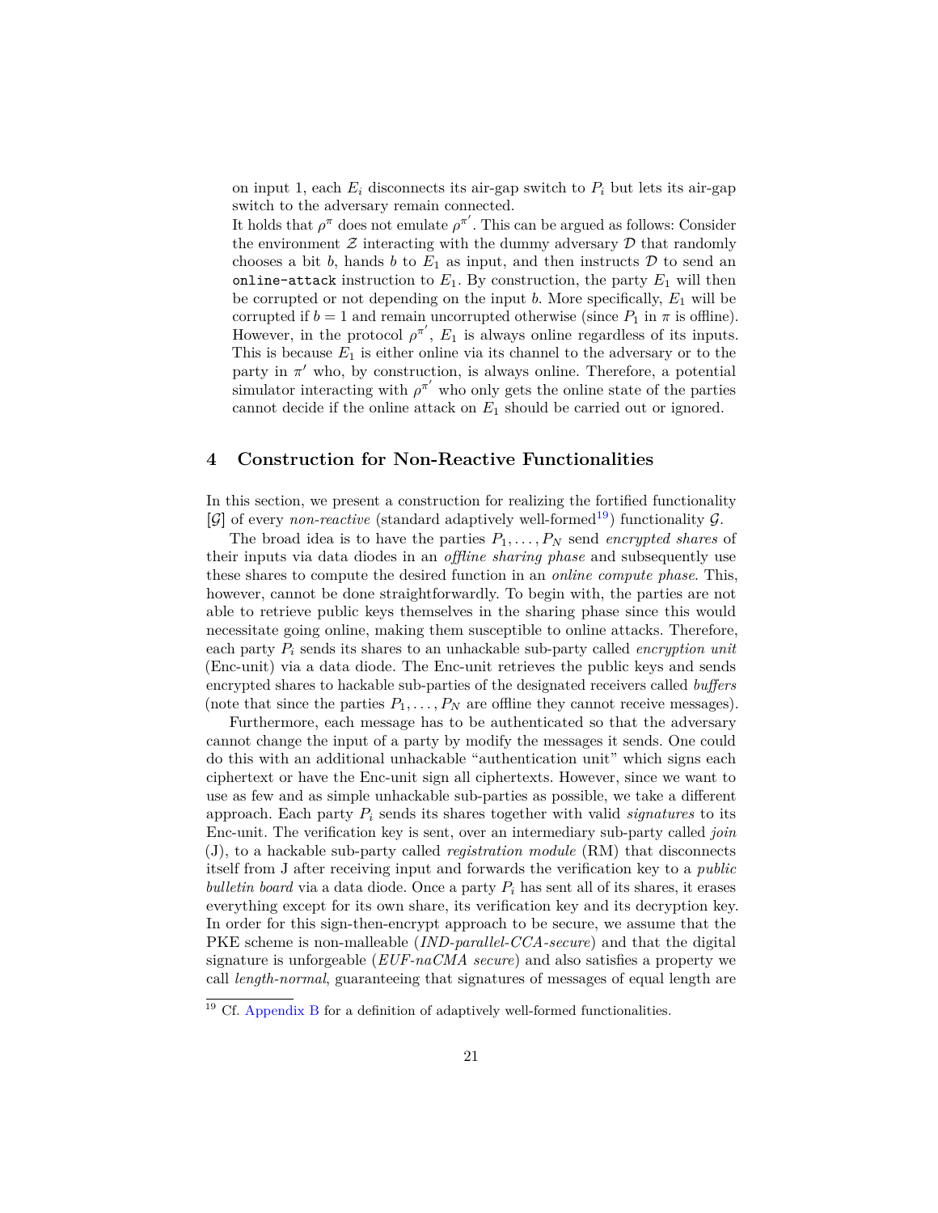on input 1, each $E_i$ disconnects its air-gap switch to $P_i$ but lets its air-gap switch to the adversary remain connected.
It holds that $\rho^{\pi}$ does not emulate $\rho^{\pi'}$. This can be argued as follows: Consider the environment $\mathcal{Z}$ interacting with the dummy adversary $\mathcal{D}$ that randomly chooses a bit $b$, hands $b$ to $E_1$ as input, and then instructs $\mathcal{D}$ to send an `online-attack` instruction to $E_1$. By construction, the party $E_1$ will then be corrupted or not depending on the input $b$. More specifically, $E_1$ will be corrupted if $b = 1$ and remain uncorrupted otherwise (since $P_1$ in $\pi$ is offline). However, in the protocol $\rho^{\pi'}$, $E_1$ is always online regardless of its inputs. This is because $E_1$ is either online via its channel to the adversary or to the party in $\pi'$ who, by construction, is always online. Therefore, a potential simulator interacting with $\rho^{\pi'}$ who only gets the online state of the parties cannot decide if the online attack on $E_1$ should be carried out or ignored.

## 4 Construction for Non-Reactive Functionalities

In this section, we present a construction for realizing the fortified functionality $[\mathcal{G}]$ of every *non-reactive* (standard adaptively well-formed[19]) functionality $\mathcal{G}$.

The broad idea is to have the parties $P_1, \ldots, P_N$ send *encrypted shares* of their inputs via data diodes in an *offline sharing phase* and subsequently use these shares to compute the desired function in an *online compute phase*. This, however, cannot be done straightforwardly. To begin with, the parties are not able to retrieve public keys themselves in the sharing phase since this would necessitate going online, making them susceptible to online attacks. Therefore, each party $P_i$ sends its shares to an unhackable sub-party called *encryption unit* (Enc-unit) via a data diode. The Enc-unit retrieves the public keys and sends encrypted shares to hackable sub-parties of the designated receivers called *buffers* (note that since the parties $P_1, \ldots, P_N$ are offline they cannot receive messages).

Furthermore, each message has to be authenticated so that the adversary cannot change the input of a party by modify the messages it sends. One could do this with an additional unhackable "authentication unit" which signs each ciphertext or have the Enc-unit sign all ciphertexts. However, since we want to use as few and as simple unhackable sub-parties as possible, we take a different approach. Each party $P_i$ sends its shares together with valid *signatures* to its Enc-unit. The verification key is sent, over an intermediary sub-party called *join* (J), to a hackable sub-party called *registration module* (RM) that disconnects itself from J after receiving input and forwards the verification key to a *public bulletin board* via a data diode. Once a party $P_i$ has sent all of its shares, it erases everything except for its own share, its verification key and its decryption key. In order for this sign-then-encrypt approach to be secure, we assume that the PKE scheme is non-malleable (*IND-parallel-CCA-secure*) and that the digital signature is unforgeable (*EUF-naCMA secure*) and also satisfies a property we call *length-normal*, guaranteeing that signatures of messages of equal length are

[19] Cf. Appendix B for a definition of adaptively well-formed functionalities.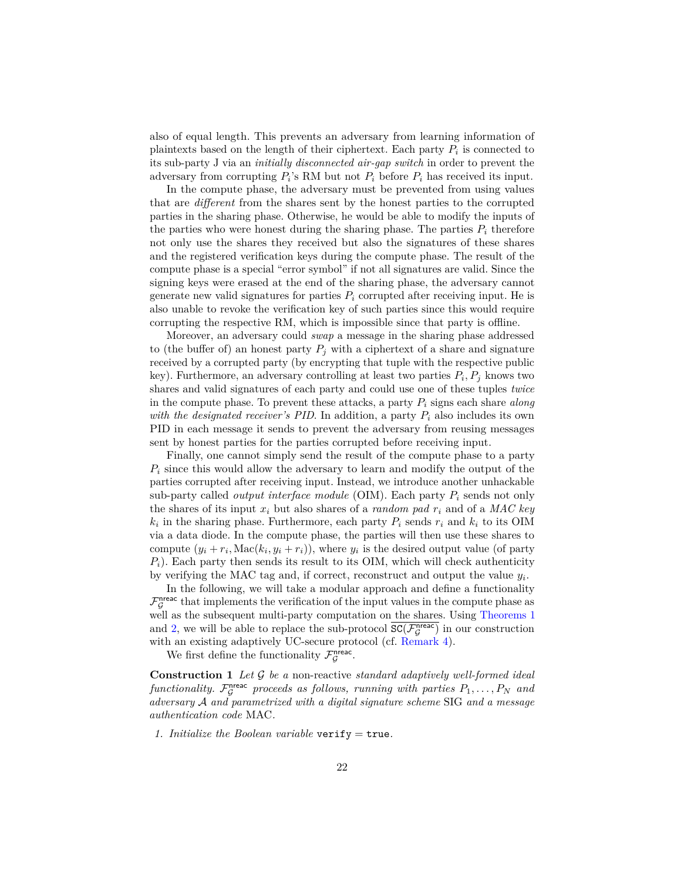also of equal length. This prevents an adversary from learning information of plaintexts based on the length of their ciphertext. Each party $P_i$ is connected to its sub-party J via an *initially disconnected air-gap switch* in order to prevent the adversary from corrupting $P_i$'s RM but not $P_i$ before $P_i$ has received its input.

In the compute phase, the adversary must be prevented from using values that are *different* from the shares sent by the honest parties to the corrupted parties in the sharing phase. Otherwise, he would be able to modify the inputs of the parties who were honest during the sharing phase. The parties $P_i$ therefore not only use the shares they received but also the signatures of these shares and the registered verification keys during the compute phase. The result of the compute phase is a special "error symbol" if not all signatures are valid. Since the signing keys were erased at the end of the sharing phase, the adversary cannot generate new valid signatures for parties $P_i$ corrupted after receiving input. He is also unable to revoke the verification key of such parties since this would require corrupting the respective RM, which is impossible since that party is offline.

Moreover, an adversary could *swap* a message in the sharing phase addressed to (the buffer of) an honest party $P_j$ with a ciphertext of a share and signature received by a corrupted party (by encrypting that tuple with the respective public key). Furthermore, an adversary controlling at least two parties $P_i, P_j$ knows two shares and valid signatures of each party and could use one of these tuples *twice* in the compute phase. To prevent these attacks, a party $P_i$ signs each share *along with the designated receiver's PID*. In addition, a party $P_i$ also includes its own PID in each message it sends to prevent the adversary from reusing messages sent by honest parties for the parties corrupted before receiving input.

Finally, one cannot simply send the result of the compute phase to a party $P_i$ since this would allow the adversary to learn and modify the output of the parties corrupted after receiving input. Instead, we introduce another unhackable sub-party called *output interface module* (OIM). Each party $P_i$ sends not only the shares of its input $x_i$ but also shares of a *random pad* $r_i$ and of a *MAC key* $k_i$ in the sharing phase. Furthermore, each party $P_i$ sends $r_i$ and $k_i$ to its OIM via a data diode. In the compute phase, the parties will then use these shares to compute $(y_i + r_i, \mathrm{Mac}(k_i, y_i + r_i))$, where $y_i$ is the desired output value (of party $P_i$). Each party then sends its result to its OIM, which will check authenticity by verifying the MAC tag and, if correct, reconstruct and output the value $y_i$.

In the following, we will take a modular approach and define a functionality $\mathcal{F}_{\mathcal{G}}^{\mathsf{nreac}}$ that implements the verification of the input values in the compute phase as well as the subsequent multi-party computation on the shares. Using Theorems 1 and 2, we will be able to replace the sub-protocol $\overline{\mathsf{SC}(\mathcal{F}_{\mathcal{G}}^{\mathsf{nreac}})}$ in our construction with an existing adaptively UC-secure protocol (cf. Remark 4).

We first define the functionality $\mathcal{F}_{\mathcal{G}}^{\mathsf{nreac}}$.

**Construction 1** *Let $\mathcal{G}$ be a* non-reactive *standard adaptively well-formed ideal functionality. $\mathcal{F}_{\mathcal{G}}^{\mathsf{nreac}}$ proceeds as follows, running with parties $P_1, \ldots, P_N$ and adversary $\mathcal{A}$ and parametrized with a digital signature scheme* SIG *and a message authentication code* MAC.

1. *Initialize the Boolean variable* $\texttt{verify} = \texttt{true}$.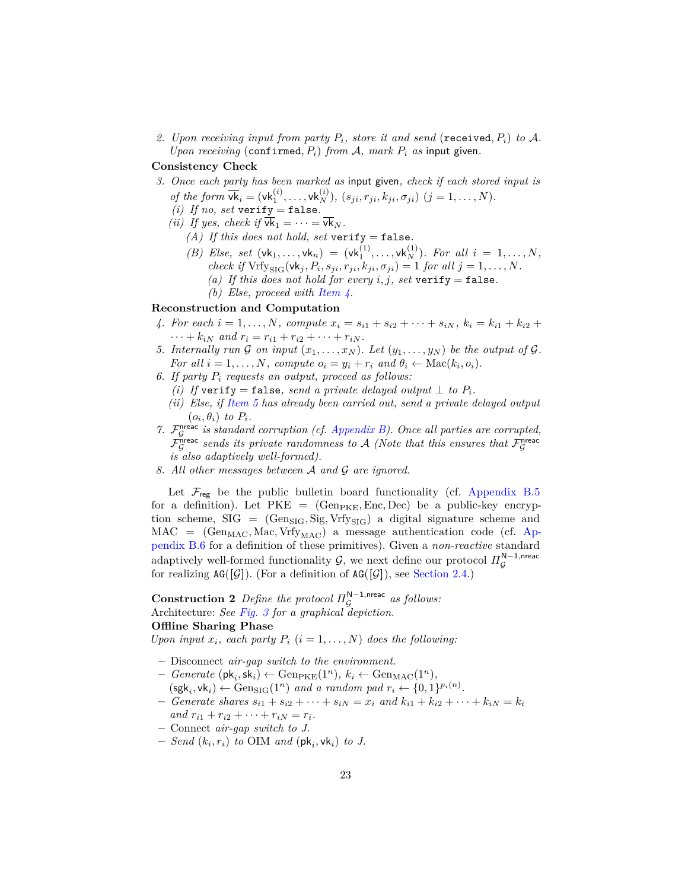2. *Upon receiving input from party $P_i$, store it and send* $(\texttt{received}, P_i)$ *to* $\mathcal{A}$. *Upon receiving* $(\texttt{confirmed}, P_i)$ *from* $\mathcal{A}$, *mark* $P_i$ *as* input given.

**Consistency Check**

3. *Once each party has been marked as* input given, *check if each stored input is of the form* $\overline{\mathsf{vk}}_i = (\mathsf{vk}_1^{(i)}, \ldots, \mathsf{vk}_N^{(i)})$, $(s_{ji}, r_{ji}, k_{ji}, \sigma_{ji})$ $(j = 1, \ldots, N)$.
   *(i) If no, set* $\texttt{verify} = \texttt{false}$.
   *(ii) If yes, check if* $\overline{\mathsf{vk}}_1 = \cdots = \overline{\mathsf{vk}}_N$.
      *(A) If this does not hold, set* $\texttt{verify} = \texttt{false}$.
      *(B) Else, set* $(\mathsf{vk}_1, \ldots, \mathsf{vk}_n) = (\mathsf{vk}_1^{(1)}, \ldots, \mathsf{vk}_N^{(1)})$. *For all* $i = 1, \ldots, N$, *check if* $\mathrm{Vrfy}_{\mathrm{SIG}}(\mathsf{vk}_j, P_i, s_{ji}, r_{ji}, k_{ji}, \sigma_{ji}) = 1$ *for all* $j = 1, \ldots, N$.
         *(a) If this does not hold for every* $i, j$, *set* $\texttt{verify} = \texttt{false}$.
         *(b) Else, proceed with Item 4.*

**Reconstruction and Computation**

4. *For each* $i = 1, \ldots, N$, *compute* $x_i = s_{i1} + s_{i2} + \cdots + s_{iN}$, $k_i = k_{i1} + k_{i2} + \cdots + k_{iN}$ *and* $r_i = r_{i1} + r_{i2} + \cdots + r_{iN}$.
5. *Internally run* $\mathcal{G}$ *on input* $(x_1, \ldots, x_N)$. *Let* $(y_1, \ldots, y_N)$ *be the output of* $\mathcal{G}$. *For all* $i = 1, \ldots, N$, *compute* $o_i = y_i + r_i$ *and* $\theta_i \leftarrow \mathrm{Mac}(k_i, o_i)$.
6. *If party* $P_i$ *requests an output, proceed as follows:*
   *(i) If* $\texttt{verify} = \texttt{false}$, *send a private delayed output* $\perp$ *to* $P_i$.
   *(ii) Else, if Item 5 has already been carried out, send a private delayed output* $(o_i, \theta_i)$ *to* $P_i$.
7. $\mathcal{F}_{\mathcal{G}}^{\mathsf{nreac}}$ *is standard corruption (cf. Appendix B). Once all parties are corrupted,* $\mathcal{F}_{\mathcal{G}}^{\mathsf{nreac}}$ *sends its private randomness to* $\mathcal{A}$ *(Note that this ensures that* $\mathcal{F}_{\mathcal{G}}^{\mathsf{nreac}}$ *is also adaptively well-formed).*
8. *All other messages between* $\mathcal{A}$ *and* $\mathcal{G}$ *are ignored.*

Let $\mathcal{F}_{\mathsf{reg}}$ be the public bulletin board functionality (cf. Appendix B.5 for a definition). Let PKE $= (\mathrm{Gen}_{\mathrm{PKE}}, \mathrm{Enc}, \mathrm{Dec})$ be a public-key encryption scheme, SIG $= (\mathrm{Gen}_{\mathrm{SIG}}, \mathrm{Sig}, \mathrm{Vrfy}_{\mathrm{SIG}})$ a digital signature scheme and MAC $= (\mathrm{Gen}_{\mathrm{MAC}}, \mathrm{Mac}, \mathrm{Vrfy}_{\mathrm{MAC}})$ a message authentication code (cf. Appendix B.6 for a definition of these primitives). Given a *non-reactive* standard adaptively well-formed functionality $\mathcal{G}$, we next define our protocol $\Pi_{\mathcal{G}}^{\mathsf{N-1,nreac}}$ for realizing $\mathtt{AG}([\mathcal{G}])$. (For a definition of $\mathtt{AG}([\mathcal{G}])$, see Section 2.4.)

**Construction 2** *Define the protocol* $\Pi_{\mathcal{G}}^{\mathsf{N-1,nreac}}$ *as follows:*
Architecture: *See Fig. 3 for a graphical depiction.*
**Offline Sharing Phase**
*Upon input* $x_i$, *each party* $P_i$ $(i = 1, \ldots, N)$ *does the following:*

- Disconnect *air-gap switch to the environment.*
- *Generate* $(\mathsf{pk}_i, \mathsf{sk}_i) \leftarrow \mathrm{Gen}_{\mathrm{PKE}}(1^n)$, $k_i \leftarrow \mathrm{Gen}_{\mathrm{MAC}}(1^n)$, $(\mathsf{sgk}_i, \mathsf{vk}_i) \leftarrow \mathrm{Gen}_{\mathrm{SIG}}(1^n)$ *and a random pad* $r_i \leftarrow \{0,1\}^{p_i(n)}$.
- *Generate shares* $s_{i1} + s_{i2} + \cdots + s_{iN} = x_i$ *and* $k_{i1} + k_{i2} + \cdots + k_{iN} = k_i$ *and* $r_{i1} + r_{i2} + \cdots + r_{iN} = r_i$.
- Connect *air-gap switch to J.*
- *Send* $(k_i, r_i)$ *to* OIM *and* $(\mathsf{pk}_i, \mathsf{vk}_i)$ *to J.*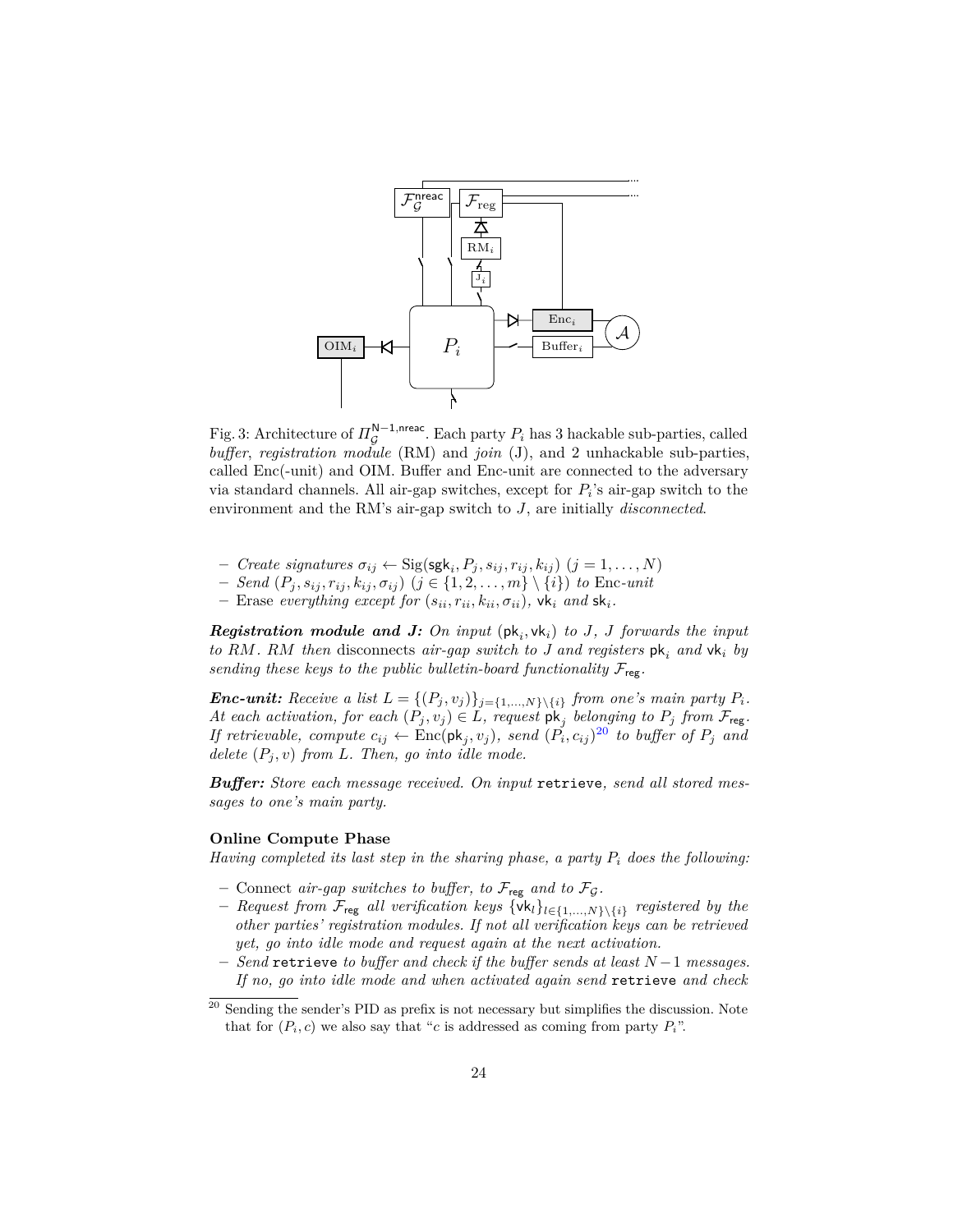Fig. 3: Architecture of $\Pi_{\mathcal{G}}^{\mathsf{N-1,nreac}}$. Each party $P_i$ has 3 hackable sub-parties, called *buffer*, *registration module* (RM) and *join* (J), and 2 unhackable sub-parties, called Enc(-unit) and OIM. Buffer and Enc-unit are connected to the adversary via standard channels. All air-gap switches, except for $P_i$'s air-gap switch to the environment and the RM's air-gap switch to $J$, are initially *disconnected*.

– *Create signatures* $\sigma_{ij} \leftarrow \mathrm{Sig}(\mathsf{sgk}_i, P_j, s_{ij}, r_{ij}, k_{ij})$ $(j = 1, \ldots, N)$
– *Send* $(P_j, s_{ij}, r_{ij}, k_{ij}, \sigma_{ij})$ $(j \in \{1, 2, \ldots, m\} \setminus \{i\})$ *to* Enc*-unit*
– Erase *everything except for* $(s_{ii}, r_{ii}, k_{ii}, \sigma_{ii})$, $\mathsf{vk}_i$ *and* $\mathsf{sk}_i$.

***Registration module and J:*** *On input* $(\mathsf{pk}_i, \mathsf{vk}_i)$ *to J, J forwards the input to RM. RM then* disconnects *air-gap switch to J and registers* $\mathsf{pk}_i$ *and* $\mathsf{vk}_i$ *by sending these keys to the public bulletin-board functionality* $\mathcal{F}_{\mathsf{reg}}$.

***Enc-unit:*** *Receive a list* $L = \{(P_j, v_j)\}_{j=\{1,\ldots,N\}\setminus\{i\}}$ *from one's main party* $P_i$. *At each activation, for each* $(P_j, v_j) \in L$, *request* $\mathsf{pk}_j$ *belonging to* $P_j$ *from* $\mathcal{F}_{\mathsf{reg}}$. *If retrievable, compute* $c_{ij} \leftarrow \mathrm{Enc}(\mathsf{pk}_j, v_j)$, *send* $(P_i, c_{ij})$[20] *to buffer of* $P_j$ *and delete* $(P_j, v)$ *from* $L$. *Then, go into idle mode.*

***Buffer:*** *Store each message received. On input* `retrieve`, *send all stored messages to one's main party.*

**Online Compute Phase**

*Having completed its last step in the sharing phase, a party* $P_i$ *does the following:*

– Connect *air-gap switches to buffer, to* $\mathcal{F}_{\mathsf{reg}}$ *and to* $\mathcal{F}_{\mathcal{G}}$.
– *Request from* $\mathcal{F}_{\mathsf{reg}}$ *all verification keys* $\{\mathsf{vk}_l\}_{l\in\{1,\ldots,N\}\setminus\{i\}}$ *registered by the other parties' registration modules. If not all verification keys can be retrieved yet, go into idle mode and request again at the next activation.*
– *Send* `retrieve` *to buffer and check if the buffer sends at least* $N-1$ *messages. If no, go into idle mode and when activated again send* `retrieve` *and check*

[20] Sending the sender's PID as prefix is not necessary but simplifies the discussion. Note that for $(P_i, c)$ we also say that "$c$ is addressed as coming from party $P_i$".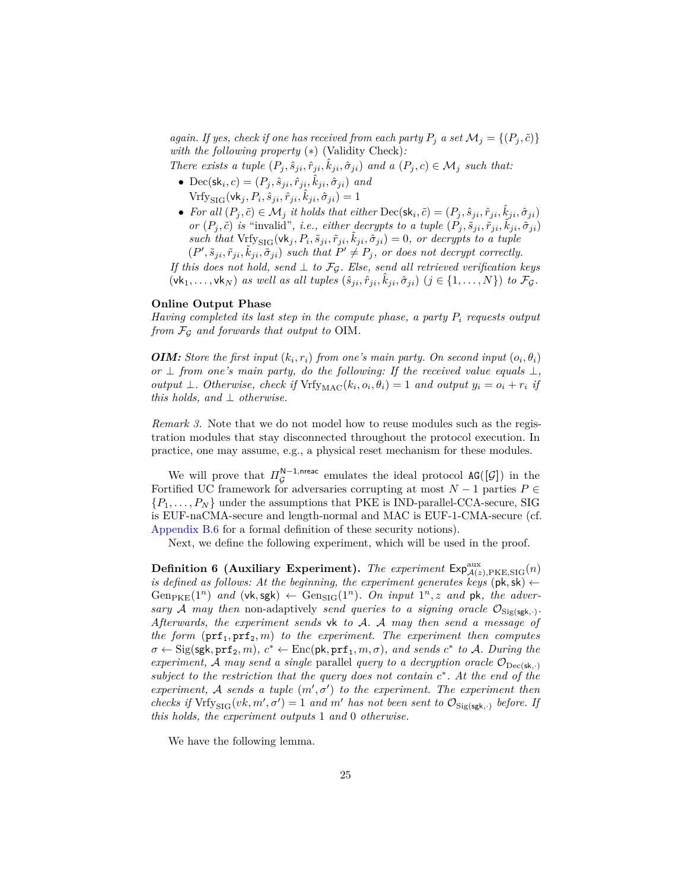*again. If yes, check if one has received from each party $P_j$ a set $\mathcal{M}_j = \{(P_j, \tilde{c})\}$ with the following property* $(*)$ (Validity Check)*:*

*There exists a tuple $(P_j, \hat{s}_{ji}, \hat{r}_{ji}, \hat{k}_{ji}, \hat{\sigma}_{ji})$ and a $(P_j, c) \in \mathcal{M}_j$ such that:*

- $\mathrm{Dec}(\mathsf{sk}_i, c) = (P_j, \hat{s}_{ji}, \hat{r}_{ji}, \hat{k}_{ji}, \hat{\sigma}_{ji})$ *and* $\mathrm{Vrfy}_{\mathrm{SIG}}(\mathsf{vk}_j, P_i, \hat{s}_{ji}, \hat{r}_{ji}, \hat{k}_{ji}, \hat{\sigma}_{ji}) = 1$
- *For all $(P_j, \tilde{c}) \in \mathcal{M}_j$ it holds that either $\mathrm{Dec}(\mathsf{sk}_i, \tilde{c}) = (P_j, \hat{s}_{ji}, \hat{r}_{ji}, \hat{k}_{ji}, \hat{\sigma}_{ji})$ or $(P_j, \tilde{c})$ is* "invalid"*, i.e., either decrypts to a tuple $(P_j, \tilde{s}_{ji}, \tilde{r}_{ji}, \tilde{k}_{ji}, \tilde{\sigma}_{ji})$ such that $\mathrm{Vrfy}_{\mathrm{SIG}}(\mathsf{vk}_j, P_i, \tilde{s}_{ji}, \tilde{r}_{ji}, \tilde{k}_{ji}, \tilde{\sigma}_{ji}) = 0$, or decrypts to a tuple $(P', \tilde{s}_{ji}, \tilde{r}_{ji}, \tilde{k}_{ji}, \tilde{\sigma}_{ji})$ such that $P' \neq P_j$, or does not decrypt correctly.*

*If this does not hold, send $\perp$ to $\mathcal{F}_{\mathcal{G}}$. Else, send all retrieved verification keys $(\mathsf{vk}_1, \ldots, \mathsf{vk}_N)$ as well as all tuples $(\hat{s}_{ji}, \hat{r}_{ji}, \hat{k}_{ji}, \hat{\sigma}_{ji})$ $(j \in \{1, \ldots, N\})$ to $\mathcal{F}_{\mathcal{G}}$.*

**Online Output Phase**

*Having completed its last step in the compute phase, a party $P_i$ requests output from $\mathcal{F}_{\mathcal{G}}$ and forwards that output to* OIM*.*

***OIM:*** *Store the first input $(k_i, r_i)$ from one's main party. On second input $(o_i, \theta_i)$ or $\perp$ from one's main party, do the following: If the received value equals $\perp$, output $\perp$. Otherwise, check if $\mathrm{Vrfy}_{\mathrm{MAC}}(k_i, o_i, \theta_i) = 1$ and output $y_i = o_i + r_i$ if this holds, and $\perp$ otherwise.*

*Remark 3.* Note that we do not model how to reuse modules such as the registration modules that stay disconnected throughout the protocol execution. In practice, one may assume, e.g., a physical reset mechanism for these modules.

We will prove that $\Pi_{\mathcal{G}}^{\mathsf{N-1,nreac}}$ emulates the ideal protocol $\mathtt{AG}([\mathcal{G}])$ in the Fortified UC framework for adversaries corrupting at most $N-1$ parties $P \in \{P_1, \ldots, P_N\}$ under the assumptions that PKE is IND-parallel-CCA-secure, SIG is EUF-naCMA-secure and length-normal and MAC is EUF-1-CMA-secure (cf. Appendix B.6 for a formal definition of these security notions).

Next, we define the following experiment, which will be used in the proof.

**Definition 6 (Auxiliary Experiment).** *The experiment $\mathsf{Exp}^{\mathrm{aux}}_{\mathcal{A}(z),\mathrm{PKE},\mathrm{SIG}}(n)$ is defined as follows: At the beginning, the experiment generates keys $(\mathsf{pk}, \mathsf{sk}) \leftarrow \mathrm{Gen}_{\mathrm{PKE}}(1^n)$ and $(\mathsf{vk}, \mathsf{sgk}) \leftarrow \mathrm{Gen}_{\mathrm{SIG}}(1^n)$. On input $1^n, z$ and $\mathsf{pk}$, the adversary $\mathcal{A}$ may then* non-adaptively *send queries to a signing oracle $\mathcal{O}_{\mathrm{Sig}(\mathsf{sgk},\cdot)}$. Afterwards, the experiment sends $\mathsf{vk}$ to $\mathcal{A}$. $\mathcal{A}$ may then send a message of the form $(\mathtt{prf}_1, \mathtt{prf}_2, m)$ to the experiment. The experiment then computes $\sigma \leftarrow \mathrm{Sig}(\mathsf{sgk}, \mathtt{prf}_2, m)$, $c^* \leftarrow \mathrm{Enc}(\mathsf{pk}, \mathtt{prf}_1, m, \sigma)$, and sends $c^*$ to $\mathcal{A}$. During the experiment, $\mathcal{A}$ may send a single* parallel *query to a decryption oracle $\mathcal{O}_{\mathrm{Dec}(\mathsf{sk},\cdot)}$ subject to the restriction that the query does not contain $c^*$. At the end of the experiment, $\mathcal{A}$ sends a tuple $(m', \sigma')$ to the experiment. The experiment then checks if $\mathrm{Vrfy}_{\mathrm{SIG}}(vk, m', \sigma') = 1$ and $m'$ has not been sent to $\mathcal{O}_{\mathrm{Sig}(\mathsf{sgk},\cdot)}$ before. If this holds, the experiment outputs 1 and 0 otherwise.*

We have the following lemma.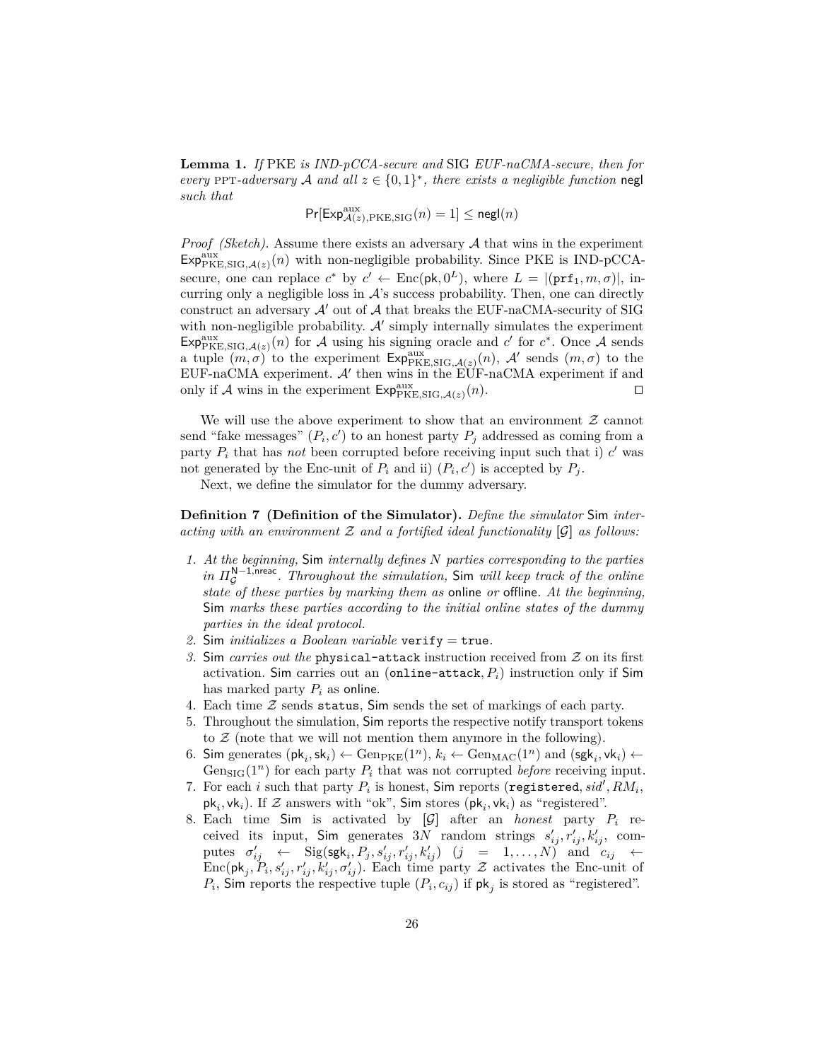**Lemma 1.** *If* PKE *is IND-pCCA-secure and* SIG *EUF-naCMA-secure, then for every* PPT*-adversary* $\mathcal{A}$ *and all* $z \in \{0,1\}^*$*, there exists a negligible function* negl *such that*

$$\Pr[\mathsf{Exp}^{\mathrm{aux}}_{\mathcal{A}(z),\mathrm{PKE},\mathrm{SIG}}(n) = 1] \leq \mathsf{negl}(n)$$

*Proof (Sketch).* Assume there exists an adversary $\mathcal{A}$ that wins in the experiment $\mathsf{Exp}^{\mathrm{aux}}_{\mathrm{PKE},\mathrm{SIG},\mathcal{A}(z)}(n)$ with non-negligible probability. Since PKE is IND-pCCA-secure, one can replace $c^*$ by $c' \leftarrow \mathrm{Enc}(\mathsf{pk}, 0^L)$, where $L = |(\mathtt{prf}_1, m, \sigma)|$, incurring only a negligible loss in $\mathcal{A}$'s success probability. Then, one can directly construct an adversary $\mathcal{A}'$ out of $\mathcal{A}$ that breaks the EUF-naCMA-security of SIG with non-negligible probability. $\mathcal{A}'$ simply internally simulates the experiment $\mathsf{Exp}^{\mathrm{aux}}_{\mathrm{PKE},\mathrm{SIG},\mathcal{A}(z)}(n)$ for $\mathcal{A}$ using his signing oracle and $c'$ for $c^*$. Once $\mathcal{A}$ sends a tuple $(m, \sigma)$ to the experiment $\mathsf{Exp}^{\mathrm{aux}}_{\mathrm{PKE},\mathrm{SIG},\mathcal{A}(z)}(n)$, $\mathcal{A}'$ sends $(m, \sigma)$ to the EUF-naCMA experiment. $\mathcal{A}'$ then wins in the EUF-naCMA experiment if and only if $\mathcal{A}$ wins in the experiment $\mathsf{Exp}^{\mathrm{aux}}_{\mathrm{PKE},\mathrm{SIG},\mathcal{A}(z)}(n)$. $\square$

We will use the above experiment to show that an environment $\mathcal{Z}$ cannot send "fake messages" $(P_i, c')$ to an honest party $P_j$ addressed as coming from a party $P_i$ that has *not* been corrupted before receiving input such that i) $c'$ was not generated by the Enc-unit of $P_i$ and ii) $(P_i, c')$ is accepted by $P_j$.

Next, we define the simulator for the dummy adversary.

**Definition 7 (Definition of the Simulator).** *Define the simulator* Sim *interacting with an environment* $\mathcal{Z}$ *and a fortified ideal functionality* $[\mathcal{G}]$ *as follows:*

1. *At the beginning,* Sim *internally defines* $N$ *parties corresponding to the parties in* $\Pi_{\mathcal{G}}^{\mathsf{N-1,nreac}}$*. Throughout the simulation,* Sim *will keep track of the online state of these parties by marking them as* online *or* offline*. At the beginning,* Sim *marks these parties according to the initial online states of the dummy parties in the ideal protocol.*
2. Sim *initializes a Boolean variable* $\mathtt{verify} = \mathtt{true}$*.*
3. Sim *carries out the* `physical-attack` *instruction received from* $\mathcal{Z}$ *on its first activation.* Sim carries out an $(\mathtt{online\text{-}attack}, P_i)$ instruction only if Sim has marked party $P_i$ as online.
4. Each time $\mathcal{Z}$ sends `status`, Sim sends the set of markings of each party.
5. Throughout the simulation, Sim reports the respective notify transport tokens to $\mathcal{Z}$ (note that we will not mention them anymore in the following).
6. Sim generates $(\mathsf{pk}_i, \mathsf{sk}_i) \leftarrow \mathrm{Gen}_{\mathrm{PKE}}(1^n)$, $k_i \leftarrow \mathrm{Gen}_{\mathrm{MAC}}(1^n)$ and $(\mathsf{sgk}_i, \mathsf{vk}_i) \leftarrow \mathrm{Gen}_{\mathrm{SIG}}(1^n)$ for each party $P_i$ that was not corrupted *before* receiving input.
7. For each $i$ such that party $P_i$ is honest, Sim reports $(\mathtt{registered}, sid', RM_i, \mathsf{pk}_i, \mathsf{vk}_i)$. If $\mathcal{Z}$ answers with "ok", Sim stores $(\mathsf{pk}_i, \mathsf{vk}_i)$ as "registered".
8. Each time Sim is activated by $[\mathcal{G}]$ after an *honest* party $P_i$ received its input, Sim generates $3N$ random strings $s'_{ij}, r'_{ij}, k'_{ij}$, computes $\sigma'_{ij} \leftarrow \mathrm{Sig}(\mathsf{sgk}_i, P_j, s'_{ij}, r'_{ij}, k'_{ij})$ $(j = 1, \ldots, N)$ and $c_{ij} \leftarrow \mathrm{Enc}(\mathsf{pk}_j, P_i, s'_{ij}, r'_{ij}, k'_{ij}, \sigma'_{ij})$. Each time party $\mathcal{Z}$ activates the Enc-unit of $P_i$, Sim reports the respective tuple $(P_i, c_{ij})$ if $\mathsf{pk}_j$ is stored as "registered".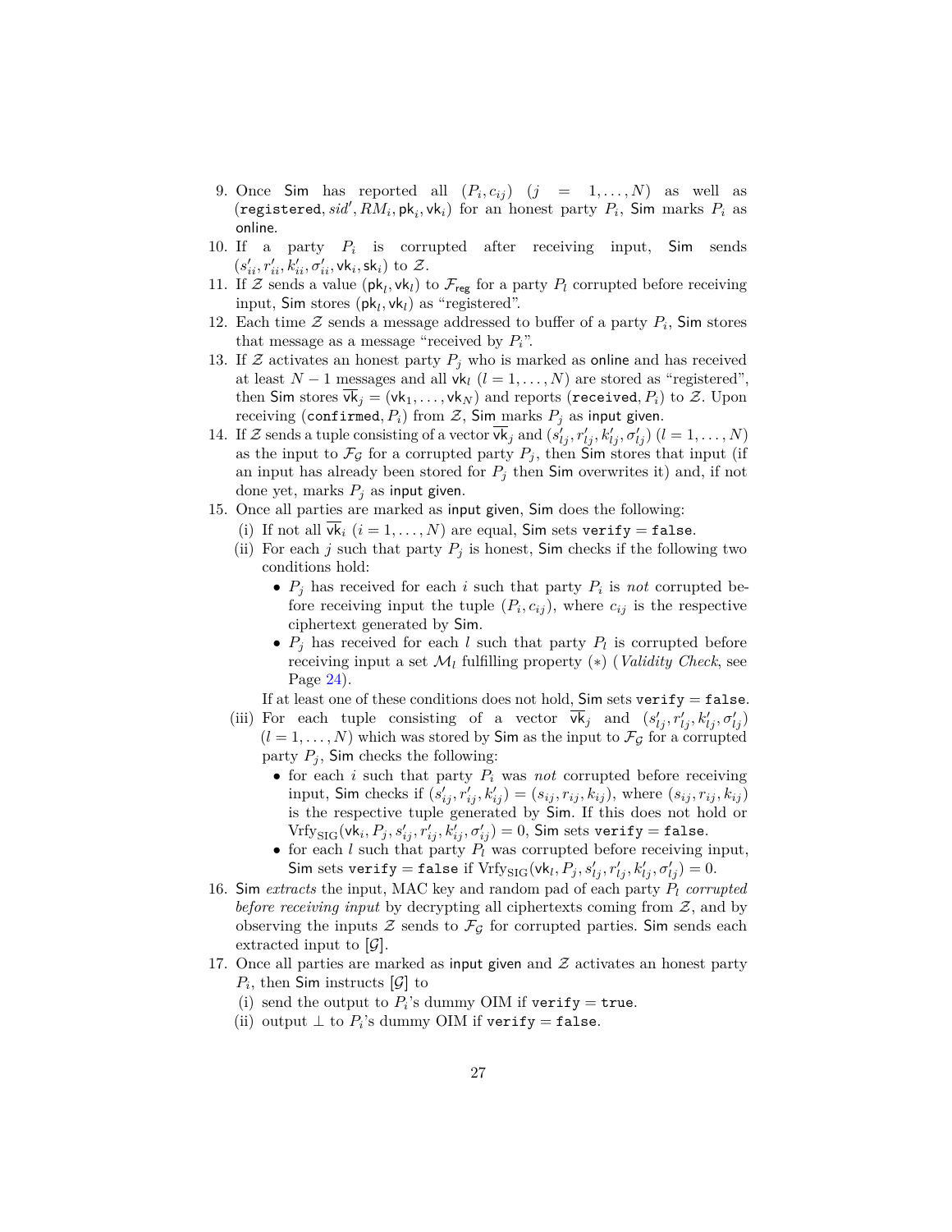9. Once $\mathsf{Sim}$ has reported all $(P_i, c_{ij})$ $(j = 1,\dots,N)$ as well as $(\mathtt{registered}, sid', RM_i, \mathsf{pk}_i, \mathsf{vk}_i)$ for an honest party $P_i$, $\mathsf{Sim}$ marks $P_i$ as $\mathsf{online}$.
10. If a party $P_i$ is corrupted after receiving input, $\mathsf{Sim}$ sends $(s'_{ii}, r'_{ii}, k'_{ii}, \sigma'_{ii}, \mathsf{vk}_i, \mathsf{sk}_i)$ to $\mathcal{Z}$.
11. If $\mathcal{Z}$ sends a value $(\mathsf{pk}_l, \mathsf{vk}_l)$ to $\mathcal{F}_{\mathsf{reg}}$ for a party $P_l$ corrupted before receiving input, $\mathsf{Sim}$ stores $(\mathsf{pk}_l, \mathsf{vk}_l)$ as "registered".
12. Each time $\mathcal{Z}$ sends a message addressed to buffer of a party $P_i$, $\mathsf{Sim}$ stores that message as a message "received by $P_i$".
13. If $\mathcal{Z}$ activates an honest party $P_j$ who is marked as $\mathsf{online}$ and has received at least $N-1$ messages and all $\mathsf{vk}_l$ $(l = 1,\dots,N)$ are stored as "registered", then $\mathsf{Sim}$ stores $\overline{\mathsf{vk}}_j = (\mathsf{vk}_1, \dots, \mathsf{vk}_N)$ and reports $(\mathtt{received}, P_i)$ to $\mathcal{Z}$. Upon receiving $(\mathtt{confirmed}, P_i)$ from $\mathcal{Z}$, $\mathsf{Sim}$ marks $P_j$ as $\mathsf{input\ given}$.
14. If $\mathcal{Z}$ sends a tuple consisting of a vector $\overline{\mathsf{vk}}_j$ and $(s'_{lj}, r'_{lj}, k'_{lj}, \sigma'_{lj})$ $(l = 1,\dots,N)$ as the input to $\mathcal{F}_{\mathcal{G}}$ for a corrupted party $P_j$, then $\mathsf{Sim}$ stores that input (if an input has already been stored for $P_j$ then $\mathsf{Sim}$ overwrites it) and, if not done yet, marks $P_j$ as $\mathsf{input\ given}$.
15. Once all parties are marked as $\mathsf{input\ given}$, $\mathsf{Sim}$ does the following:
    (i) If not all $\overline{\mathsf{vk}}_i$ $(i = 1,\dots,N)$ are equal, $\mathsf{Sim}$ sets $\mathtt{verify} = \mathtt{false}$.
    (ii) For each $j$ such that party $P_j$ is honest, $\mathsf{Sim}$ checks if the following two conditions hold:
    - $P_j$ has received for each $i$ such that party $P_i$ is *not* corrupted before receiving input the tuple $(P_i, c_{ij})$, where $c_{ij}$ is the respective ciphertext generated by $\mathsf{Sim}$.
    - $P_j$ has received for each $l$ such that party $P_l$ is corrupted before receiving input a set $\mathcal{M}_l$ fulfilling property $(*)$ (*Validity Check*, see Page 24).

    If at least one of these conditions does not hold, $\mathsf{Sim}$ sets $\mathtt{verify} = \mathtt{false}$.
    (iii) For each tuple consisting of a vector $\overline{\mathsf{vk}}_j$ and $(s'_{lj}, r'_{lj}, k'_{lj}, \sigma'_{lj})$ $(l = 1,\dots,N)$ which was stored by $\mathsf{Sim}$ as the input to $\mathcal{F}_{\mathcal{G}}$ for a corrupted party $P_j$, $\mathsf{Sim}$ checks the following:
    - for each $i$ such that party $P_i$ was *not* corrupted before receiving input, $\mathsf{Sim}$ checks if $(s'_{ij}, r'_{ij}, k'_{ij}) = (s_{ij}, r_{ij}, k_{ij})$, where $(s_{ij}, r_{ij}, k_{ij})$ is the respective tuple generated by $\mathsf{Sim}$. If this does not hold or $\mathrm{Vrfy}_{\mathrm{SIG}}(\mathsf{vk}_i, P_j, s'_{ij}, r'_{ij}, k'_{ij}, \sigma'_{ij}) = 0$, $\mathsf{Sim}$ sets $\mathtt{verify} = \mathtt{false}$.
    - for each $l$ such that party $P_l$ was corrupted before receiving input, $\mathsf{Sim}$ sets $\mathtt{verify} = \mathtt{false}$ if $\mathrm{Vrfy}_{\mathrm{SIG}}(\mathsf{vk}_l, P_j, s'_{lj}, r'_{lj}, k'_{lj}, \sigma'_{lj}) = 0$.
16. $\mathsf{Sim}$ *extracts* the input, MAC key and random pad of each party $P_l$ *corrupted before receiving input* by decrypting all ciphertexts coming from $\mathcal{Z}$, and by observing the inputs $\mathcal{Z}$ sends to $\mathcal{F}_{\mathcal{G}}$ for corrupted parties. $\mathsf{Sim}$ sends each extracted input to $[\mathcal{G}]$.
17. Once all parties are marked as $\mathsf{input\ given}$ and $\mathcal{Z}$ activates an honest party $P_i$, then $\mathsf{Sim}$ instructs $[\mathcal{G}]$ to
    (i) send the output to $P_i$'s dummy OIM if $\mathtt{verify} = \mathtt{true}$.
    (ii) output $\perp$ to $P_i$'s dummy OIM if $\mathtt{verify} = \mathtt{false}$.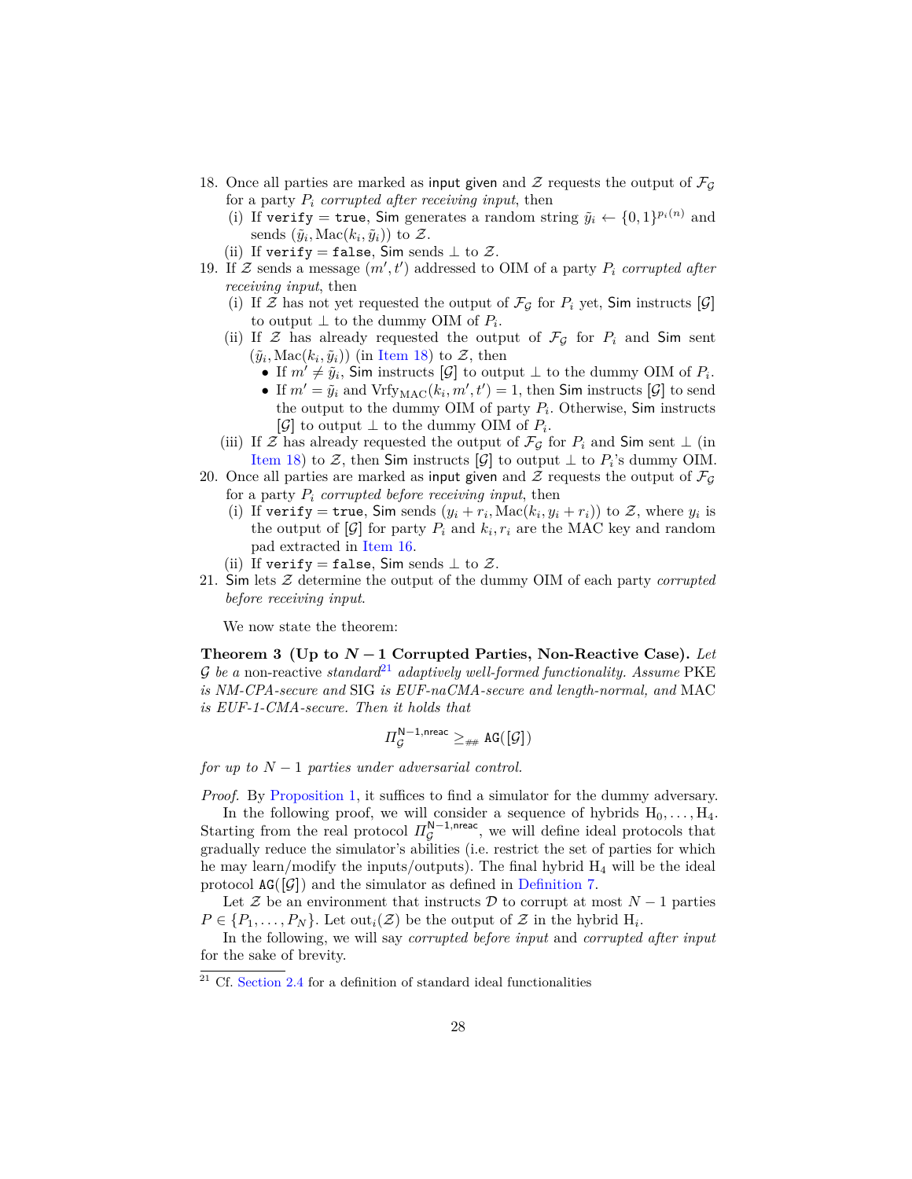18. Once all parties are marked as input given and $\mathcal{Z}$ requests the output of $\mathcal{F}_{\mathcal{G}}$ for a party $P_i$ *corrupted after receiving input*, then
    (i) If $\texttt{verify} = \texttt{true}$, Sim generates a random string $\tilde{y}_i \leftarrow \{0,1\}^{p_i(n)}$ and sends $(\tilde{y}_i, \text{Mac}(k_i, \tilde{y}_i))$ to $\mathcal{Z}$.
    (ii) If $\texttt{verify} = \texttt{false}$, Sim sends $\bot$ to $\mathcal{Z}$.
19. If $\mathcal{Z}$ sends a message $(m', t')$ addressed to OIM of a party $P_i$ *corrupted after receiving input*, then
    (i) If $\mathcal{Z}$ has not yet requested the output of $\mathcal{F}_{\mathcal{G}}$ for $P_i$ yet, Sim instructs $[\mathcal{G}]$ to output $\bot$ to the dummy OIM of $P_i$.
    (ii) If $\mathcal{Z}$ has already requested the output of $\mathcal{F}_{\mathcal{G}}$ for $P_i$ and Sim sent $(\tilde{y}_i, \text{Mac}(k_i, \tilde{y}_i))$ (in Item 18) to $\mathcal{Z}$, then
       - If $m' \neq \tilde{y}_i$, Sim instructs $[\mathcal{G}]$ to output $\bot$ to the dummy OIM of $P_i$.
       - If $m' = \tilde{y}_i$ and $\text{Vrfy}_{\text{MAC}}(k_i, m', t') = 1$, then Sim instructs $[\mathcal{G}]$ to send the output to the dummy OIM of party $P_i$. Otherwise, Sim instructs $[\mathcal{G}]$ to output $\bot$ to the dummy OIM of $P_i$.
    (iii) If $\mathcal{Z}$ has already requested the output of $\mathcal{F}_{\mathcal{G}}$ for $P_i$ and Sim sent $\bot$ (in Item 18) to $\mathcal{Z}$, then Sim instructs $[\mathcal{G}]$ to output $\bot$ to $P_i$'s dummy OIM.
20. Once all parties are marked as input given and $\mathcal{Z}$ requests the output of $\mathcal{F}_{\mathcal{G}}$ for a party $P_i$ *corrupted before receiving input*, then
    (i) If $\texttt{verify} = \texttt{true}$, Sim sends $(y_i + r_i, \text{Mac}(k_i, y_i + r_i))$ to $\mathcal{Z}$, where $y_i$ is the output of $[\mathcal{G}]$ for party $P_i$ and $k_i, r_i$ are the MAC key and random pad extracted in Item 16.
    (ii) If $\texttt{verify} = \texttt{false}$, Sim sends $\bot$ to $\mathcal{Z}$.
21. Sim lets $\mathcal{Z}$ determine the output of the dummy OIM of each party *corrupted before receiving input*.

We now state the theorem:

**Theorem 3 (Up to $N-1$ Corrupted Parties, Non-Reactive Case).** *Let $\mathcal{G}$ be a* non-reactive *standard*[21] *adaptively well-formed functionality. Assume* PKE *is NM-CPA-secure and* SIG *is EUF-naCMA-secure and length-normal, and* MAC *is EUF-1-CMA-secure. Then it holds that*

$$\Pi_{\mathcal{G}}^{\mathsf{N-1,nreac}} \geq_{\#\#} \mathtt{AG}([\mathcal{G}])$$

*for up to $N-1$ parties under adversarial control.*

*Proof.* By Proposition 1, it suffices to find a simulator for the dummy adversary.

In the following proof, we will consider a sequence of hybrids $\text{H}_0, \ldots, \text{H}_4$. Starting from the real protocol $\Pi_{\mathcal{G}}^{\mathsf{N-1,nreac}}$, we will define ideal protocols that gradually reduce the simulator's abilities (i.e. restrict the set of parties for which he may learn/modify the inputs/outputs). The final hybrid $\text{H}_4$ will be the ideal protocol $\mathtt{AG}([\mathcal{G}])$ and the simulator as defined in Definition 7.

Let $\mathcal{Z}$ be an environment that instructs $\mathcal{D}$ to corrupt at most $N-1$ parties $P \in \{P_1, \ldots, P_N\}$. Let $\text{out}_i(\mathcal{Z})$ be the output of $\mathcal{Z}$ in the hybrid $\text{H}_i$.

In the following, we will say *corrupted before input* and *corrupted after input* for the sake of brevity.

[21] Cf. Section 2.4 for a definition of standard ideal functionalities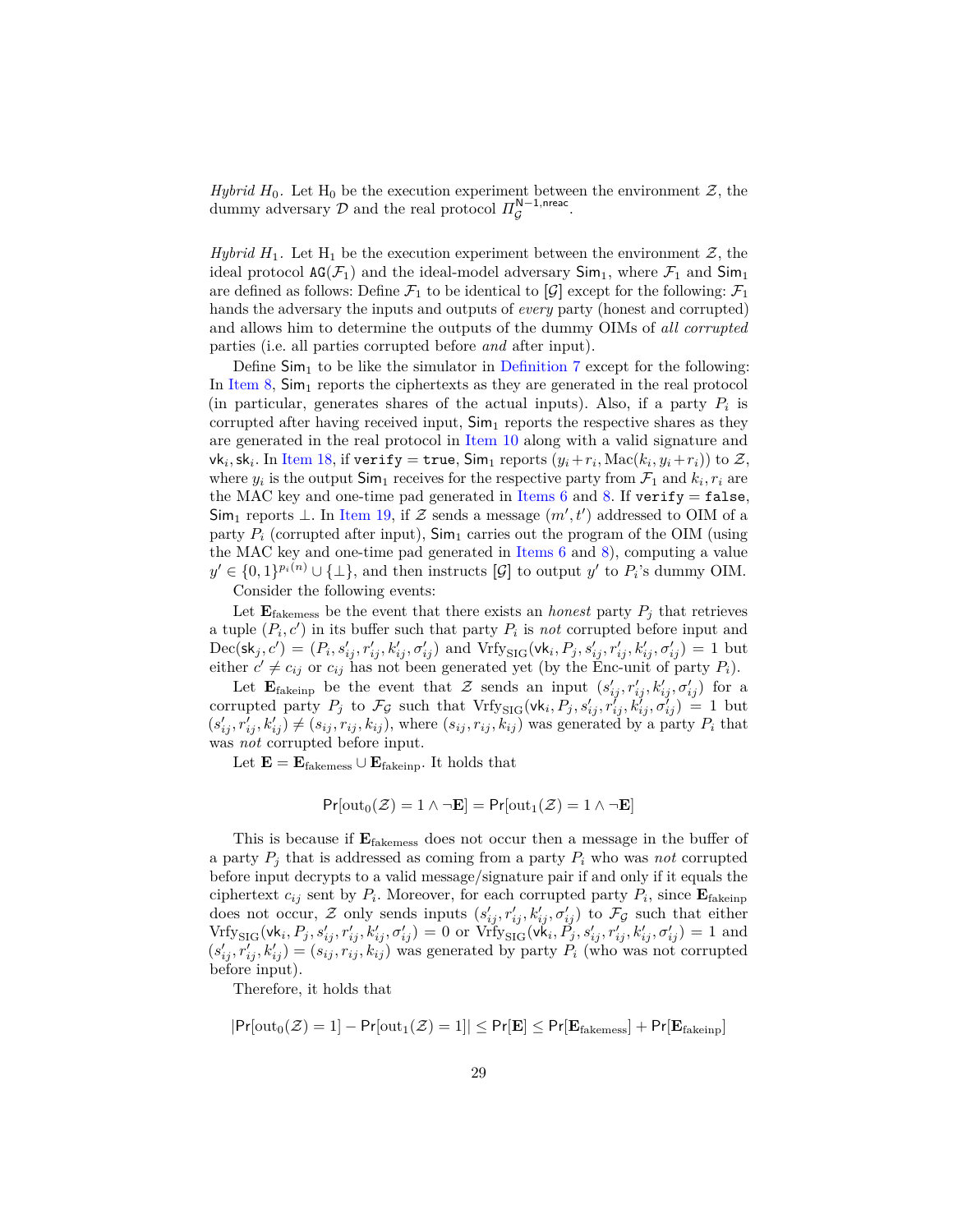*Hybrid $H_0$.* Let $\mathrm{H}_0$ be the execution experiment between the environment $\mathcal{Z}$, the dummy adversary $\mathcal{D}$ and the real protocol $\Pi_{\mathcal{G}}^{\mathsf{N-1,nreac}}$.

*Hybrid $H_1$.* Let $\mathrm{H}_1$ be the execution experiment between the environment $\mathcal{Z}$, the ideal protocol $\mathtt{AG}(\mathcal{F}_1)$ and the ideal-model adversary $\mathsf{Sim}_1$, where $\mathcal{F}_1$ and $\mathsf{Sim}_1$ are defined as follows: Define $\mathcal{F}_1$ to be identical to $[\mathcal{G}]$ except for the following: $\mathcal{F}_1$ hands the adversary the inputs and outputs of *every* party (honest and corrupted) and allows him to determine the outputs of the dummy OIMs of *all corrupted* parties (i.e. all parties corrupted before *and* after input).

Define $\mathsf{Sim}_1$ to be like the simulator in Definition 7 except for the following: In Item 8, $\mathsf{Sim}_1$ reports the ciphertexts as they are generated in the real protocol (in particular, generates shares of the actual inputs). Also, if a party $P_i$ is corrupted after having received input, $\mathsf{Sim}_1$ reports the respective shares as they are generated in the real protocol in Item 10 along with a valid signature and $\mathsf{vk}_i, \mathsf{sk}_i$. In Item 18, if $\mathtt{verify} = \mathtt{true}$, $\mathsf{Sim}_1$ reports $(y_i + r_i, \mathrm{Mac}(k_i, y_i + r_i))$ to $\mathcal{Z}$, where $y_i$ is the output $\mathsf{Sim}_1$ receives for the respective party from $\mathcal{F}_1$ and $k_i, r_i$ are the MAC key and one-time pad generated in Items 6 and 8. If $\mathtt{verify} = \mathtt{false}$, $\mathsf{Sim}_1$ reports $\perp$. In Item 19, if $\mathcal{Z}$ sends a message $(m', t')$ addressed to OIM of a party $P_i$ (corrupted after input), $\mathsf{Sim}_1$ carries out the program of the OIM (using the MAC key and one-time pad generated in Items 6 and 8), computing a value $y' \in \{0,1\}^{p_i(n)} \cup \{\perp\}$, and then instructs $[\mathcal{G}]$ to output $y'$ to $P_i$'s dummy OIM.

Consider the following events:

Let $\mathbf{E}_{\text{fakemess}}$ be the event that there exists an *honest* party $P_j$ that retrieves a tuple $(P_i, c')$ in its buffer such that party $P_i$ is *not* corrupted before input and $\mathrm{Dec}(\mathsf{sk}_j, c') = (P_i, s'_{ij}, r'_{ij}, k'_{ij}, \sigma'_{ij})$ and $\mathrm{Vrfy}_{\mathrm{SIG}}(\mathsf{vk}_i, P_j, s'_{ij}, r'_{ij}, k'_{ij}, \sigma'_{ij}) = 1$ but either $c' \neq c_{ij}$ or $c_{ij}$ has not been generated yet (by the Enc-unit of party $P_i$).

Let $\mathbf{E}_{\text{fakeinp}}$ be the event that $\mathcal{Z}$ sends an input $(s'_{ij}, r'_{ij}, k'_{ij}, \sigma'_{ij})$ for a corrupted party $P_j$ to $\mathcal{F}_{\mathcal{G}}$ such that $\mathrm{Vrfy}_{\mathrm{SIG}}(\mathsf{vk}_i, P_j, s'_{ij}, r'_{ij}, k'_{ij}, \sigma'_{ij}) = 1$ but $(s'_{ij}, r'_{ij}, k'_{ij}) \neq (s_{ij}, r_{ij}, k_{ij})$, where $(s_{ij}, r_{ij}, k_{ij})$ was generated by a party $P_i$ that was *not* corrupted before input.

Let $\mathbf{E} = \mathbf{E}_{\text{fakemess}} \cup \mathbf{E}_{\text{fakeinp}}$. It holds that

$$\Pr[\mathrm{out}_0(\mathcal{Z}) = 1 \wedge \neg\mathbf{E}] = \Pr[\mathrm{out}_1(\mathcal{Z}) = 1 \wedge \neg\mathbf{E}]$$

This is because if $\mathbf{E}_{\text{fakemess}}$ does not occur then a message in the buffer of a party $P_j$ that is addressed as coming from a party $P_i$ who was *not* corrupted before input decrypts to a valid message/signature pair if and only if it equals the ciphertext $c_{ij}$ sent by $P_i$. Moreover, for each corrupted party $P_i$, since $\mathbf{E}_{\text{fakeinp}}$ does not occur, $\mathcal{Z}$ only sends inputs $(s'_{ij}, r'_{ij}, k'_{ij}, \sigma'_{ij})$ to $\mathcal{F}_{\mathcal{G}}$ such that either $\mathrm{Vrfy}_{\mathrm{SIG}}(\mathsf{vk}_i, P_j, s'_{ij}, r'_{ij}, k'_{ij}, \sigma'_{ij}) = 0$ or $\mathrm{Vrfy}_{\mathrm{SIG}}(\mathsf{vk}_i, P_j, s'_{ij}, r'_{ij}, k'_{ij}, \sigma'_{ij}) = 1$ and $(s'_{ij}, r'_{ij}, k'_{ij}) = (s_{ij}, r_{ij}, k_{ij})$ was generated by party $P_i$ (who was not corrupted before input).

Therefore, it holds that

$$|\Pr[\mathrm{out}_0(\mathcal{Z}) = 1] - \Pr[\mathrm{out}_1(\mathcal{Z}) = 1]| \leq \Pr[\mathbf{E}] \leq \Pr[\mathbf{E}_{\text{fakemess}}] + \Pr[\mathbf{E}_{\text{fakeinp}}]$$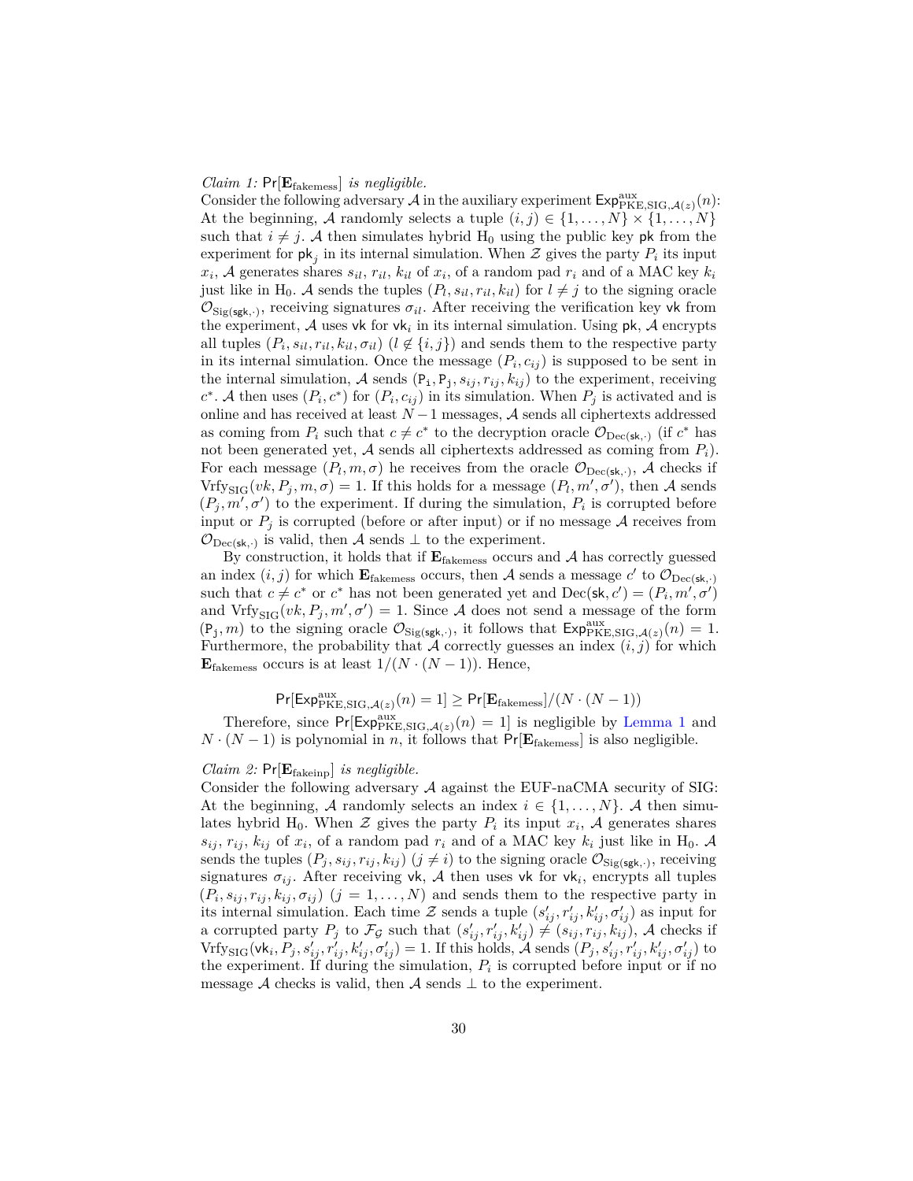*Claim 1:* $\Pr[\mathbf{E}_{\text{fakemess}}]$ *is negligible.*
Consider the following adversary $\mathcal{A}$ in the auxiliary experiment $\mathsf{Exp}^{\text{aux}}_{\text{PKE,SIG},\mathcal{A}(z)}(n)$: At the beginning, $\mathcal{A}$ randomly selects a tuple $(i,j) \in \{1,\ldots,N\} \times \{1,\ldots,N\}$ such that $i \neq j$. $\mathcal{A}$ then simulates hybrid $\text{H}_0$ using the public key $\mathsf{pk}$ from the experiment for $\mathsf{pk}_j$ in its internal simulation. When $\mathcal{Z}$ gives the party $P_i$ its input $x_i$, $\mathcal{A}$ generates shares $s_{il}$, $r_{il}$, $k_{il}$ of $x_i$, of a random pad $r_i$ and of a MAC key $k_i$ just like in $\text{H}_0$. $\mathcal{A}$ sends the tuples $(P_l, s_{il}, r_{il}, k_{il})$ for $l \neq j$ to the signing oracle $\mathcal{O}_{\text{Sig}(\mathsf{sgk},\cdot)}$, receiving signatures $\sigma_{il}$. After receiving the verification key $\mathsf{vk}$ from the experiment, $\mathcal{A}$ uses $\mathsf{vk}$ for $\mathsf{vk}_i$ in its internal simulation. Using $\mathsf{pk}$, $\mathcal{A}$ encrypts all tuples $(P_i, s_{il}, r_{il}, k_{il}, \sigma_{il})$ $(l \notin \{i,j\})$ and sends them to the respective party in its internal simulation. Once the message $(P_i, c_{ij})$ is supposed to be sent in the internal simulation, $\mathcal{A}$ sends $(\mathsf{P_i}, \mathsf{P_j}, s_{ij}, r_{ij}, k_{ij})$ to the experiment, receiving $c^*$. $\mathcal{A}$ then uses $(P_i, c^*)$ for $(P_i, c_{ij})$ in its simulation. When $P_j$ is activated and is online and has received at least $N-1$ messages, $\mathcal{A}$ sends all ciphertexts addressed as coming from $P_i$ such that $c \neq c^*$ to the decryption oracle $\mathcal{O}_{\text{Dec}(\mathsf{sk},\cdot)}$ (if $c^*$ has not been generated yet, $\mathcal{A}$ sends all ciphertexts addressed as coming from $P_i$). For each message $(P_l, m, \sigma)$ he receives from the oracle $\mathcal{O}_{\text{Dec}(\mathsf{sk},\cdot)}$, $\mathcal{A}$ checks if $\text{Vrfy}_{\text{SIG}}(vk, P_j, m, \sigma) = 1$. If this holds for a message $(P_l, m', \sigma')$, then $\mathcal{A}$ sends $(P_j, m', \sigma')$ to the experiment. If during the simulation, $P_i$ is corrupted before input or $P_j$ is corrupted (before or after input) or if no message $\mathcal{A}$ receives from $\mathcal{O}_{\text{Dec}(\mathsf{sk},\cdot)}$ is valid, then $\mathcal{A}$ sends $\perp$ to the experiment.

By construction, it holds that if $\mathbf{E}_{\text{fakemess}}$ occurs and $\mathcal{A}$ has correctly guessed an index $(i,j)$ for which $\mathbf{E}_{\text{fakemess}}$ occurs, then $\mathcal{A}$ sends a message $c'$ to $\mathcal{O}_{\text{Dec}(\mathsf{sk},\cdot)}$ such that $c \neq c^*$ or $c^*$ has not been generated yet and $\text{Dec}(\mathsf{sk}, c') = (P_i, m', \sigma')$ and $\text{Vrfy}_{\text{SIG}}(vk, P_j, m', \sigma') = 1$. Since $\mathcal{A}$ does not send a message of the form $(\mathsf{P_j}, m)$ to the signing oracle $\mathcal{O}_{\text{Sig}(\mathsf{sgk},\cdot)}$, it follows that $\mathsf{Exp}^{\text{aux}}_{\text{PKE,SIG},\mathcal{A}(z)}(n) = 1$. Furthermore, the probability that $\mathcal{A}$ correctly guesses an index $(i,j)$ for which $\mathbf{E}_{\text{fakemess}}$ occurs is at least $1/(N \cdot (N-1))$. Hence,

$$\Pr[\mathsf{Exp}^{\text{aux}}_{\text{PKE,SIG},\mathcal{A}(z)}(n) = 1] \geq \Pr[\mathbf{E}_{\text{fakemess}}]/(N \cdot (N-1))$$

Therefore, since $\Pr[\mathsf{Exp}^{\text{aux}}_{\text{PKE,SIG},\mathcal{A}(z)}(n) = 1]$ is negligible by Lemma 1 and $N \cdot (N-1)$ is polynomial in $n$, it follows that $\Pr[\mathbf{E}_{\text{fakemess}}]$ is also negligible.

*Claim 2:* $\Pr[\mathbf{E}_{\text{fakeinp}}]$ *is negligible.*
Consider the following adversary $\mathcal{A}$ against the EUF-naCMA security of SIG: At the beginning, $\mathcal{A}$ randomly selects an index $i \in \{1,\ldots,N\}$. $\mathcal{A}$ then simulates hybrid $\text{H}_0$. When $\mathcal{Z}$ gives the party $P_i$ its input $x_i$, $\mathcal{A}$ generates shares $s_{ij}$, $r_{ij}$, $k_{ij}$ of $x_i$, of a random pad $r_i$ and of a MAC key $k_i$ just like in $\text{H}_0$. $\mathcal{A}$ sends the tuples $(P_j, s_{ij}, r_{ij}, k_{ij})$ $(j \neq i)$ to the signing oracle $\mathcal{O}_{\text{Sig}(\mathsf{sgk},\cdot)}$, receiving signatures $\sigma_{ij}$. After receiving $\mathsf{vk}$, $\mathcal{A}$ then uses $\mathsf{vk}$ for $\mathsf{vk}_i$, encrypts all tuples $(P_i, s_{ij}, r_{ij}, k_{ij}, \sigma_{ij})$ $(j = 1,\ldots,N)$ and sends them to the respective party in its internal simulation. Each time $\mathcal{Z}$ sends a tuple $(s'_{ij}, r'_{ij}, k'_{ij}, \sigma'_{ij})$ as input for a corrupted party $P_j$ to $\mathcal{F}_{\mathcal{G}}$ such that $(s'_{ij}, r'_{ij}, k'_{ij}) \neq (s_{ij}, r_{ij}, k_{ij})$, $\mathcal{A}$ checks if $\text{Vrfy}_{\text{SIG}}(\mathsf{vk}_i, P_j, s'_{ij}, r'_{ij}, k'_{ij}, \sigma'_{ij}) = 1$. If this holds, $\mathcal{A}$ sends $(P_j, s'_{ij}, r'_{ij}, k'_{ij}, \sigma'_{ij})$ to the experiment. If during the simulation, $P_i$ is corrupted before input or if no message $\mathcal{A}$ checks is valid, then $\mathcal{A}$ sends $\perp$ to the experiment.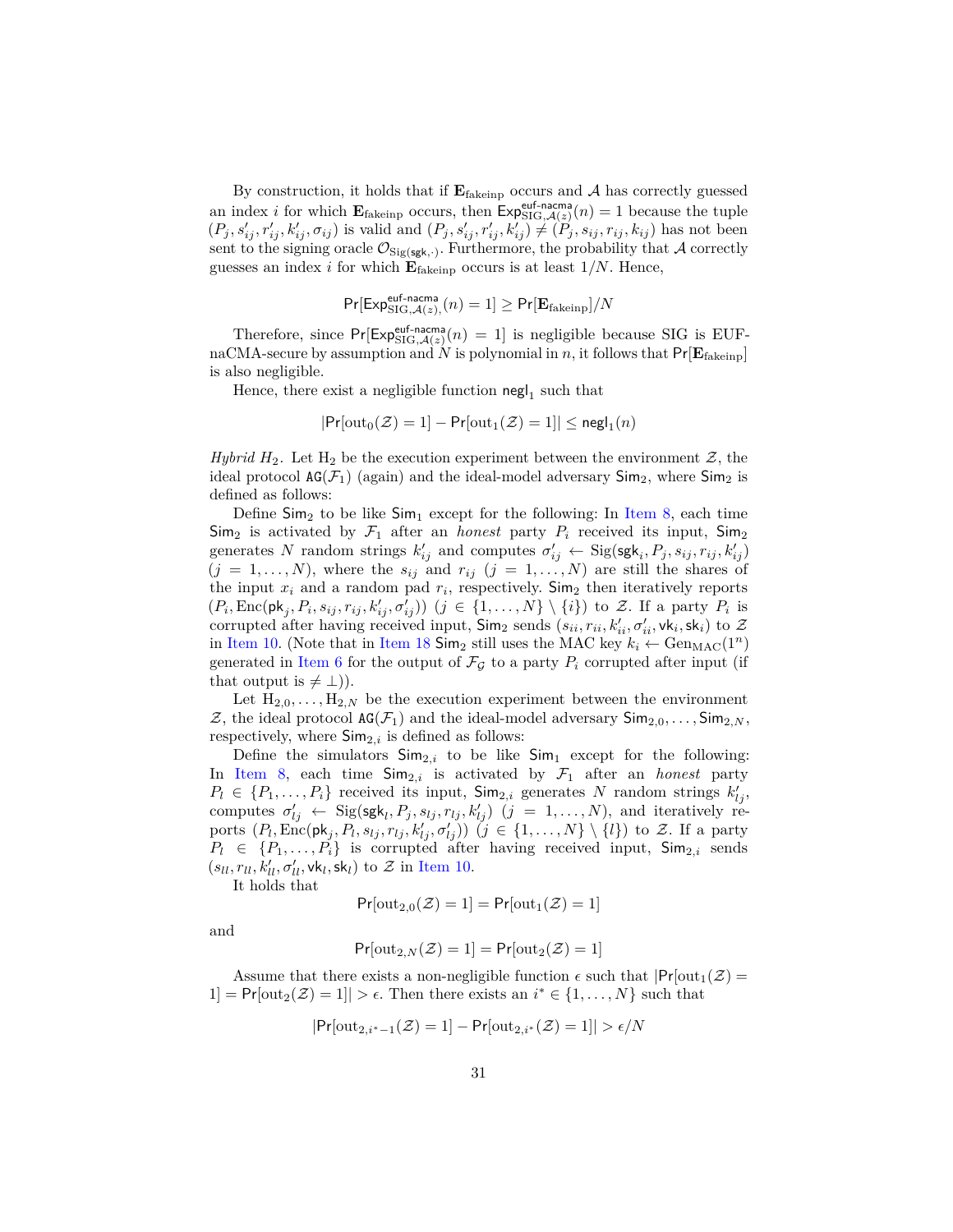By construction, it holds that if $\mathbf{E}_{\text{fakeinp}}$ occurs and $\mathcal{A}$ has correctly guessed an index $i$ for which $\mathbf{E}_{\text{fakeinp}}$ occurs, then $\mathsf{Exp}^{\mathsf{euf\text{-}nacma}}_{\text{SIG},\mathcal{A}(z)}(n) = 1$ because the tuple $(P_j, s'_{ij}, r'_{ij}, k'_{ij}, \sigma_{ij})$ is valid and $(P_j, s'_{ij}, r'_{ij}, k'_{ij}) \neq (P_j, s_{ij}, r_{ij}, k_{ij})$ has not been sent to the signing oracle $\mathcal{O}_{\text{Sig}(\mathsf{sgk},\cdot)}$. Furthermore, the probability that $\mathcal{A}$ correctly guesses an index $i$ for which $\mathbf{E}_{\text{fakeinp}}$ occurs is at least $1/N$. Hence,

$$\Pr[\mathsf{Exp}^{\mathsf{euf\text{-}nacma}}_{\text{SIG},\mathcal{A}(z),}(n) = 1] \geq \Pr[\mathbf{E}_{\text{fakeinp}}]/N$$

Therefore, since $\Pr[\mathsf{Exp}^{\mathsf{euf\text{-}nacma}}_{\text{SIG},\mathcal{A}(z)}(n) = 1]$ is negligible because SIG is EUF-naCMA-secure by assumption and $N$ is polynomial in $n$, it follows that $\Pr[\mathbf{E}_{\text{fakeinp}}]$ is also negligible.

Hence, there exist a negligible function $\mathsf{negl}_1$ such that

$$|\Pr[\text{out}_0(\mathcal{Z}) = 1] - \Pr[\text{out}_1(\mathcal{Z}) = 1]| \leq \mathsf{negl}_1(n)$$

*Hybrid $H_2$.* Let $\text{H}_2$ be the execution experiment between the environment $\mathcal{Z}$, the ideal protocol $\mathtt{AG}(\mathcal{F}_1)$ (again) and the ideal-model adversary $\mathsf{Sim}_2$, where $\mathsf{Sim}_2$ is defined as follows:

Define $\mathsf{Sim}_2$ to be like $\mathsf{Sim}_1$ except for the following: In Item 8, each time $\mathsf{Sim}_2$ is activated by $\mathcal{F}_1$ after an *honest* party $P_i$ received its input, $\mathsf{Sim}_2$ generates $N$ random strings $k'_{ij}$ and computes $\sigma'_{ij} \leftarrow \text{Sig}(\mathsf{sgk}_i, P_j, s_{ij}, r_{ij}, k'_{ij})$ $(j = 1, \ldots, N)$, where the $s_{ij}$ and $r_{ij}$ $(j = 1, \ldots, N)$ are still the shares of the input $x_i$ and a random pad $r_i$, respectively. $\mathsf{Sim}_2$ then iteratively reports $(P_i, \text{Enc}(\mathsf{pk}_j, P_i, s_{ij}, r_{ij}, k'_{ij}, \sigma'_{ij}))$ $(j \in \{1, \ldots, N\} \setminus \{i\})$ to $\mathcal{Z}$. If a party $P_i$ is corrupted after having received input, $\mathsf{Sim}_2$ sends $(s_{ii}, r_{ii}, k'_{ii}, \sigma'_{ii}, \mathsf{vk}_i, \mathsf{sk}_i)$ to $\mathcal{Z}$ in Item 10. (Note that in Item 18 $\mathsf{Sim}_2$ still uses the MAC key $k_i \leftarrow \text{Gen}_{\text{MAC}}(1^n)$ generated in Item 6 for the output of $\mathcal{F}_{\mathcal{G}}$ to a party $P_i$ corrupted after input (if that output is $\neq \perp$)).

Let $\text{H}_{2,0}, \ldots, \text{H}_{2,N}$ be the execution experiment between the environment $\mathcal{Z}$, the ideal protocol $\mathtt{AG}(\mathcal{F}_1)$ and the ideal-model adversary $\mathsf{Sim}_{2,0}, \ldots, \mathsf{Sim}_{2,N}$, respectively, where $\mathsf{Sim}_{2,i}$ is defined as follows:

Define the simulators $\mathsf{Sim}_{2,i}$ to be like $\mathsf{Sim}_1$ except for the following: In Item 8, each time $\mathsf{Sim}_{2,i}$ is activated by $\mathcal{F}_1$ after an *honest* party $P_l \in \{P_1, \ldots, P_i\}$ received its input, $\mathsf{Sim}_{2,i}$ generates $N$ random strings $k'_{lj}$, computes $\sigma'_{lj} \leftarrow \text{Sig}(\mathsf{sgk}_l, P_j, s_{lj}, r_{lj}, k'_{lj})$ $(j = 1, \ldots, N)$, and iteratively reports $(P_l, \text{Enc}(\mathsf{pk}_j, P_l, s_{lj}, r_{lj}, k'_{lj}, \sigma'_{lj}))$ $(j \in \{1, \ldots, N\} \setminus \{l\})$ to $\mathcal{Z}$. If a party $P_l \in \{P_1, \ldots, P_i\}$ is corrupted after having received input, $\mathsf{Sim}_{2,i}$ sends $(s_{ll}, r_{ll}, k'_{ll}, \sigma'_{ll}, \mathsf{vk}_l, \mathsf{sk}_l)$ to $\mathcal{Z}$ in Item 10.

It holds that

$$\Pr[\text{out}_{2,0}(\mathcal{Z}) = 1] = \Pr[\text{out}_1(\mathcal{Z}) = 1]$$

and

$$\Pr[\text{out}_{2,N}(\mathcal{Z}) = 1] = \Pr[\text{out}_2(\mathcal{Z}) = 1]$$

Assume that there exists a non-negligible function $\epsilon$ such that $|\Pr[\text{out}_1(\mathcal{Z}) = 1] = \Pr[\text{out}_2(\mathcal{Z}) = 1]| > \epsilon$. Then there exists an $i^* \in \{1, \ldots, N\}$ such that

$$|\Pr[\text{out}_{2,i^*-1}(\mathcal{Z}) = 1] - \Pr[\text{out}_{2,i^*}(\mathcal{Z}) = 1]| > \epsilon/N$$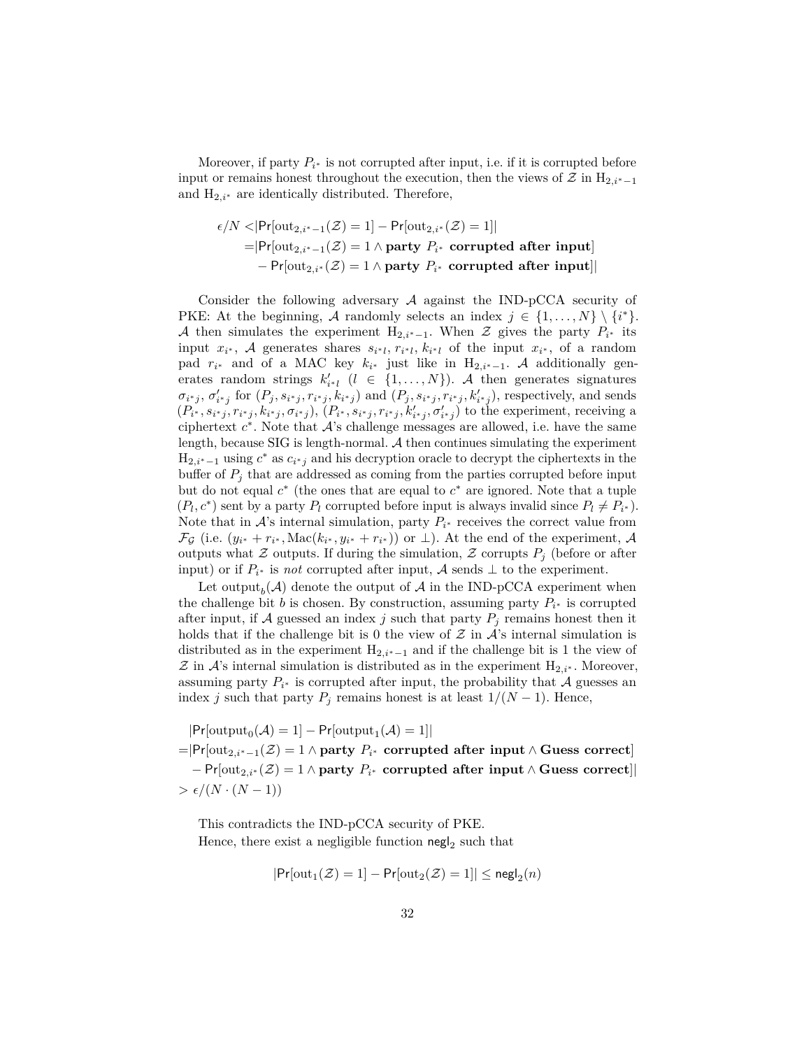Moreover, if party $P_{i^*}$ is not corrupted after input, i.e. if it is corrupted before input or remains honest throughout the execution, then the views of $\mathcal{Z}$ in $\mathrm{H}_{2,i^*-1}$ and $\mathrm{H}_{2,i^*}$ are identically distributed. Therefore,

$$\begin{aligned}
\epsilon/N <&|\mathsf{Pr}[\mathrm{out}_{2,i^*-1}(\mathcal{Z}) = 1] - \mathsf{Pr}[\mathrm{out}_{2,i^*}(\mathcal{Z}) = 1]| \\
=&|\mathsf{Pr}[\mathrm{out}_{2,i^*-1}(\mathcal{Z}) = 1 \wedge \textbf{party } P_{i^*} \textbf{ corrupted after input}] \\
&- \mathsf{Pr}[\mathrm{out}_{2,i^*}(\mathcal{Z}) = 1 \wedge \textbf{party } P_{i^*} \textbf{ corrupted after input}]|
\end{aligned}$$

Consider the following adversary $\mathcal{A}$ against the IND-pCCA security of PKE: At the beginning, $\mathcal{A}$ randomly selects an index $j \in \{1, \ldots, N\} \setminus \{i^*\}$. $\mathcal{A}$ then simulates the experiment $\mathrm{H}_{2,i^*-1}$. When $\mathcal{Z}$ gives the party $P_{i^*}$ its input $x_{i^*}$, $\mathcal{A}$ generates shares $s_{i^*l}, r_{i^*l}, k_{i^*l}$ of the input $x_{i^*}$, of a random pad $r_{i^*}$ and of a MAC key $k_{i^*}$ just like in $\mathrm{H}_{2,i^*-1}$. $\mathcal{A}$ additionally generates random strings $k'_{i^*l}$ ($l \in \{1, \ldots, N\}$). $\mathcal{A}$ then generates signatures $\sigma_{i^*j}$, $\sigma'_{i^*j}$ for $(P_j, s_{i^*j}, r_{i^*j}, k_{i^*j})$ and $(P_j, s_{i^*j}, r_{i^*j}, k'_{i^*j})$, respectively, and sends $(P_{i^*}, s_{i^*j}, r_{i^*j}, k_{i^*j}, \sigma_{i^*j})$, $(P_{i^*}, s_{i^*j}, r_{i^*j}, k'_{i^*j}, \sigma'_{i^*j})$ to the experiment, receiving a ciphertext $c^*$. Note that $\mathcal{A}$'s challenge messages are allowed, i.e. have the same length, because SIG is length-normal. $\mathcal{A}$ then continues simulating the experiment $\mathrm{H}_{2,i^*-1}$ using $c^*$ as $c_{i^*j}$ and his decryption oracle to decrypt the ciphertexts in the buffer of $P_j$ that are addressed as coming from the parties corrupted before input but do not equal $c^*$ (the ones that are equal to $c^*$ are ignored. Note that a tuple $(P_l, c^*)$ sent by a party $P_l$ corrupted before input is always invalid since $P_l \neq P_{i^*}$). Note that in $\mathcal{A}$'s internal simulation, party $P_{i^*}$ receives the correct value from $\mathcal{F}_{\mathcal{G}}$ (i.e. $(y_{i^*} + r_{i^*}, \mathrm{Mac}(k_{i^*}, y_{i^*} + r_{i^*}))$ or $\perp$). At the end of the experiment, $\mathcal{A}$ outputs what $\mathcal{Z}$ outputs. If during the simulation, $\mathcal{Z}$ corrupts $P_j$ (before or after input) or if $P_{i^*}$ is *not* corrupted after input, $\mathcal{A}$ sends $\perp$ to the experiment.

Let $\mathrm{output}_b(\mathcal{A})$ denote the output of $\mathcal{A}$ in the IND-pCCA experiment when the challenge bit $b$ is chosen. By construction, assuming party $P_{i^*}$ is corrupted after input, if $\mathcal{A}$ guessed an index $j$ such that party $P_j$ remains honest then it holds that if the challenge bit is 0 the view of $\mathcal{Z}$ in $\mathcal{A}$'s internal simulation is distributed as in the experiment $\mathrm{H}_{2,i^*-1}$ and if the challenge bit is 1 the view of $\mathcal{Z}$ in $\mathcal{A}$'s internal simulation is distributed as in the experiment $\mathrm{H}_{2,i^*}$. Moreover, assuming party $P_{i^*}$ is corrupted after input, the probability that $\mathcal{A}$ guesses an index $j$ such that party $P_j$ remains honest is at least $1/(N-1)$. Hence,

$$\begin{aligned}
&|\mathsf{Pr}[\mathrm{output}_0(\mathcal{A}) = 1] - \mathsf{Pr}[\mathrm{output}_1(\mathcal{A}) = 1]| \\
=&|\mathsf{Pr}[\mathrm{out}_{2,i^*-1}(\mathcal{Z}) = 1 \wedge \textbf{party } P_{i^*} \textbf{ corrupted after input} \wedge \textbf{Guess correct}] \\
&- \mathsf{Pr}[\mathrm{out}_{2,i^*}(\mathcal{Z}) = 1 \wedge \textbf{party } P_{i^*} \textbf{ corrupted after input} \wedge \textbf{Guess correct}]| \\
>& \epsilon/(N \cdot (N-1))
\end{aligned}$$

This contradicts the IND-pCCA security of PKE.

Hence, there exist a negligible function $\mathsf{negl}_2$ such that

$$|\mathsf{Pr}[\mathrm{out}_1(\mathcal{Z}) = 1] - \mathsf{Pr}[\mathrm{out}_2(\mathcal{Z}) = 1]| \leq \mathsf{negl}_2(n)$$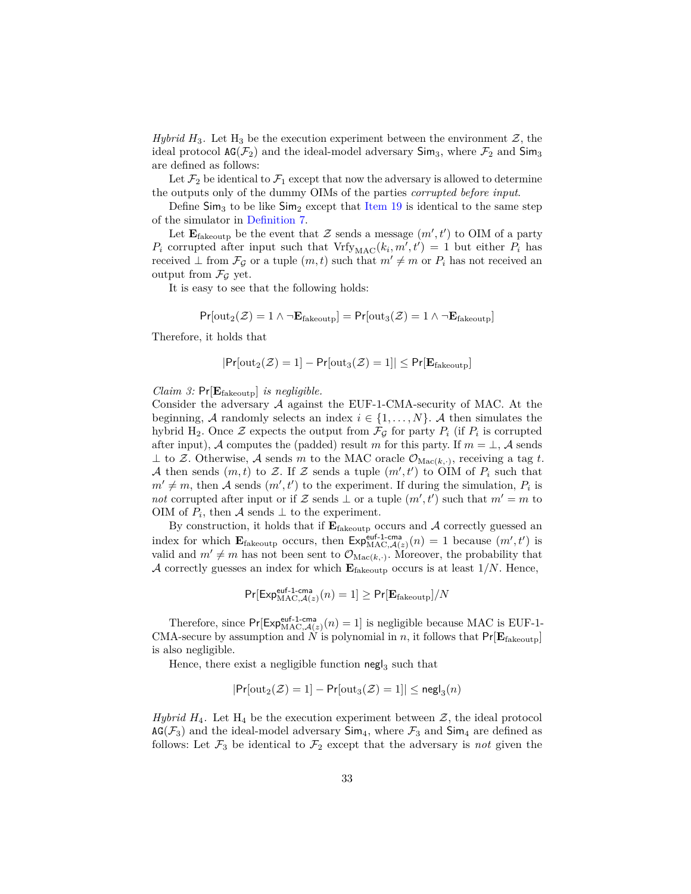*Hybrid $H_3$.* Let $\mathrm{H}_3$ be the execution experiment between the environment $\mathcal{Z}$, the ideal protocol $\mathtt{AG}(\mathcal{F}_2)$ and the ideal-model adversary $\mathsf{Sim}_3$, where $\mathcal{F}_2$ and $\mathsf{Sim}_3$ are defined as follows:

Let $\mathcal{F}_2$ be identical to $\mathcal{F}_1$ except that now the adversary is allowed to determine the outputs only of the dummy OIMs of the parties *corrupted before input*.

Define $\mathsf{Sim}_3$ to be like $\mathsf{Sim}_2$ except that Item 19 is identical to the same step of the simulator in Definition 7.

Let $\mathbf{E}_{\text{fakeoutp}}$ be the event that $\mathcal{Z}$ sends a message $(m', t')$ to OIM of a party $P_i$ corrupted after input such that $\mathrm{Vrfy}_{\mathrm{MAC}}(k_i, m', t') = 1$ but either $P_i$ has received $\perp$ from $\mathcal{F}_{\mathcal{G}}$ or a tuple $(m, t)$ such that $m' \neq m$ or $P_i$ has not received an output from $\mathcal{F}_{\mathcal{G}}$ yet.

It is easy to see that the following holds:

$$\mathsf{Pr}[\mathrm{out}_2(\mathcal{Z}) = 1 \wedge \neg\mathbf{E}_{\text{fakeoutp}}] = \mathsf{Pr}[\mathrm{out}_3(\mathcal{Z}) = 1 \wedge \neg\mathbf{E}_{\text{fakeoutp}}]$$

Therefore, it holds that

$$|\mathsf{Pr}[\mathrm{out}_2(\mathcal{Z}) = 1] - \mathsf{Pr}[\mathrm{out}_3(\mathcal{Z}) = 1]| \leq \mathsf{Pr}[\mathbf{E}_{\text{fakeoutp}}]$$

*Claim 3: $\mathsf{Pr}[\mathbf{E}_{\text{fakeoutp}}]$ is negligible.*
Consider the adversary $\mathcal{A}$ against the EUF-1-CMA-security of MAC. At the beginning, $\mathcal{A}$ randomly selects an index $i \in \{1, \dots, N\}$. $\mathcal{A}$ then simulates the hybrid $\mathrm{H}_2$. Once $\mathcal{Z}$ expects the output from $\mathcal{F}_{\mathcal{G}}$ for party $P_i$ (if $P_i$ is corrupted after input), $\mathcal{A}$ computes the (padded) result $m$ for this party. If $m = \perp$, $\mathcal{A}$ sends $\perp$ to $\mathcal{Z}$. Otherwise, $\mathcal{A}$ sends $m$ to the MAC oracle $\mathcal{O}_{\mathrm{Mac}(k,\cdot)}$, receiving a tag $t$. $\mathcal{A}$ then sends $(m, t)$ to $\mathcal{Z}$. If $\mathcal{Z}$ sends a tuple $(m', t')$ to OIM of $P_i$ such that $m' \neq m$, then $\mathcal{A}$ sends $(m', t')$ to the experiment. If during the simulation, $P_i$ is *not* corrupted after input or if $\mathcal{Z}$ sends $\perp$ or a tuple $(m', t')$ such that $m' = m$ to OIM of $P_i$, then $\mathcal{A}$ sends $\perp$ to the experiment.

By construction, it holds that if $\mathbf{E}_{\text{fakeoutp}}$ occurs and $\mathcal{A}$ correctly guessed an index for which $\mathbf{E}_{\text{fakeoutp}}$ occurs, then $\mathsf{Exp}^{\mathsf{euf\text{-}1\text{-}cma}}_{\mathrm{MAC},\mathcal{A}(z)}(n) = 1$ because $(m', t')$ is valid and $m' \neq m$ has not been sent to $\mathcal{O}_{\mathrm{Mac}(k,\cdot)}$. Moreover, the probability that $\mathcal{A}$ correctly guesses an index for which $\mathbf{E}_{\text{fakeoutp}}$ occurs is at least $1/N$. Hence,

$$\mathsf{Pr}[\mathsf{Exp}^{\mathsf{euf\text{-}1\text{-}cma}}_{\mathrm{MAC},\mathcal{A}(z)}(n) = 1] \geq \mathsf{Pr}[\mathbf{E}_{\text{fakeoutp}}]/N$$

Therefore, since $\mathsf{Pr}[\mathsf{Exp}^{\mathsf{euf\text{-}1\text{-}cma}}_{\mathrm{MAC},\mathcal{A}(z)}(n) = 1]$ is negligible because MAC is EUF-1-CMA-secure by assumption and $N$ is polynomial in $n$, it follows that $\mathsf{Pr}[\mathbf{E}_{\text{fakeoutp}}]$ is also negligible.

Hence, there exist a negligible function $\mathsf{negl}_3$ such that

$$|\mathsf{Pr}[\mathrm{out}_2(\mathcal{Z}) = 1] - \mathsf{Pr}[\mathrm{out}_3(\mathcal{Z}) = 1]| \leq \mathsf{negl}_3(n)$$

*Hybrid $H_4$.* Let $\mathrm{H}_4$ be the execution experiment between $\mathcal{Z}$, the ideal protocol $\mathtt{AG}(\mathcal{F}_3)$ and the ideal-model adversary $\mathsf{Sim}_4$, where $\mathcal{F}_3$ and $\mathsf{Sim}_4$ are defined as follows: Let $\mathcal{F}_3$ be identical to $\mathcal{F}_2$ except that the adversary is *not* given the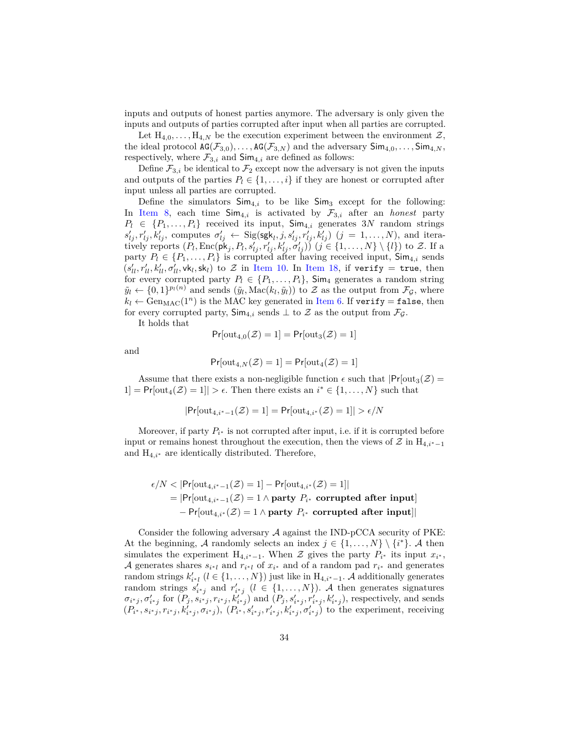inputs and outputs of honest parties anymore. The adversary is only given the inputs and outputs of parties corrupted after input when all parties are corrupted.

Let $\mathrm{H}_{4,0}, \ldots, \mathrm{H}_{4,N}$ be the execution experiment between the environment $\mathcal{Z}$, the ideal protocol $\mathtt{AG}(\mathcal{F}_{3,0}), \ldots, \mathtt{AG}(\mathcal{F}_{3,N})$ and the adversary $\mathsf{Sim}_{4,0}, \ldots, \mathsf{Sim}_{4,N}$, respectively, where $\mathcal{F}_{3,i}$ and $\mathsf{Sim}_{4,i}$ are defined as follows:

Define $\mathcal{F}_{3,i}$ be identical to $\mathcal{F}_2$ except now the adversary is not given the inputs and outputs of the parties $P_l \in \{1, \ldots, i\}$ if they are honest or corrupted after input unless all parties are corrupted.

Define the simulators $\mathsf{Sim}_{4,i}$ to be like $\mathsf{Sim}_3$ except for the following: In Item 8, each time $\mathsf{Sim}_{4,i}$ is activated by $\mathcal{F}_{3,i}$ after an *honest* party $P_l \in \{P_1, \ldots, P_i\}$ received its input, $\mathsf{Sim}_{4,i}$ generates $3N$ random strings $s'_{lj}, r'_{lj}, k'_{lj}$, computes $\sigma'_{lj} \leftarrow \mathrm{Sig}(\mathsf{sgk}_l, j, s'_{lj}, r'_{lj}, k'_{lj})$ $(j = 1, \ldots, N)$, and iteratively reports $(P_l, \mathrm{Enc}(\mathsf{pk}_j, P_l, s'_{lj}, r'_{lj}, k'_{lj}, \sigma'_{lj}))$ $(j \in \{1, \ldots, N\} \setminus \{l\})$ to $\mathcal{Z}$. If a party $P_l \in \{P_1, \ldots, P_i\}$ is corrupted after having received input, $\mathsf{Sim}_{4,i}$ sends $(s'_{ll}, r'_{ll}, k'_{ll}, \sigma'_{ll}, \mathsf{vk}_l, \mathsf{sk}_l)$ to $\mathcal{Z}$ in Item 10. In Item 18, if $\mathtt{verify} = \mathtt{true}$, then for every corrupted party $P_l \in \{P_1, \ldots, P_i\}$, $\mathsf{Sim}_4$ generates a random string $\tilde{y}_l \leftarrow \{0,1\}^{p_l(n)}$ and sends $(\tilde{y}_l, \mathrm{Mac}(k_l, \tilde{y}_l))$ to $\mathcal{Z}$ as the output from $\mathcal{F}_{\mathcal{G}}$, where $k_l \leftarrow \mathrm{Gen}_{\mathrm{MAC}}(1^n)$ is the MAC key generated in Item 6. If $\mathtt{verify} = \mathtt{false}$, then for every corrupted party, $\mathsf{Sim}_{4,i}$ sends $\perp$ to $\mathcal{Z}$ as the output from $\mathcal{F}_{\mathcal{G}}$.

It holds that

$$\Pr[\mathrm{out}_{4,0}(\mathcal{Z}) = 1] = \Pr[\mathrm{out}_3(\mathcal{Z}) = 1]$$

and

$$\Pr[\mathrm{out}_{4,N}(\mathcal{Z}) = 1] = \Pr[\mathrm{out}_4(\mathcal{Z}) = 1]$$

Assume that there exists a non-negligible function $\epsilon$ such that $|\Pr[\mathrm{out}_3(\mathcal{Z}) = 1] = \Pr[\mathrm{out}_4(\mathcal{Z}) = 1]| > \epsilon$. Then there exists an $i^* \in \{1, \ldots, N\}$ such that

$$|\Pr[\mathrm{out}_{4,i^*-1}(\mathcal{Z}) = 1] = \Pr[\mathrm{out}_{4,i^*}(\mathcal{Z}) = 1]| > \epsilon/N$$

Moreover, if party $P_{i^*}$ is not corrupted after input, i.e. if it is corrupted before input or remains honest throughout the execution, then the views of $\mathcal{Z}$ in $\mathrm{H}_{4,i^*-1}$ and $\mathrm{H}_{4,i^*}$ are identically distributed. Therefore,

$$\begin{aligned}
\epsilon/N &< |\Pr[\mathrm{out}_{4,i^*-1}(\mathcal{Z}) = 1] - \Pr[\mathrm{out}_{4,i^*}(\mathcal{Z}) = 1]| \\
&= |\Pr[\mathrm{out}_{4,i^*-1}(\mathcal{Z}) = 1 \wedge \textbf{party } P_{i^*} \textbf{ corrupted after input}] \\
&\quad - \Pr[\mathrm{out}_{4,i^*}(\mathcal{Z}) = 1 \wedge \textbf{party } P_{i^*} \textbf{ corrupted after input}]|
\end{aligned}$$

Consider the following adversary $\mathcal{A}$ against the IND-pCCA security of PKE: At the beginning, $\mathcal{A}$ randomly selects an index $j \in \{1, \ldots, N\} \setminus \{i^*\}$. $\mathcal{A}$ then simulates the experiment $\mathrm{H}_{4,i^*-1}$. When $\mathcal{Z}$ gives the party $P_{i^*}$ its input $x_{i^*}$, $\mathcal{A}$ generates shares $s_{i^*l}$ and $r_{i^*l}$ of $x_{i^*}$ and of a random pad $r_{i^*}$ and generates random strings $k'_{i^*l}$ $(l \in \{1, \ldots, N\})$ just like in $\mathrm{H}_{4,i^*-1}$. $\mathcal{A}$ additionally generates random strings $s'_{i^*j}$ and $r'_{i^*j}$ $(l \in \{1, \ldots, N\})$. $\mathcal{A}$ then generates signatures $\sigma_{i^*j}, \sigma'_{i^*j}$ for $(P_j, s_{i^*j}, r_{i^*j}, k'_{i^*j})$ and $(P_j, s'_{i^*j}, r'_{i^*j}, k'_{i^*j})$, respectively, and sends $(P_{i^*}, s_{i^*j}, r_{i^*j}, k'_{i^*j}, \sigma_{i^*j})$, $(P_{i^*}, s'_{i^*j}, r'_{i^*j}, k'_{i^*j}, \sigma'_{i^*j})$ to the experiment, receiving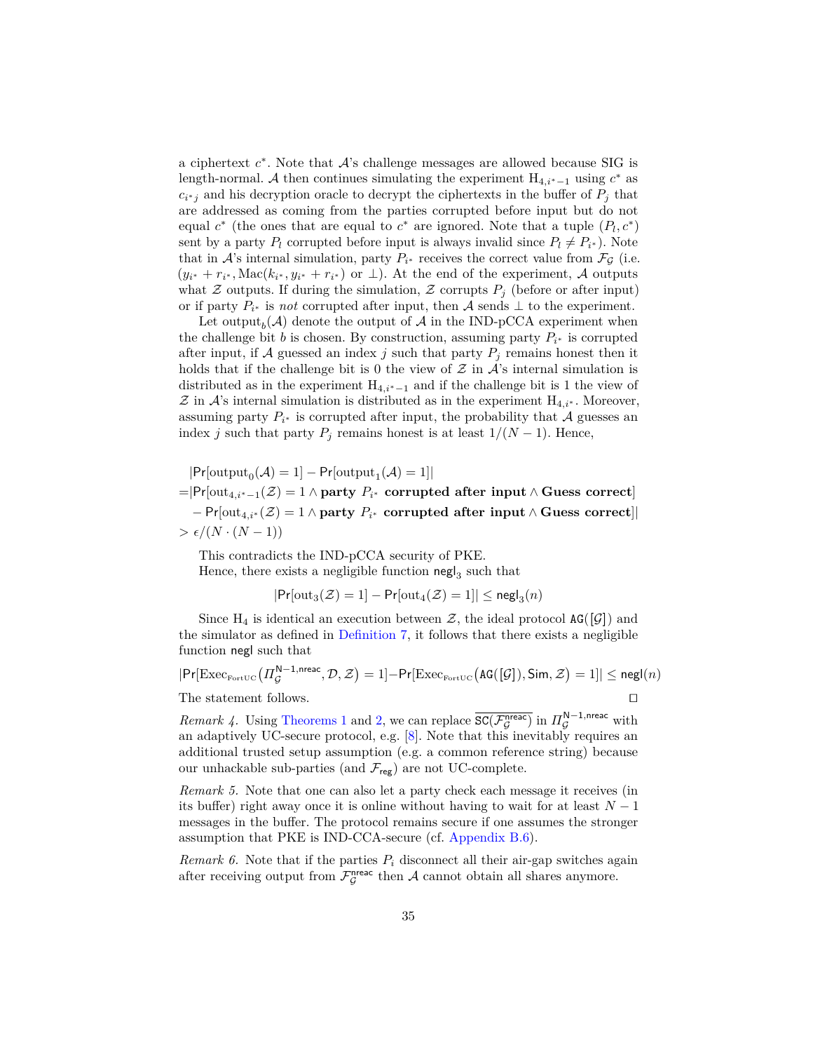a ciphertext $c^*$. Note that $\mathcal{A}$'s challenge messages are allowed because SIG is length-normal. $\mathcal{A}$ then continues simulating the experiment $\mathrm{H}_{4,i^*-1}$ using $c^*$ as $c_{i^*j}$ and his decryption oracle to decrypt the ciphertexts in the buffer of $P_j$ that are addressed as coming from the parties corrupted before input but do not equal $c^*$ (the ones that are equal to $c^*$ are ignored. Note that a tuple $(P_l, c^*)$ sent by a party $P_l$ corrupted before input is always invalid since $P_l \neq P_{i^*}$). Note that in $\mathcal{A}$'s internal simulation, party $P_{i^*}$ receives the correct value from $\mathcal{F}_{\mathcal{G}}$ (i.e. $(y_{i^*} + r_{i^*}, \mathrm{Mac}(k_{i^*}, y_{i^*} + r_{i^*})$ or $\perp$). At the end of the experiment, $\mathcal{A}$ outputs what $\mathcal{Z}$ outputs. If during the simulation, $\mathcal{Z}$ corrupts $P_j$ (before or after input) or if party $P_{i^*}$ is *not* corrupted after input, then $\mathcal{A}$ sends $\perp$ to the experiment.

Let $\mathrm{output}_b(\mathcal{A})$ denote the output of $\mathcal{A}$ in the IND-pCCA experiment when the challenge bit $b$ is chosen. By construction, assuming party $P_{i^*}$ is corrupted after input, if $\mathcal{A}$ guessed an index $j$ such that party $P_j$ remains honest then it holds that if the challenge bit is 0 the view of $\mathcal{Z}$ in $\mathcal{A}$'s internal simulation is distributed as in the experiment $\mathrm{H}_{4,i^*-1}$ and if the challenge bit is 1 the view of $\mathcal{Z}$ in $\mathcal{A}$'s internal simulation is distributed as in the experiment $\mathrm{H}_{4,i^*}$. Moreover, assuming party $P_{i^*}$ is corrupted after input, the probability that $\mathcal{A}$ guesses an index $j$ such that party $P_j$ remains honest is at least $1/(N-1)$. Hence,

$$
\begin{aligned}
&|\Pr[\mathrm{output}_0(\mathcal{A}) = 1] - \Pr[\mathrm{output}_1(\mathcal{A}) = 1]| \\
=&|\Pr[\mathrm{out}_{4,i^*-1}(\mathcal{Z}) = 1 \land \textbf{party } P_{i^*} \textbf{ corrupted after input} \land \textbf{Guess correct}] \\
&- \Pr[\mathrm{out}_{4,i^*}(\mathcal{Z}) = 1 \land \textbf{party } P_{i^*} \textbf{ corrupted after input} \land \textbf{Guess correct}]| \\
>& \epsilon/(N \cdot (N-1))
\end{aligned}
$$

This contradicts the IND-pCCA security of PKE.

Hence, there exists a negligible function $\mathsf{negl}_3$ such that

$$
|\Pr[\mathrm{out}_3(\mathcal{Z}) = 1] - \Pr[\mathrm{out}_4(\mathcal{Z}) = 1]| \leq \mathsf{negl}_3(n)
$$

Since $\mathrm{H}_4$ is identical an execution between $\mathcal{Z}$, the ideal protocol $\mathtt{AG}([\mathcal{G}])$ and the simulator as defined in Definition 7, it follows that there exists a negligible function $\mathsf{negl}$ such that

$$
|\Pr[\mathrm{Exec}_{\mathrm{FortUC}}(\Pi_{\mathcal{G}}^{\mathsf{N-1,nreac}}, \mathcal{D}, \mathcal{Z}) = 1] - \Pr[\mathrm{Exec}_{\mathrm{FortUC}}(\mathtt{AG}([\mathcal{G}]), \mathsf{Sim}, \mathcal{Z}) = 1]| \leq \mathsf{negl}(n)
$$

The statement follows. □

*Remark 4.* Using Theorems 1 and 2, we can replace $\overline{\mathsf{SC}(\mathcal{F}_{\mathcal{G}}^{\mathsf{nreac}})}$ in $\Pi_{\mathcal{G}}^{\mathsf{N-1,nreac}}$ with an adaptively UC-secure protocol, e.g. [8]. Note that this inevitably requires an additional trusted setup assumption (e.g. a common reference string) because our unhackable sub-parties (and $\mathcal{F}_{\mathsf{reg}}$) are not UC-complete.

*Remark 5.* Note that one can also let a party check each message it receives (in its buffer) right away once it is online without having to wait for at least $N-1$ messages in the buffer. The protocol remains secure if one assumes the stronger assumption that PKE is IND-CCA-secure (cf. Appendix B.6).

*Remark 6.* Note that if the parties $P_i$ disconnect all their air-gap switches again after receiving output from $\mathcal{F}_{\mathcal{G}}^{\mathsf{nreac}}$ then $\mathcal{A}$ cannot obtain all shares anymore.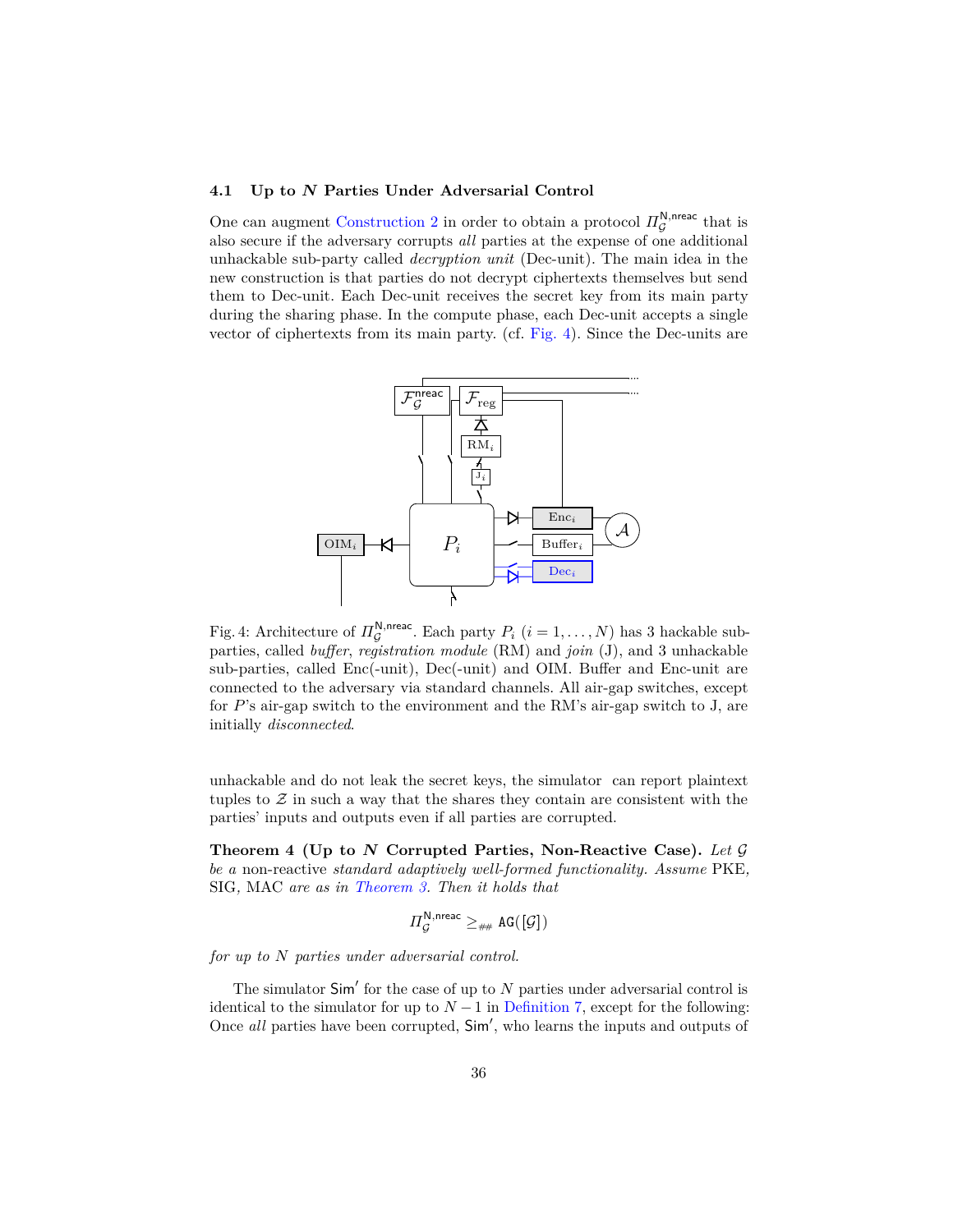### 4.1 Up to $N$ Parties Under Adversarial Control

One can augment Construction 2 in order to obtain a protocol $\Pi_{\mathcal{G}}^{\mathsf{N,nreac}}$ that is also secure if the adversary corrupts *all* parties at the expense of one additional unhackable sub-party called *decryption unit* (Dec-unit). The main idea in the new construction is that parties do not decrypt ciphertexts themselves but send them to Dec-unit. Each Dec-unit receives the secret key from its main party during the sharing phase. In the compute phase, each Dec-unit accepts a single vector of ciphertexts from its main party. (cf. Fig. 4). Since the Dec-units are unhackable and do not leak the secret keys, the simulator can report plaintext tuples to $\mathcal{Z}$ in such a way that the shares they contain are consistent with the parties' inputs and outputs even if all parties are corrupted.

Fig. 4: Architecture of $\Pi_{\mathcal{G}}^{\mathsf{N,nreac}}$. Each party $P_i$ $(i = 1, \ldots, N)$ has 3 hackable sub-parties, called *buffer*, *registration module* (RM) and *join* (J), and 3 unhackable sub-parties, called Enc(-unit), Dec(-unit) and OIM. Buffer and Enc-unit are connected to the adversary via standard channels. All air-gap switches, except for $P$'s air-gap switch to the environment and the RM's air-gap switch to J, are initially *disconnected*.

**Theorem 4 (Up to $N$ Corrupted Parties, Non-Reactive Case).** *Let $\mathcal{G}$ be a* non-reactive *standard adaptively well-formed functionality. Assume* PKE*,* SIG*,* MAC *are as in Theorem 3. Then it holds that*

$$\Pi_{\mathcal{G}}^{\mathsf{N,nreac}} \geq_{\#\#} \mathtt{AG}([\mathcal{G}])$$

*for up to $N$ parties under adversarial control.*

The simulator $\mathsf{Sim}'$ for the case of up to $N$ parties under adversarial control is identical to the simulator for up to $N-1$ in Definition 7, except for the following: Once *all* parties have been corrupted, $\mathsf{Sim}'$, who learns the inputs and outputs of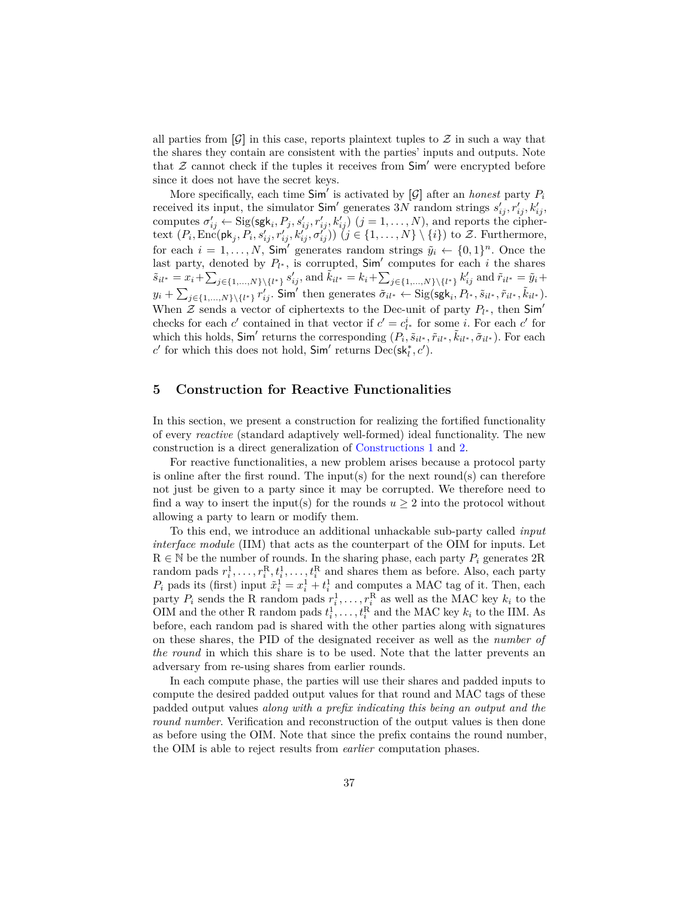all parties from $[\mathcal{G}]$ in this case, reports plaintext tuples to $\mathcal{Z}$ in such a way that the shares they contain are consistent with the parties' inputs and outputs. Note that $\mathcal{Z}$ cannot check if the tuples it receives from $\mathsf{Sim}'$ were encrypted before since it does not have the secret keys.

More specifically, each time $\mathsf{Sim}'$ is activated by $[\mathcal{G}]$ after an *honest* party $P_i$ received its input, the simulator $\mathsf{Sim}'$ generates $3N$ random strings $s'_{ij}, r'_{ij}, k'_{ij}$, computes $\sigma'_{ij} \leftarrow \mathrm{Sig}(\mathsf{sgk}_i, P_j, s'_{ij}, r'_{ij}, k'_{ij})$ $(j = 1, \ldots, N)$, and reports the ciphertext $(P_i, \mathrm{Enc}(\mathsf{pk}_j, P_i, s'_{ij}, r'_{ij}, k'_{ij}, \sigma'_{ij}))$ $(j \in \{1, \ldots, N\} \setminus \{i\})$ to $\mathcal{Z}$. Furthermore, for each $i = 1, \ldots, N$, $\mathsf{Sim}'$ generates random strings $\tilde{y}_i \leftarrow \{0,1\}^n$. Once the last party, denoted by $P_{l^*}$, is corrupted, $\mathsf{Sim}'$ computes for each $i$ the shares $\tilde{s}_{il^*} = x_i + \sum_{j \in \{1,\ldots,N\} \setminus \{l^*\}} s'_{ij}$, and $\tilde{k}_{il^*} = k_i + \sum_{j \in \{1,\ldots,N\} \setminus \{l^*\}} k'_{ij}$ and $\tilde{r}_{il^*} = \tilde{y}_i + y_i + \sum_{j \in \{1,\ldots,N\} \setminus \{l^*\}} r'_{ij}$. $\mathsf{Sim}'$ then generates $\tilde{\sigma}_{il^*} \leftarrow \mathrm{Sig}(\mathsf{sgk}_i, P_{l^*}, \tilde{s}_{il^*}, \tilde{r}_{il^*}, \tilde{k}_{il^*})$. When $\mathcal{Z}$ sends a vector of ciphertexts to the Dec-unit of party $P_{l^*}$, then $\mathsf{Sim}'$ checks for each $c'$ contained in that vector if $c' = c^i_{l^*}$ for some $i$. For each $c'$ for which this holds, $\mathsf{Sim}'$ returns the corresponding $(P_i, \tilde{s}_{il^*}, \tilde{r}_{il^*}, \tilde{k}_{il^*}, \tilde{\sigma}_{il^*})$. For each $c'$ for which this does not hold, $\mathsf{Sim}'$ returns $\mathrm{Dec}(\mathsf{sk}^*_l, c')$.

## 5 Construction for Reactive Functionalities

In this section, we present a construction for realizing the fortified functionality of every *reactive* (standard adaptively well-formed) ideal functionality. The new construction is a direct generalization of Constructions 1 and 2.

For reactive functionalities, a new problem arises because a protocol party is online after the first round. The input(s) for the next round(s) can therefore not just be given to a party since it may be corrupted. We therefore need to find a way to insert the input(s) for the rounds $u \geq 2$ into the protocol without allowing a party to learn or modify them.

To this end, we introduce an additional unhackable sub-party called *input interface module* (IIM) that acts as the counterpart of the OIM for inputs. Let $\mathrm{R} \in \mathbb{N}$ be the number of rounds. In the sharing phase, each party $P_i$ generates $2\mathrm{R}$ random pads $r^1_i, \ldots, r^{\mathrm{R}}_i, t^1_i, \ldots, t^{\mathrm{R}}_i$ and shares them as before. Also, each party $P_i$ pads its (first) input $\tilde{x}^1_i = x^1_i + t^1_i$ and computes a MAC tag of it. Then, each party $P_i$ sends the R random pads $r^1_i, \ldots, r^{\mathrm{R}}_i$ as well as the MAC key $k_i$ to the OIM and the other R random pads $t^1_i, \ldots, t^{\mathrm{R}}_i$ and the MAC key $k_i$ to the IIM. As before, each random pad is shared with the other parties along with signatures on these shares, the PID of the designated receiver as well as the *number of the round* in which this share is to be used. Note that the latter prevents an adversary from re-using shares from earlier rounds.

In each compute phase, the parties will use their shares and padded inputs to compute the desired padded output values for that round and MAC tags of these padded output values *along with a prefix indicating this being an output and the round number*. Verification and reconstruction of the output values is then done as before using the OIM. Note that since the prefix contains the round number, the OIM is able to reject results from *earlier* computation phases.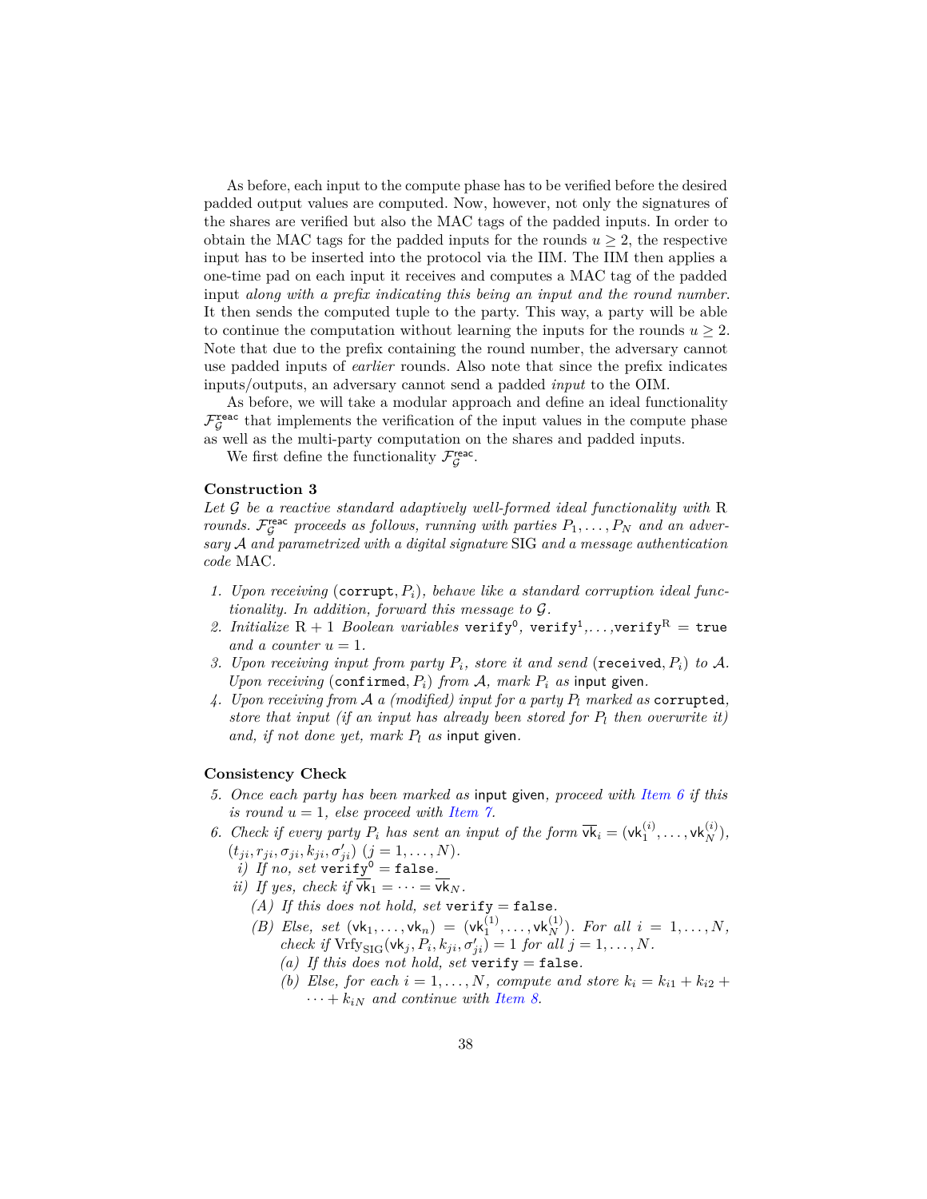As before, each input to the compute phase has to be verified before the desired padded output values are computed. Now, however, not only the signatures of the shares are verified but also the MAC tags of the padded inputs. In order to obtain the MAC tags for the padded inputs for the rounds $u \geq 2$, the respective input has to be inserted into the protocol via the IIM. The IIM then applies a one-time pad on each input it receives and computes a MAC tag of the padded input *along with a prefix indicating this being an input and the round number*. It then sends the computed tuple to the party. This way, a party will be able to continue the computation without learning the inputs for the rounds $u \geq 2$. Note that due to the prefix containing the round number, the adversary cannot use padded inputs of *earlier* rounds. Also note that since the prefix indicates inputs/outputs, an adversary cannot send a padded *input* to the OIM.

As before, we will take a modular approach and define an ideal functionality $\mathcal{F}_{\mathcal{G}}^{\mathsf{reac}}$ that implements the verification of the input values in the compute phase as well as the multi-party computation on the shares and padded inputs.

We first define the functionality $\mathcal{F}_{\mathcal{G}}^{\mathsf{reac}}$.

**Construction 3**
*Let $\mathcal{G}$ be a reactive standard adaptively well-formed ideal functionality with $\mathrm{R}$ rounds. $\mathcal{F}_{\mathcal{G}}^{\mathsf{reac}}$ proceeds as follows, running with parties $P_1, \ldots, P_N$ and an adversary $\mathcal{A}$ and parametrized with a digital signature* SIG *and a message authentication code* MAC.

1. *Upon receiving* (`corrupt`, $P_i$)*, behave like a standard corruption ideal functionality. In addition, forward this message to $\mathcal{G}$.*
2. *Initialize $\mathrm{R}+1$ Boolean variables* $\mathtt{verify}^0$, $\mathtt{verify}^1, \ldots, \mathtt{verify}^{\mathrm{R}}$ = `true` *and a counter $u = 1$.*
3. *Upon receiving input from party $P_i$, store it and send* (`received`, $P_i$) *to $\mathcal{A}$. Upon receiving* (`confirmed`, $P_i$) *from $\mathcal{A}$, mark $P_i$ as* input given.
4. *Upon receiving from $\mathcal{A}$ a (modified) input for a party $P_l$ marked as* `corrupted`*, store that input (if an input has already been stored for $P_l$ then overwrite it) and, if not done yet, mark $P_l$ as* input given.

**Consistency Check**

5. *Once each party has been marked as* input given*, proceed with Item 6 if this is round $u = 1$, else proceed with Item 7.*
6. *Check if every party $P_i$ has sent an input of the form $\overline{\mathsf{vk}}_i = (\mathsf{vk}_1^{(i)}, \ldots, \mathsf{vk}_N^{(i)})$, $(t_{ji}, r_{ji}, \sigma_{ji}, k_{ji}, \sigma'_{ji})$ $(j = 1, \ldots, N)$.*
   - *i) If no, set* $\mathtt{verify}^0$ = `false`.
   - *ii) If yes, check if $\overline{\mathsf{vk}}_1 = \cdots = \overline{\mathsf{vk}}_N$.*
     - *(A) If this does not hold, set* `verify` = `false`.
     - *(B) Else, set $(\mathsf{vk}_1, \ldots, \mathsf{vk}_n) = (\mathsf{vk}_1^{(1)}, \ldots, \mathsf{vk}_N^{(1)})$. For all $i = 1, \ldots, N$, check if $\mathrm{Vrfy}_{\mathrm{SIG}}(\mathsf{vk}_j, P_i, k_{ji}, \sigma'_{ji}) = 1$ for all $j = 1, \ldots, N$.*
       - *(a) If this does not hold, set* `verify` = `false`.
       - *(b) Else, for each $i = 1, \ldots, N$, compute and store $k_i = k_{i1} + k_{i2} + \cdots + k_{iN}$ and continue with Item 8.*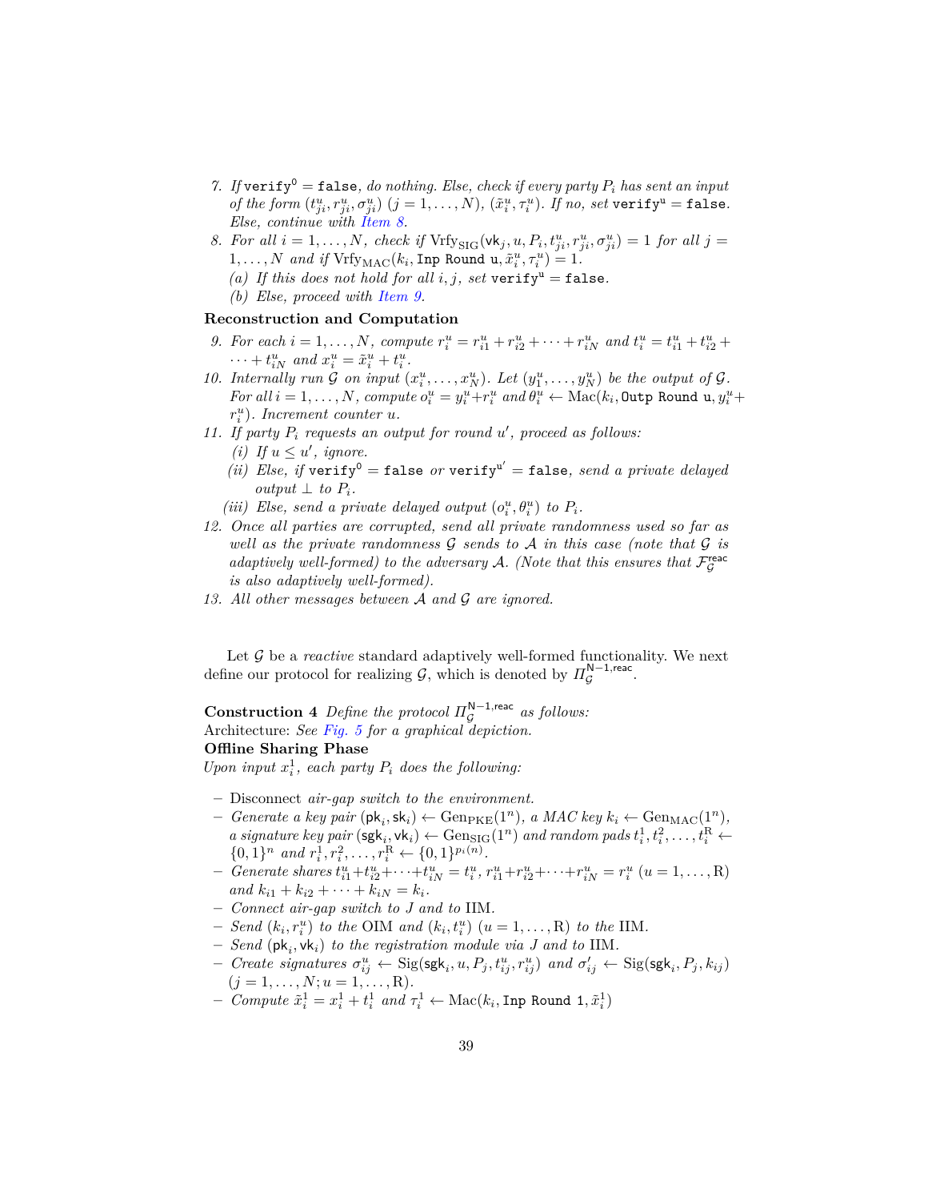7. If $\texttt{verify}^0 = \texttt{false}$, do nothing. Else, check if every party $P_i$ has sent an input of the form $(t^u_{ji}, r^u_{ji}, \sigma^u_{ji})$ $(j = 1, \ldots, N)$, $(\tilde{x}^u_i, \tau^u_i)$. If no, set $\texttt{verify}^\texttt{u} = \texttt{false}$. Else, continue with Item 8.
8. For all $i = 1, \ldots, N$, check if $\mathrm{Vrfy}_{\mathrm{SIG}}(\mathsf{vk}_j, u, P_i, t^u_{ji}, r^u_{ji}, \sigma^u_{ji}) = 1$ for all $j = 1, \ldots, N$ and if $\mathrm{Vrfy}_{\mathrm{MAC}}(k_i, \texttt{Inp Round u}, \tilde{x}^u_i, \tau^u_i) = 1$.
   (a) If this does not hold for all $i, j$, set $\texttt{verify}^\texttt{u} = \texttt{false}$.
   (b) Else, proceed with Item 9.

**Reconstruction and Computation**

9. For each $i = 1, \ldots, N$, compute $r^u_i = r^u_{i1} + r^u_{i2} + \cdots + r^u_{iN}$ and $t^u_i = t^u_{i1} + t^u_{i2} + \cdots + t^u_{iN}$ and $x^u_i = \tilde{x}^u_i + t^u_i$.
10. Internally run $\mathcal{G}$ on input $(x^u_1, \ldots, x^u_N)$. Let $(y^u_1, \ldots, y^u_N)$ be the output of $\mathcal{G}$. For all $i = 1, \ldots, N$, compute $o^u_i = y^u_i + r^u_i$ and $\theta^u_i \leftarrow \mathrm{Mac}(k_i, \texttt{Outp Round u}, y^u_i + r^u_i)$. Increment counter $u$.
11. If party $P_i$ requests an output for round $u'$, proceed as follows:
   (i) If $u \leq u'$, ignore.
   (ii) Else, if $\texttt{verify}^0 = \texttt{false}$ or $\texttt{verify}^{\texttt{u}'} = \texttt{false}$, send a private delayed output $\perp$ to $P_i$.
   (iii) Else, send a private delayed output $(o^u_i, \theta^u_i)$ to $P_i$.
12. Once all parties are corrupted, send all private randomness used so far as well as the private randomness $\mathcal{G}$ sends to $\mathcal{A}$ in this case (note that $\mathcal{G}$ is adaptively well-formed) to the adversary $\mathcal{A}$. (Note that this ensures that $\mathcal{F}^{\mathsf{reac}}_{\mathcal{G}}$ is also adaptively well-formed).
13. All other messages between $\mathcal{A}$ and $\mathcal{G}$ are ignored.

Let $\mathcal{G}$ be a *reactive* standard adaptively well-formed functionality. We next define our protocol for realizing $\mathcal{G}$, which is denoted by $\Pi^{\mathsf{N-1,reac}}_{\mathcal{G}}$.

**Construction 4** *Define the protocol $\Pi^{\mathsf{N-1,reac}}_{\mathcal{G}}$ as follows:*
Architecture: *See Fig. 5 for a graphical depiction.*
**Offline Sharing Phase**
*Upon input $x^1_i$, each party $P_i$ does the following:*

- Disconnect *air-gap switch to the environment.*
- *Generate a key pair $(\mathsf{pk}_i, \mathsf{sk}_i) \leftarrow \mathrm{Gen}_{\mathrm{PKE}}(1^n)$, a MAC key $k_i \leftarrow \mathrm{Gen}_{\mathrm{MAC}}(1^n)$, a signature key pair $(\mathsf{sgk}_i, \mathsf{vk}_i) \leftarrow \mathrm{Gen}_{\mathrm{SIG}}(1^n)$ and random pads $t^1_i, t^2_i, \ldots, t^{\mathrm{R}}_i \leftarrow \{0,1\}^n$ and $r^1_i, r^2_i, \ldots, r^{\mathrm{R}}_i \leftarrow \{0,1\}^{p_i(n)}$.*
- *Generate shares $t^u_{i1} + t^u_{i2} + \cdots + t^u_{iN} = t^u_i$, $r^u_{i1} + r^u_{i2} + \cdots + r^u_{iN} = r^u_i$ $(u = 1, \ldots, \mathrm{R})$ and $k_{i1} + k_{i2} + \cdots + k_{iN} = k_i$.*
- *Connect air-gap switch to $J$ and to* IIM.
- *Send $(k_i, r^u_i)$ to the* OIM *and $(k_i, t^u_i)$ $(u = 1, \ldots, \mathrm{R})$ to the* IIM.
- *Send $(\mathsf{pk}_i, \mathsf{vk}_i)$ to the registration module via $J$ and to* IIM.
- *Create signatures $\sigma^u_{ij} \leftarrow \mathrm{Sig}(\mathsf{sgk}_i, u, P_j, t^u_{ij}, r^u_{ij})$ and $\sigma'_{ij} \leftarrow \mathrm{Sig}(\mathsf{sgk}_i, P_j, k_{ij})$ $(j = 1, \ldots, N; u = 1, \ldots, \mathrm{R})$.*
- *Compute $\tilde{x}^1_i = x^1_i + t^1_i$ and $\tau^1_i \leftarrow \mathrm{Mac}(k_i, \texttt{Inp Round 1}, \tilde{x}^1_i)$*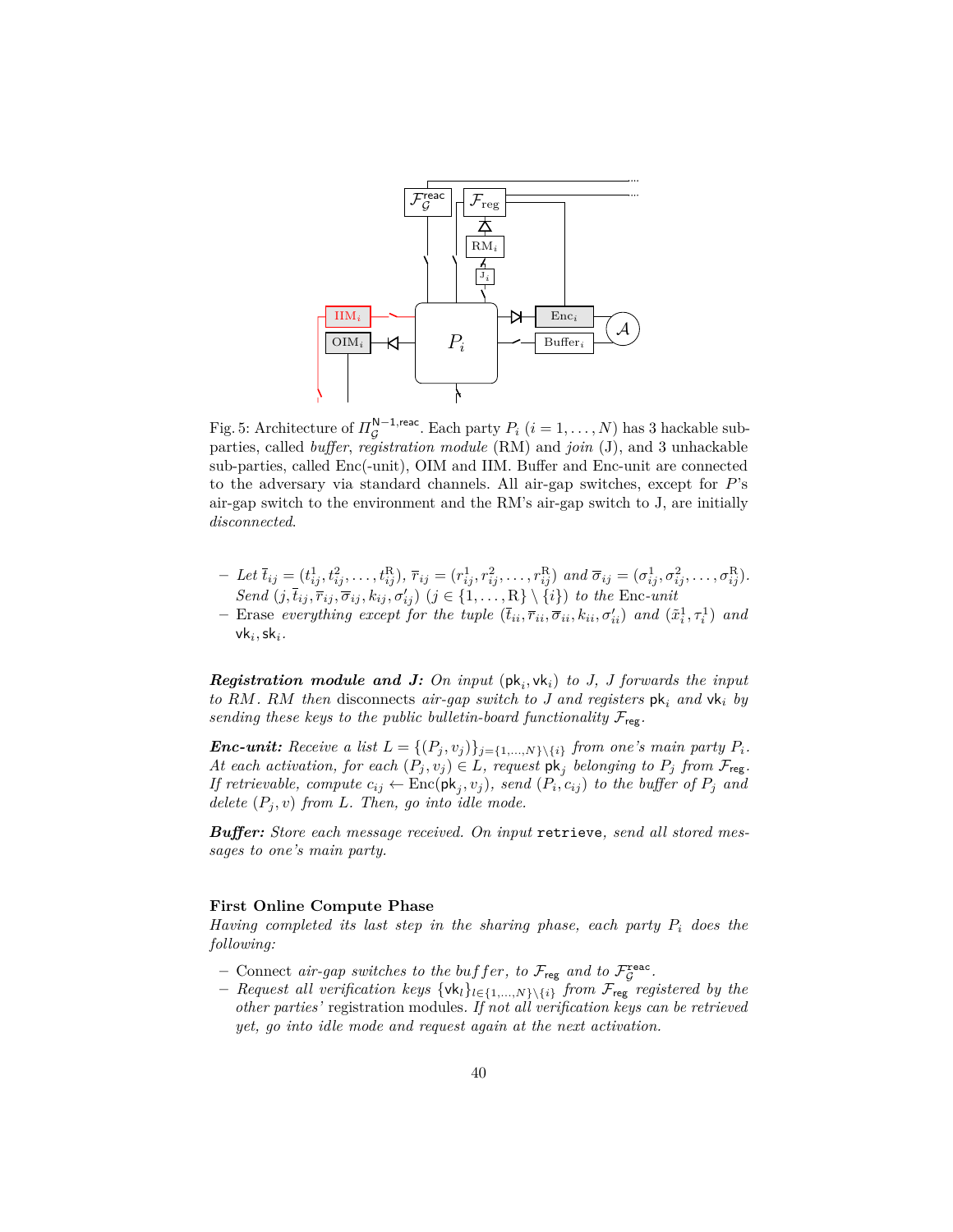Fig. 5: Architecture of $\Pi_{\mathcal{G}}^{\mathsf{N-1,reac}}$. Each party $P_i$ ($i = 1, \ldots, N$) has 3 hackable sub-parties, called *buffer*, *registration module* (RM) and *join* (J), and 3 unhackable sub-parties, called Enc(-unit), OIM and IIM. Buffer and Enc-unit are connected to the adversary via standard channels. All air-gap switches, except for $P$'s air-gap switch to the environment and the RM's air-gap switch to J, are initially *disconnected*.

- *Let* $\bar{t}_{ij} = (t_{ij}^1, t_{ij}^2, \ldots, t_{ij}^{\mathrm{R}})$, $\bar{r}_{ij} = (r_{ij}^1, r_{ij}^2, \ldots, r_{ij}^{\mathrm{R}})$ *and* $\bar{\sigma}_{ij} = (\sigma_{ij}^1, \sigma_{ij}^2, \ldots, \sigma_{ij}^{\mathrm{R}})$. *Send* $(j, \bar{t}_{ij}, \bar{r}_{ij}, \bar{\sigma}_{ij}, k_{ij}, \sigma'_{ij})$ $(j \in \{1, \ldots, \mathrm{R}\} \setminus \{i\})$ *to the* Enc*-unit*
- Erase *everything except for the tuple* $(\bar{t}_{ii}, \bar{r}_{ii}, \bar{\sigma}_{ii}, k_{ii}, \sigma'_{ii})$ *and* $(\tilde{x}_i^1, \tau_i^1)$ *and* $\mathsf{vk}_i, \mathsf{sk}_i$.

***Registration module and J:*** *On input* $(\mathsf{pk}_i, \mathsf{vk}_i)$ *to J, J forwards the input to RM. RM then* disconnects *air-gap switch to J and* registers $\mathsf{pk}_i$ *and* $\mathsf{vk}_i$ *by sending these keys to the public bulletin-board functionality* $\mathcal{F}_{\mathsf{reg}}$.

***Enc-unit:*** *Receive a list* $L = \{(P_j, v_j)\}_{j=\{1,\ldots,N\}\setminus\{i\}}$ *from one's main party* $P_i$. *At each activation, for each* $(P_j, v_j) \in L$, *request* $\mathsf{pk}_j$ *belonging to* $P_j$ *from* $\mathcal{F}_{\mathsf{reg}}$. *If retrievable, compute* $c_{ij} \leftarrow \mathrm{Enc}(\mathsf{pk}_j, v_j)$, *send* $(P_i, c_{ij})$ *to the buffer of* $P_j$ *and delete* $(P_j, v)$ *from* $L$. *Then, go into idle mode.*

***Buffer:*** *Store each message received. On input* `retrieve`, *send all stored messages to one's main party.*

**First Online Compute Phase**

*Having completed its last step in the sharing phase, each party* $P_i$ *does the following:*

- Connect *air-gap switches to the* $buffer$, *to* $\mathcal{F}_{\mathsf{reg}}$ *and to* $\mathcal{F}_{\mathcal{G}}^{\mathsf{reac}}$.
- *Request all verification keys* $\{\mathsf{vk}_l\}_{l\in\{1,\ldots,N\}\setminus\{i\}}$ *from* $\mathcal{F}_{\mathsf{reg}}$ *registered by the other parties'* registration modules*. If not all verification keys can be retrieved yet, go into idle mode and request again at the next activation.*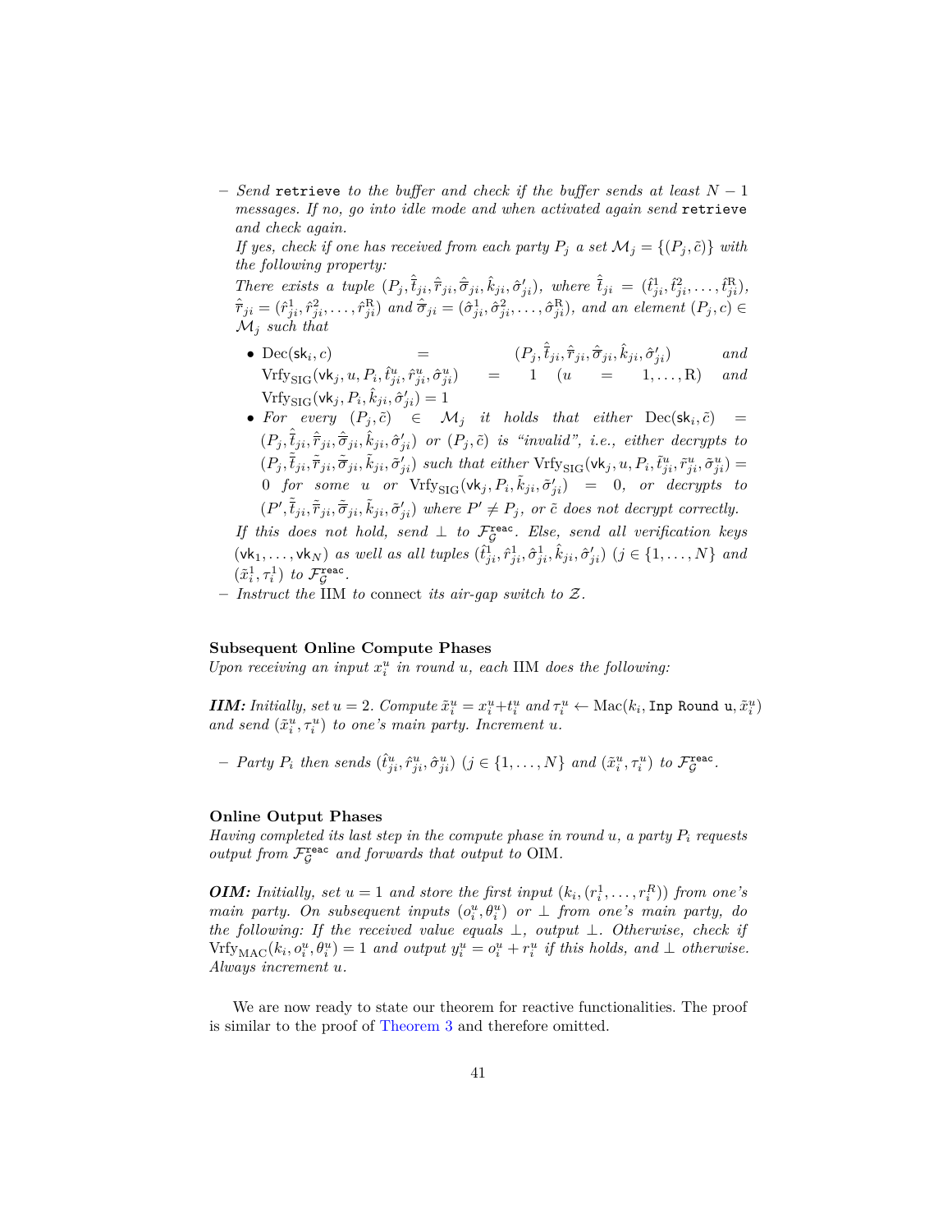– *Send* `retrieve` *to the buffer and check if the buffer sends at least $N-1$ messages. If no, go into idle mode and when activated again send* `retrieve` *and check again.*

  *If yes, check if one has received from each party $P_j$ a set $\mathcal{M}_j = \{(P_j, \tilde{c})\}$ with the following property:*

  *There exists a tuple $(P_j, \hat{\bar{t}}_{ji}, \hat{\bar{r}}_{ji}, \hat{\bar{\sigma}}_{ji}, \hat{k}_{ji}, \hat{\sigma}'_{ji})$, where $\hat{\bar{t}}_{ji} = (\hat{t}^1_{ji}, \hat{t}^2_{ji}, \ldots, \hat{t}^{\mathrm{R}}_{ji})$, $\hat{\bar{r}}_{ji} = (\hat{r}^1_{ji}, \hat{r}^2_{ji}, \ldots, \hat{r}^{\mathrm{R}}_{ji})$ and $\hat{\bar{\sigma}}_{ji} = (\hat{\sigma}^1_{ji}, \hat{\sigma}^2_{ji}, \ldots, \hat{\sigma}^{\mathrm{R}}_{ji})$, and an element $(P_j, c) \in \mathcal{M}_j$ such that*

  - $\mathrm{Dec}(\mathsf{sk}_i, c) = (P_j, \hat{\bar{t}}_{ji}, \hat{\bar{r}}_{ji}, \hat{\bar{\sigma}}_{ji}, \hat{k}_{ji}, \hat{\sigma}'_{ji})$ *and* $\mathrm{Vrfy}_{\mathrm{SIG}}(\mathsf{vk}_j, u, P_i, \hat{t}^u_{ji}, \hat{r}^u_{ji}, \hat{\sigma}^u_{ji}) = 1$ $(u = 1, \ldots, \mathrm{R})$ *and* $\mathrm{Vrfy}_{\mathrm{SIG}}(\mathsf{vk}_j, P_i, \hat{k}_{ji}, \hat{\sigma}'_{ji}) = 1$
  - *For every $(P_j, \tilde{c}) \in \mathcal{M}_j$ it holds that either $\mathrm{Dec}(\mathsf{sk}_i, \tilde{c}) = (P_j, \hat{\bar{t}}_{ji}, \hat{\bar{r}}_{ji}, \hat{\bar{\sigma}}_{ji}, \hat{k}_{ji}, \hat{\sigma}'_{ji})$ or $(P_j, \tilde{c})$ is "invalid", i.e., either decrypts to $(P_j, \tilde{\bar{t}}_{ji}, \tilde{\bar{r}}_{ji}, \tilde{\bar{\sigma}}_{ji}, \tilde{k}_{ji}, \tilde{\sigma}'_{ji})$ such that either $\mathrm{Vrfy}_{\mathrm{SIG}}(\mathsf{vk}_j, u, P_i, \tilde{t}^u_{ji}, \tilde{r}^u_{ji}, \tilde{\sigma}^u_{ji}) = 0$ for some $u$ or $\mathrm{Vrfy}_{\mathrm{SIG}}(\mathsf{vk}_j, P_i, \tilde{k}_{ji}, \tilde{\sigma}'_{ji}) = 0$, or decrypts to $(P', \tilde{\bar{t}}_{ji}, \tilde{\bar{r}}_{ji}, \tilde{\bar{\sigma}}_{ji}, \tilde{k}_{ji}, \tilde{\sigma}'_{ji})$ where $P' \neq P_j$, or $\tilde{c}$ does not decrypt correctly.*

  *If this does not hold, send $\perp$ to $\mathcal{F}^{\mathtt{reac}}_{\mathcal{G}}$. Else, send all verification keys $(\mathsf{vk}_1, \ldots, \mathsf{vk}_N)$ as well as all tuples $(\hat{t}^1_{ji}, \hat{r}^1_{ji}, \hat{\sigma}^1_{ji}, \hat{k}_{ji}, \hat{\sigma}'_{ji})$ $(j \in \{1, \ldots, N\}$ and $(\tilde{x}^1_i, \tau^1_i)$ to $\mathcal{F}^{\mathtt{reac}}_{\mathcal{G}}$.*

– *Instruct the* IIM *to* connect *its air-gap switch to $\mathcal{Z}$.*

**Subsequent Online Compute Phases**

*Upon receiving an input $x^u_i$ in round $u$, each* IIM *does the following:*

***IIM:*** *Initially, set $u = 2$. Compute $\tilde{x}^u_i = x^u_i + t^u_i$ and $\tau^u_i \leftarrow \mathrm{Mac}(k_i, \texttt{Inp Round u}, \tilde{x}^u_i)$ and send $(\tilde{x}^u_i, \tau^u_i)$ to one's main party. Increment $u$.*

– *Party $P_i$ then sends $(\hat{t}^u_{ji}, \hat{r}^u_{ji}, \hat{\sigma}^u_{ji})$ $(j \in \{1, \ldots, N\}$ and $(\tilde{x}^u_i, \tau^u_i)$ to $\mathcal{F}^{\mathtt{reac}}_{\mathcal{G}}$.*

**Online Output Phases**

*Having completed its last step in the compute phase in round $u$, a party $P_i$ requests output from $\mathcal{F}^{\mathtt{reac}}_{\mathcal{G}}$ and forwards that output to* OIM.

***OIM:*** *Initially, set $u = 1$ and store the first input $(k_i, (r^1_i, \ldots, r^R_i))$ from one's main party. On subsequent inputs $(o^u_i, \theta^u_i)$ or $\perp$ from one's main party, do the following: If the received value equals $\perp$, output $\perp$. Otherwise, check if $\mathrm{Vrfy}_{\mathrm{MAC}}(k_i, o^u_i, \theta^u_i) = 1$ and output $y^u_i = o^u_i + r^u_i$ if this holds, and $\perp$ otherwise. Always increment $u$.*

We are now ready to state our theorem for reactive functionalities. The proof is similar to the proof of Theorem 3 and therefore omitted.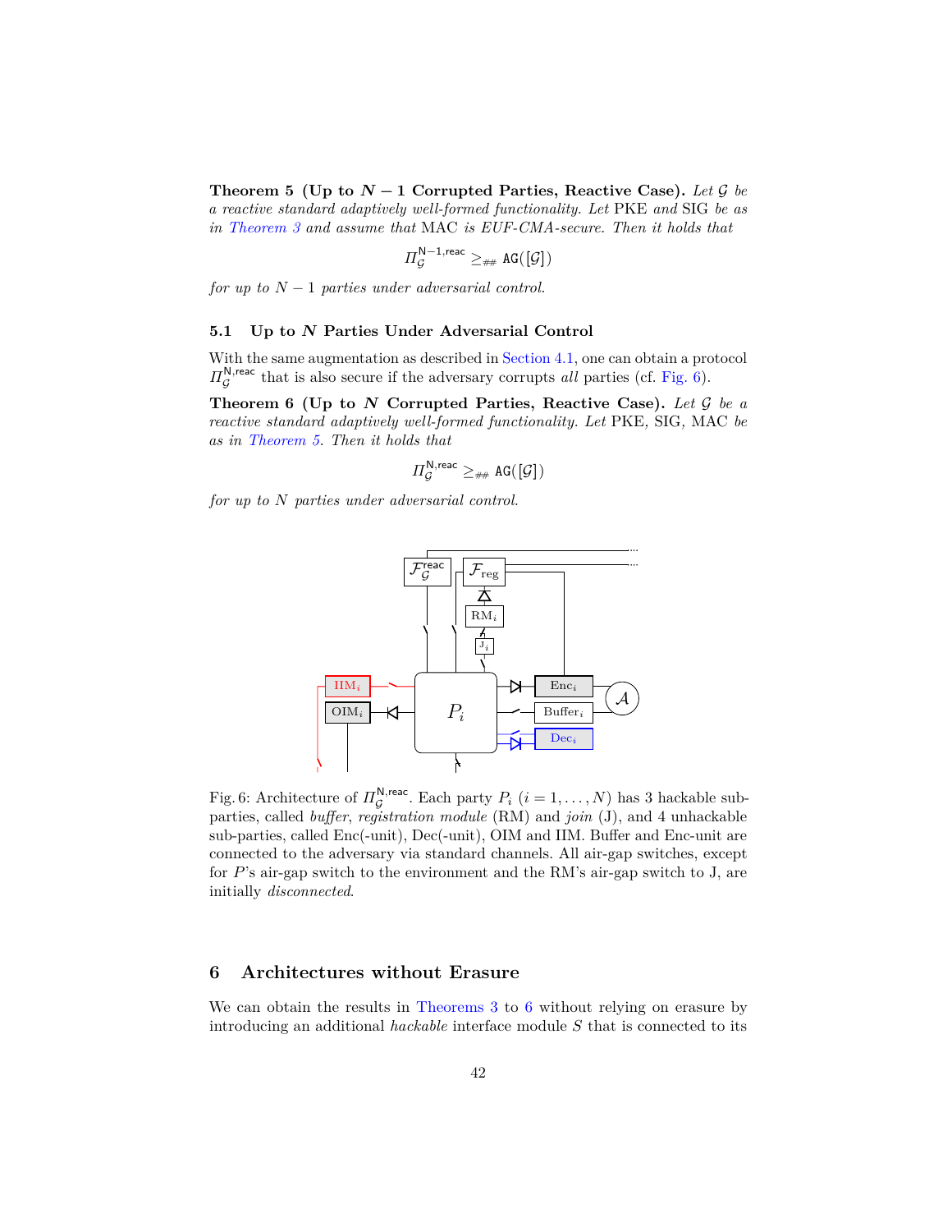**Theorem 5 (Up to $N-1$ Corrupted Parties, Reactive Case).** *Let $\mathcal{G}$ be a reactive standard adaptively well-formed functionality. Let* PKE *and* SIG *be as in Theorem 3 and assume that* MAC *is EUF-CMA-secure. Then it holds that*

$$\Pi_{\mathcal{G}}^{\mathsf{N-1,reac}} \geq_{\#\#} \mathtt{AG}([\mathcal{G}])$$

*for up to $N-1$ parties under adversarial control.*

### 5.1 Up to $N$ Parties Under Adversarial Control

With the same augmentation as described in Section 4.1, one can obtain a protocol $\Pi_{\mathcal{G}}^{\mathsf{N,reac}}$ that is also secure if the adversary corrupts *all* parties (cf. Fig. 6).

**Theorem 6 (Up to $N$ Corrupted Parties, Reactive Case).** *Let $\mathcal{G}$ be a reactive standard adaptively well-formed functionality. Let* PKE, SIG, MAC *be as in Theorem 5. Then it holds that*

$$\Pi_{\mathcal{G}}^{\mathsf{N,reac}} \geq_{\#\#} \mathtt{AG}([\mathcal{G}])$$

*for up to $N$ parties under adversarial control.*

Fig. 6: Architecture of $\Pi_{\mathcal{G}}^{\mathsf{N,reac}}$. Each party $P_i$ ($i = 1, \ldots, N$) has 3 hackable sub-parties, called *buffer*, *registration module* (RM) and *join* (J), and 4 unhackable sub-parties, called Enc(-unit), Dec(-unit), OIM and IIM. Buffer and Enc-unit are connected to the adversary via standard channels. All air-gap switches, except for $P$'s air-gap switch to the environment and the RM's air-gap switch to J, are initially *disconnected*.

## 6 Architectures without Erasure

We can obtain the results in Theorems 3 to 6 without relying on erasure by introducing an additional *hackable* interface module $S$ that is connected to its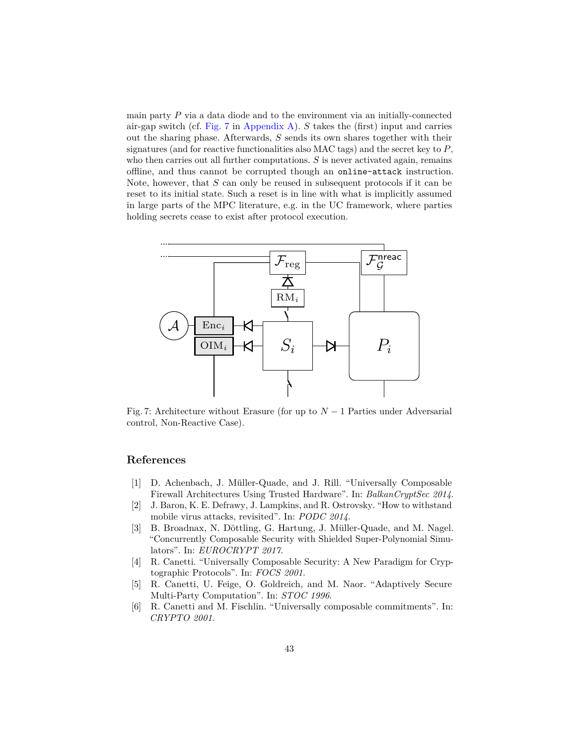main party $P$ via a data diode and to the environment via an initially-connected air-gap switch (cf. Fig. 7 in Appendix A). $S$ takes the (first) input and carries out the sharing phase. Afterwards, $S$ sends its own shares together with their signatures (and for reactive functionalities also MAC tags) and the secret key to $P$, who then carries out all further computations. $S$ is never activated again, remains offline, and thus cannot be corrupted though an `online-attack` instruction. Note, however, that $S$ can only be reused in subsequent protocols if it can be reset to its initial state. Such a reset is in line with what is implicitly assumed in large parts of the MPC literature, e.g. in the UC framework, where parties holding secrets cease to exist after protocol execution.

Fig. 7: Architecture without Erasure (for up to $N-1$ Parties under Adversarial control, Non-Reactive Case).

## References

[1] D. Achenbach, J. Müller-Quade, and J. Rill. "Universally Composable Firewall Architectures Using Trusted Hardware". In: *BalkanCryptSec 2014*.

[2] J. Baron, K. E. Defrawy, J. Lampkins, and R. Ostrovsky. "How to withstand mobile virus attacks, revisited". In: *PODC 2014*.

[3] B. Broadnax, N. Döttling, G. Hartung, J. Müller-Quade, and M. Nagel. "Concurrently Composable Security with Shielded Super-Polynomial Simulators". In: *EUROCRYPT 2017*.

[4] R. Canetti. "Universally Composable Security: A New Paradigm for Cryptographic Protocols". In: *FOCS 2001*.

[5] R. Canetti, U. Feige, O. Goldreich, and M. Naor. "Adaptively Secure Multi-Party Computation". In: *STOC 1996*.

[6] R. Canetti and M. Fischlin. "Universally composable commitments". In: *CRYPTO 2001*.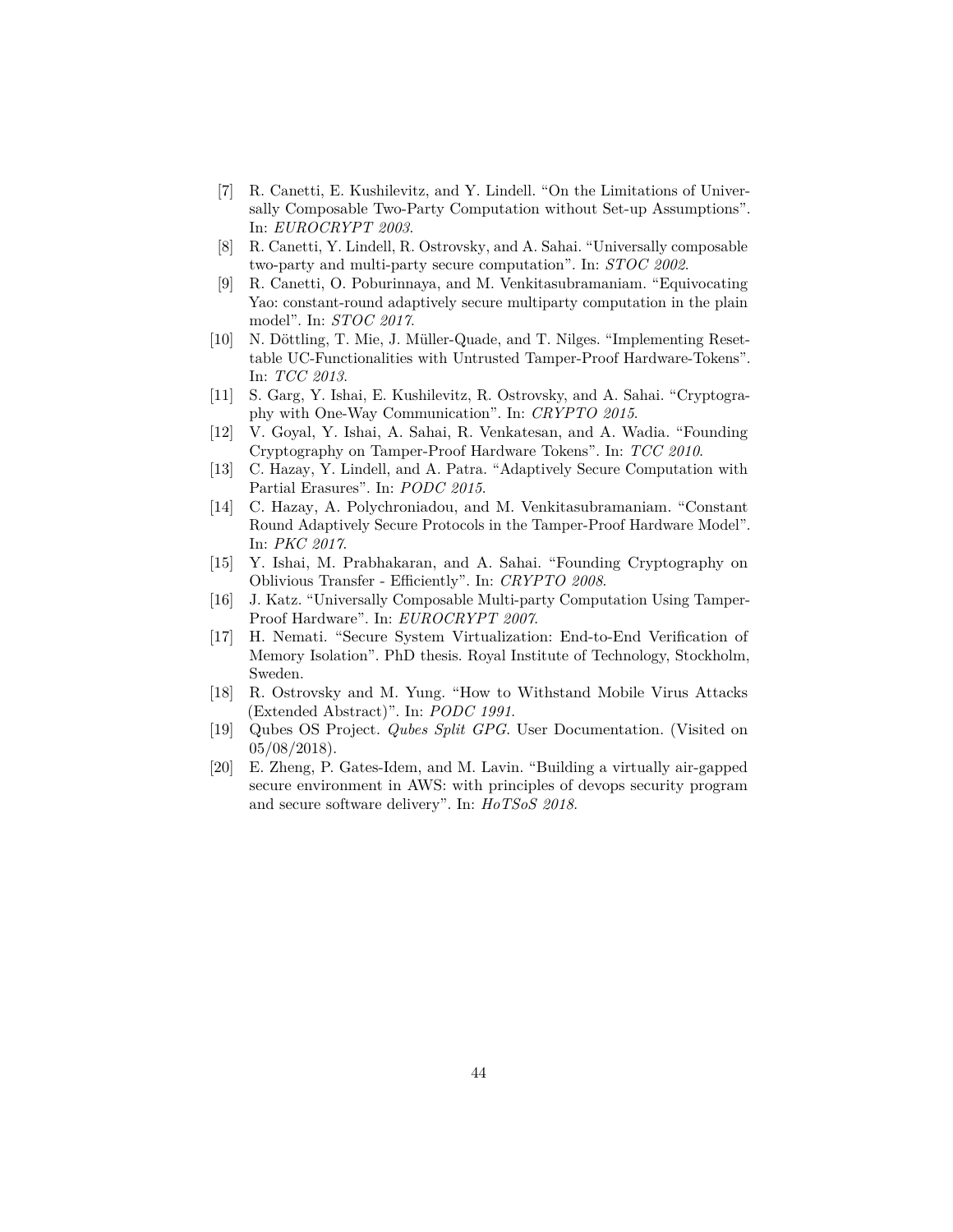- [7] R. Canetti, E. Kushilevitz, and Y. Lindell. "On the Limitations of Universally Composable Two-Party Computation without Set-up Assumptions". In: *EUROCRYPT 2003*.
- [8] R. Canetti, Y. Lindell, R. Ostrovsky, and A. Sahai. "Universally composable two-party and multi-party secure computation". In: *STOC 2002*.
- [9] R. Canetti, O. Poburinnaya, and M. Venkitasubramaniam. "Equivocating Yao: constant-round adaptively secure multiparty computation in the plain model". In: *STOC 2017*.
- [10] N. Döttling, T. Mie, J. Müller-Quade, and T. Nilges. "Implementing Resettable UC-Functionalities with Untrusted Tamper-Proof Hardware-Tokens". In: *TCC 2013*.
- [11] S. Garg, Y. Ishai, E. Kushilevitz, R. Ostrovsky, and A. Sahai. "Cryptography with One-Way Communication". In: *CRYPTO 2015*.
- [12] V. Goyal, Y. Ishai, A. Sahai, R. Venkatesan, and A. Wadia. "Founding Cryptography on Tamper-Proof Hardware Tokens". In: *TCC 2010*.
- [13] C. Hazay, Y. Lindell, and A. Patra. "Adaptively Secure Computation with Partial Erasures". In: *PODC 2015*.
- [14] C. Hazay, A. Polychroniadou, and M. Venkitasubramaniam. "Constant Round Adaptively Secure Protocols in the Tamper-Proof Hardware Model". In: *PKC 2017*.
- [15] Y. Ishai, M. Prabhakaran, and A. Sahai. "Founding Cryptography on Oblivious Transfer - Efficiently". In: *CRYPTO 2008*.
- [16] J. Katz. "Universally Composable Multi-party Computation Using Tamper-Proof Hardware". In: *EUROCRYPT 2007*.
- [17] H. Nemati. "Secure System Virtualization: End-to-End Verification of Memory Isolation". PhD thesis. Royal Institute of Technology, Stockholm, Sweden.
- [18] R. Ostrovsky and M. Yung. "How to Withstand Mobile Virus Attacks (Extended Abstract)". In: *PODC 1991*.
- [19] Qubes OS Project. *Qubes Split GPG*. User Documentation. (Visited on 05/08/2018).
- [20] E. Zheng, P. Gates-Idem, and M. Lavin. "Building a virtually air-gapped secure environment in AWS: with principles of devops security program and secure software delivery". In: *HoTSoS 2018*.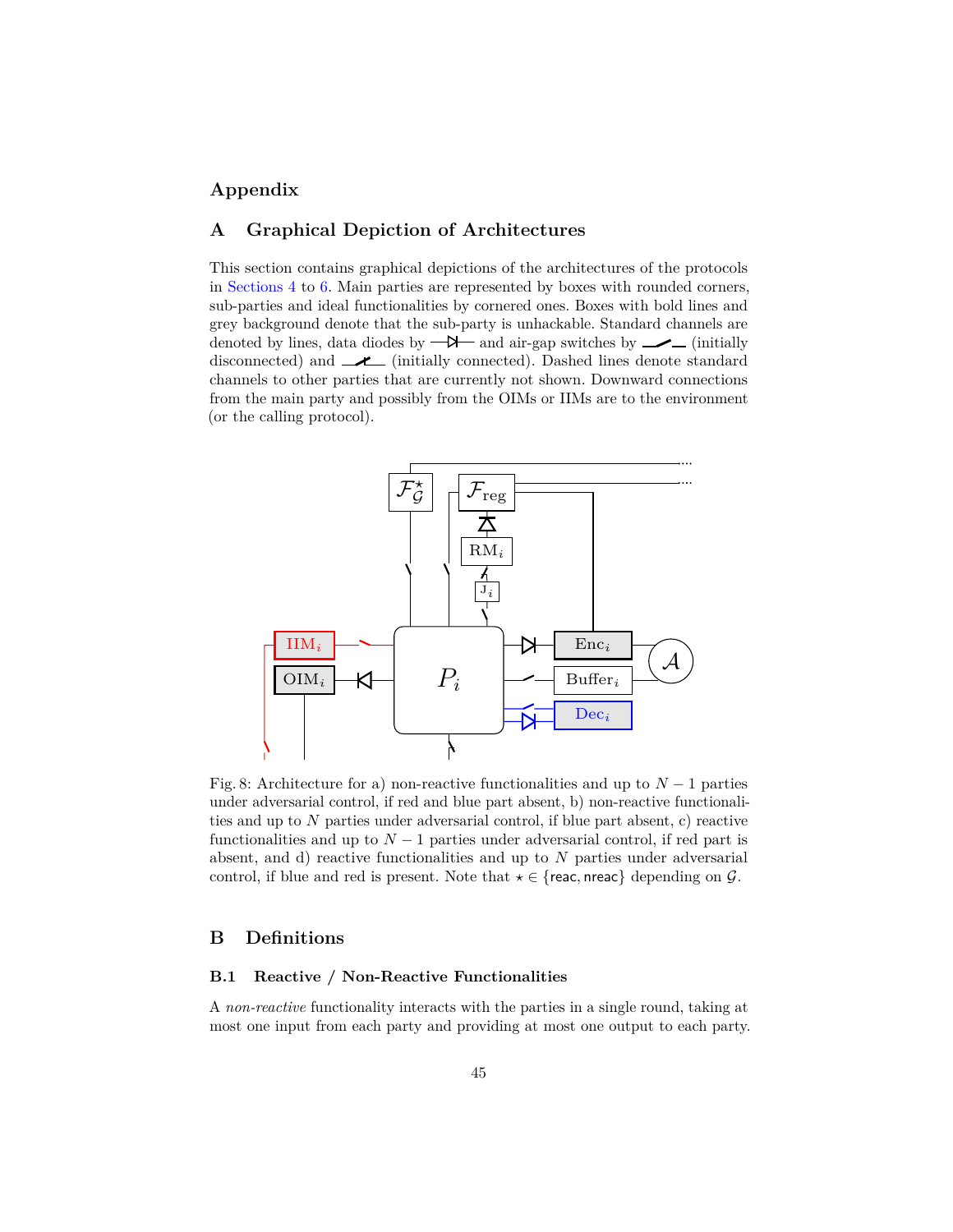# Appendix

## A Graphical Depiction of Architectures

This section contains graphical depictions of the architectures of the protocols in Sections 4 to 6. Main parties are represented by boxes with rounded corners, sub-parties and ideal functionalities by cornered ones. Boxes with bold lines and grey background denote that the sub-party is unhackable. Standard channels are denoted by lines, data diodes by —▷|— and air-gap switches by —⁄— (initially disconnected) and —⁄— (initially connected). Dashed lines denote standard channels to other parties that are currently not shown. Downward connections from the main party and possibly from the OIMs or IIMs are to the environment (or the calling protocol).

Fig. 8: Architecture for a) non-reactive functionalities and up to $N-1$ parties under adversarial control, if red and blue part absent, b) non-reactive functionalities and up to $N$ parties under adversarial control, if blue part absent, c) reactive functionalities and up to $N-1$ parties under adversarial control, if red part is absent, and d) reactive functionalities and up to $N$ parties under adversarial control, if blue and red is present. Note that $\star \in \{\mathsf{reac}, \mathsf{nreac}\}$ depending on $\mathcal{G}$.

## B Definitions

### B.1 Reactive / Non-Reactive Functionalities

A *non-reactive* functionality interacts with the parties in a single round, taking at most one input from each party and providing at most one output to each party.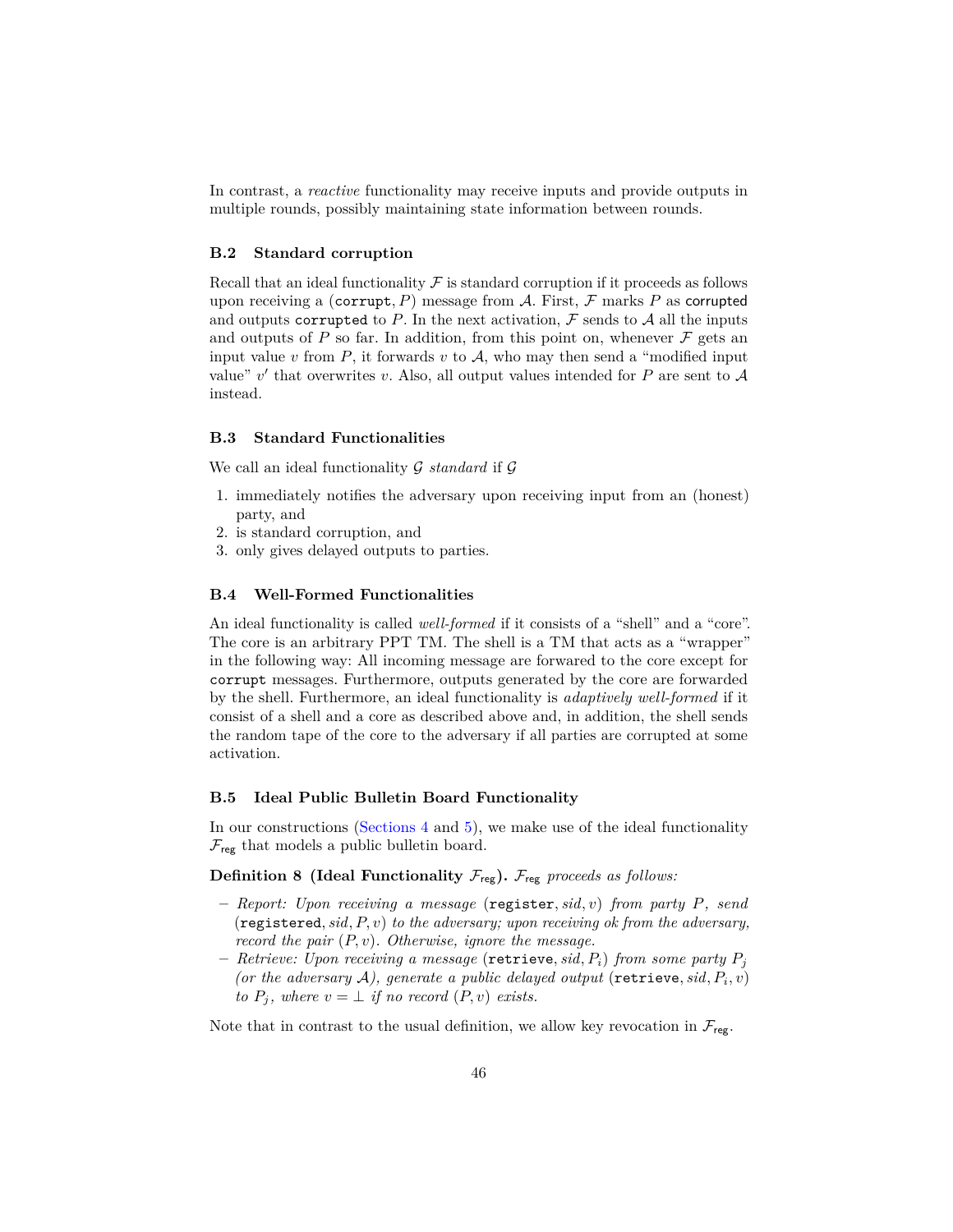In contrast, a *reactive* functionality may receive inputs and provide outputs in multiple rounds, possibly maintaining state information between rounds.

### B.2 Standard corruption

Recall that an ideal functionality $\mathcal{F}$ is standard corruption if it proceeds as follows upon receiving a $(\texttt{corrupt}, P)$ message from $\mathcal{A}$. First, $\mathcal{F}$ marks $P$ as $\mathsf{corrupted}$ and outputs `corrupted` to $P$. In the next activation, $\mathcal{F}$ sends to $\mathcal{A}$ all the inputs and outputs of $P$ so far. In addition, from this point on, whenever $\mathcal{F}$ gets an input value $v$ from $P$, it forwards $v$ to $\mathcal{A}$, who may then send a "modified input value" $v'$ that overwrites $v$. Also, all output values intended for $P$ are sent to $\mathcal{A}$ instead.

### B.3 Standard Functionalities

We call an ideal functionality $\mathcal{G}$ *standard* if $\mathcal{G}$

1. immediately notifies the adversary upon receiving input from an (honest) party, and
2. is standard corruption, and
3. only gives delayed outputs to parties.

### B.4 Well-Formed Functionalities

An ideal functionality is called *well-formed* if it consists of a "shell" and a "core". The core is an arbitrary PPT TM. The shell is a TM that acts as a "wrapper" in the following way: All incoming message are forwarded to the core except for `corrupt` messages. Furthermore, outputs generated by the core are forwarded by the shell. Furthermore, an ideal functionality is *adaptively well-formed* if it consist of a shell and a core as described above and, in addition, the shell sends the random tape of the core to the adversary if all parties are corrupted at some activation.

### B.5 Ideal Public Bulletin Board Functionality

In our constructions (Sections 4 and 5), we make use of the ideal functionality $\mathcal{F}_{\mathsf{reg}}$ that models a public bulletin board.

**Definition 8 (Ideal Functionality $\mathcal{F}_{\mathsf{reg}}$).** *$\mathcal{F}_{\mathsf{reg}}$ proceeds as follows:*

- *Report: Upon receiving a message $(\texttt{register}, sid, v)$ from party $P$, send $(\texttt{registered}, sid, P, v)$ to the adversary; upon receiving ok from the adversary, record the pair $(P, v)$. Otherwise, ignore the message.*
- *Retrieve: Upon receiving a message $(\texttt{retrieve}, sid, P_i)$ from some party $P_j$ (or the adversary $\mathcal{A}$), generate a public delayed output $(\texttt{retrieve}, sid, P_i, v)$ to $P_j$, where $v = \perp$ if no record $(P, v)$ exists.*

Note that in contrast to the usual definition, we allow key revocation in $\mathcal{F}_{\mathsf{reg}}$.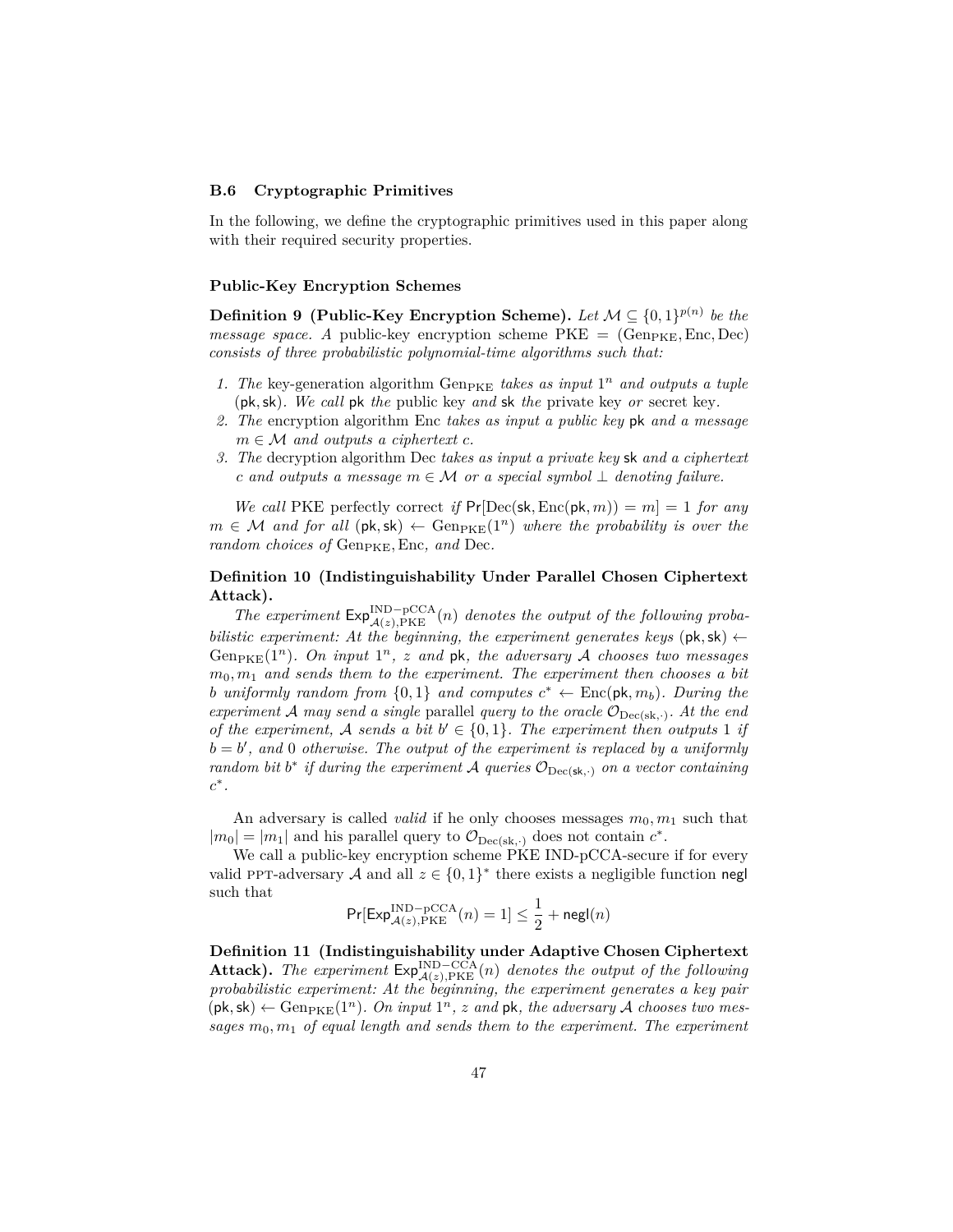### B.6 Cryptographic Primitives

In the following, we define the cryptographic primitives used in this paper along with their required security properties.

#### Public-Key Encryption Schemes

**Definition 9 (Public-Key Encryption Scheme).** *Let $\mathcal{M} \subseteq \{0,1\}^{p(n)}$ be the message space. A* public-key encryption scheme $\mathrm{PKE} = (\mathrm{Gen_{PKE}}, \mathrm{Enc}, \mathrm{Dec})$ *consists of three probabilistic polynomial-time algorithms such that:*

1. *The* key-generation algorithm $\mathrm{Gen_{PKE}}$ *takes as input $1^n$ and outputs a tuple $(\mathsf{pk}, \mathsf{sk})$. We call $\mathsf{pk}$ the* public key *and $\mathsf{sk}$ the* private key *or* secret key*.*
2. *The* encryption algorithm $\mathrm{Enc}$ *takes as input a public key $\mathsf{pk}$ and a message $m \in \mathcal{M}$ and outputs a ciphertext $c$.*
3. *The* decryption algorithm $\mathrm{Dec}$ *takes as input a private key $\mathsf{sk}$ and a ciphertext $c$ and outputs a message $m \in \mathcal{M}$ or a special symbol $\perp$ denoting failure.*

*We call* PKE perfectly correct *if $\Pr[\mathrm{Dec}(\mathsf{sk}, \mathrm{Enc}(\mathsf{pk}, m)) = m] = 1$ for any $m \in \mathcal{M}$ and for all $(\mathsf{pk}, \mathsf{sk}) \leftarrow \mathrm{Gen_{PKE}}(1^n)$ where the probability is over the random choices of $\mathrm{Gen_{PKE}}, \mathrm{Enc}$, and $\mathrm{Dec}$.*

**Definition 10 (Indistinguishability Under Parallel Chosen Ciphertext Attack).**
*The experiment $\mathsf{Exp}^{\mathrm{IND-pCCA}}_{\mathcal{A}(z),\mathrm{PKE}}(n)$ denotes the output of the following probabilistic experiment: At the beginning, the experiment generates keys $(\mathsf{pk}, \mathsf{sk}) \leftarrow \mathrm{Gen_{PKE}}(1^n)$. On input $1^n$, $z$ and $\mathsf{pk}$, the adversary $\mathcal{A}$ chooses two messages $m_0, m_1$ and sends them to the experiment. The experiment then chooses a bit $b$ uniformly random from $\{0,1\}$ and computes $c^* \leftarrow \mathrm{Enc}(\mathsf{pk}, m_b)$. During the experiment $\mathcal{A}$ may send a single* parallel *query to the oracle $\mathcal{O}_{\mathrm{Dec}(\mathsf{sk},\cdot)}$. At the end of the experiment, $\mathcal{A}$ sends a bit $b' \in \{0,1\}$. The experiment then outputs 1 if $b = b'$, and 0 otherwise. The output of the experiment is replaced by a uniformly random bit $b^*$ if during the experiment $\mathcal{A}$ queries $\mathcal{O}_{\mathrm{Dec}(\mathsf{sk},\cdot)}$ on a vector containing $c^*$.*

An adversary is called *valid* if he only chooses messages $m_0, m_1$ such that $|m_0| = |m_1|$ and his parallel query to $\mathcal{O}_{\mathrm{Dec}(\mathsf{sk},\cdot)}$ does not contain $c^*$.

We call a public-key encryption scheme PKE IND-pCCA-secure if for every valid PPT-adversary $\mathcal{A}$ and all $z \in \{0,1\}^*$ there exists a negligible function $\mathsf{negl}$ such that

$$\Pr[\mathsf{Exp}^{\mathrm{IND-pCCA}}_{\mathcal{A}(z),\mathrm{PKE}}(n) = 1] \leq \frac{1}{2} + \mathsf{negl}(n)$$

**Definition 11 (Indistinguishability under Adaptive Chosen Ciphertext Attack).** *The experiment $\mathsf{Exp}^{\mathrm{IND-CCA}}_{\mathcal{A}(z),\mathrm{PKE}}(n)$ denotes the output of the following probabilistic experiment: At the beginning, the experiment generates a key pair $(\mathsf{pk}, \mathsf{sk}) \leftarrow \mathrm{Gen_{PKE}}(1^n)$. On input $1^n$, $z$ and $\mathsf{pk}$, the adversary $\mathcal{A}$ chooses two messages $m_0, m_1$ of equal length and sends them to the experiment. The experiment*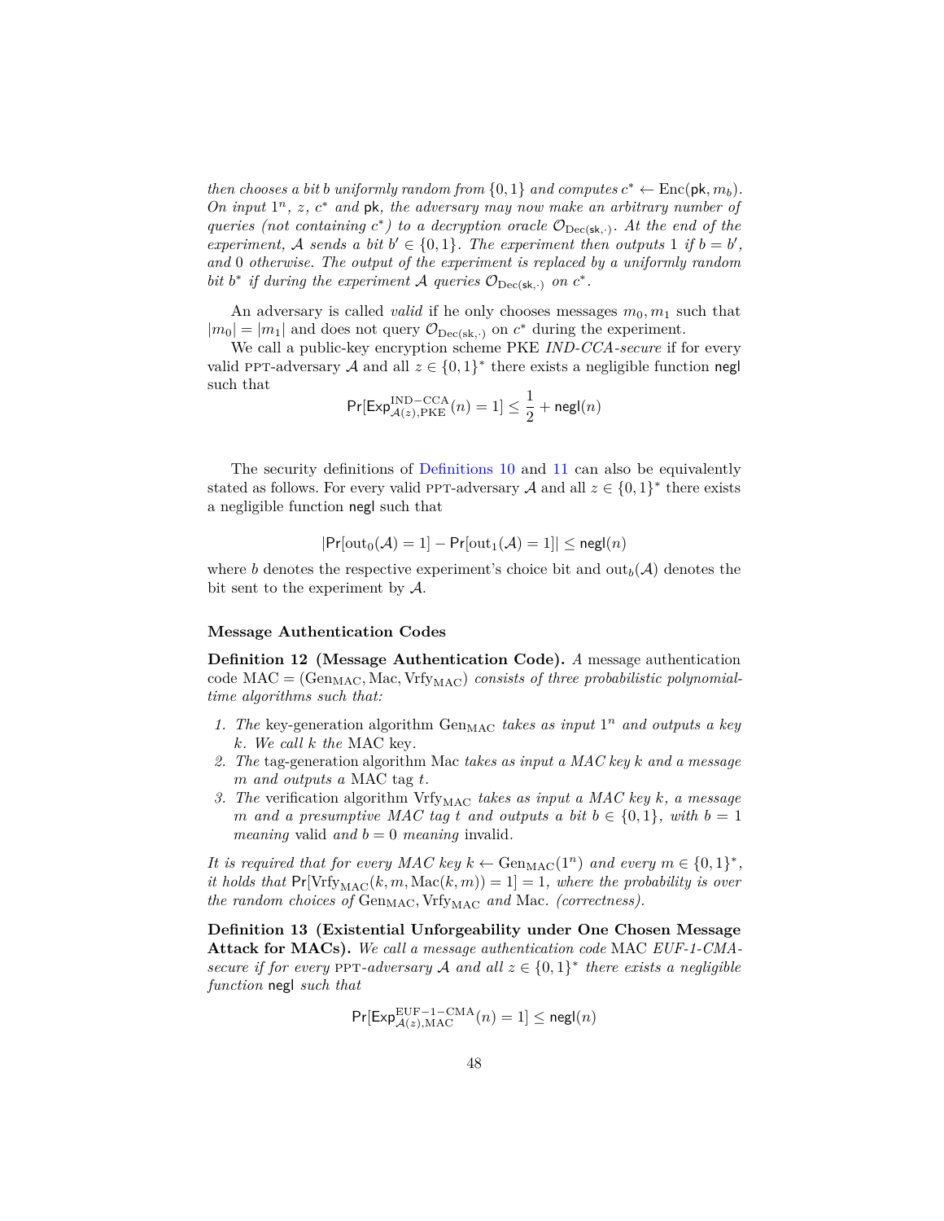*then chooses a bit $b$ uniformly random from $\{0,1\}$ and computes $c^* \leftarrow \mathrm{Enc}(\mathsf{pk}, m_b)$. On input $1^n$, $z$, $c^*$ and $\mathsf{pk}$, the adversary may now make an arbitrary number of queries (not containing $c^*$) to a decryption oracle $\mathcal{O}_{\mathrm{Dec}(\mathsf{sk},\cdot)}$. At the end of the experiment, $\mathcal{A}$ sends a bit $b' \in \{0,1\}$. The experiment then outputs 1 if $b = b'$, and 0 otherwise. The output of the experiment is replaced by a uniformly random bit $b^*$ if during the experiment $\mathcal{A}$ queries $\mathcal{O}_{\mathrm{Dec}(\mathsf{sk},\cdot)}$ on $c^*$.*

An adversary is called *valid* if he only chooses messages $m_0, m_1$ such that $|m_0| = |m_1|$ and does not query $\mathcal{O}_{\mathrm{Dec}(\mathsf{sk},\cdot)}$ on $c^*$ during the experiment.

We call a public-key encryption scheme PKE *IND-CCA-secure* if for every valid PPT-adversary $\mathcal{A}$ and all $z \in \{0,1\}^*$ there exists a negligible function $\mathsf{negl}$ such that

$$\Pr[\mathsf{Exp}^{\mathrm{IND-CCA}}_{\mathcal{A}(z),\mathrm{PKE}}(n) = 1] \leq \frac{1}{2} + \mathsf{negl}(n)$$

The security definitions of Definitions 10 and 11 can also be equivalently stated as follows. For every valid PPT-adversary $\mathcal{A}$ and all $z \in \{0,1\}^*$ there exists a negligible function $\mathsf{negl}$ such that

$$|\Pr[\mathrm{out}_0(\mathcal{A}) = 1] - \Pr[\mathrm{out}_1(\mathcal{A}) = 1]| \leq \mathsf{negl}(n)$$

where $b$ denotes the respective experiment's choice bit and $\mathrm{out}_b(\mathcal{A})$ denotes the bit sent to the experiment by $\mathcal{A}$.

#### Message Authentication Codes

**Definition 12 (Message Authentication Code).** *A* message authentication code $\mathrm{MAC} = (\mathrm{Gen}_{\mathrm{MAC}}, \mathrm{Mac}, \mathrm{Vrfy}_{\mathrm{MAC}})$ *consists of three probabilistic polynomial-time algorithms such that:*

1. *The* key-generation algorithm $\mathrm{Gen}_{\mathrm{MAC}}$ *takes as input $1^n$ and outputs a key $k$. We call $k$ the* MAC key.
2. *The* tag-generation algorithm Mac *takes as input a MAC key $k$ and a message $m$ and outputs a* MAC tag $t$.
3. *The* verification algorithm $\mathrm{Vrfy}_{\mathrm{MAC}}$ *takes as input a MAC key $k$, a message $m$ and a presumptive MAC tag $t$ and outputs a bit $b \in \{0,1\}$, with $b = 1$ meaning* valid *and $b = 0$ meaning* invalid.

*It is required that for every MAC key $k \leftarrow \mathrm{Gen}_{\mathrm{MAC}}(1^n)$ and every $m \in \{0,1\}^*$, it holds that $\Pr[\mathrm{Vrfy}_{\mathrm{MAC}}(k, m, \mathrm{Mac}(k,m)) = 1] = 1$, where the probability is over the random choices of $\mathrm{Gen}_{\mathrm{MAC}}, \mathrm{Vrfy}_{\mathrm{MAC}}$ and Mac. (correctness).*

**Definition 13 (Existential Unforgeability under One Chosen Message Attack for MACs).** *We call a message authentication code* MAC *EUF-1-CMA-secure if for every PPT-adversary $\mathcal{A}$ and all $z \in \{0,1\}^*$ there exists a negligible function* $\mathsf{negl}$ *such that*

$$\Pr[\mathsf{Exp}^{\mathrm{EUF-1-CMA}}_{\mathcal{A}(z),\mathrm{MAC}}(n) = 1] \leq \mathsf{negl}(n)$$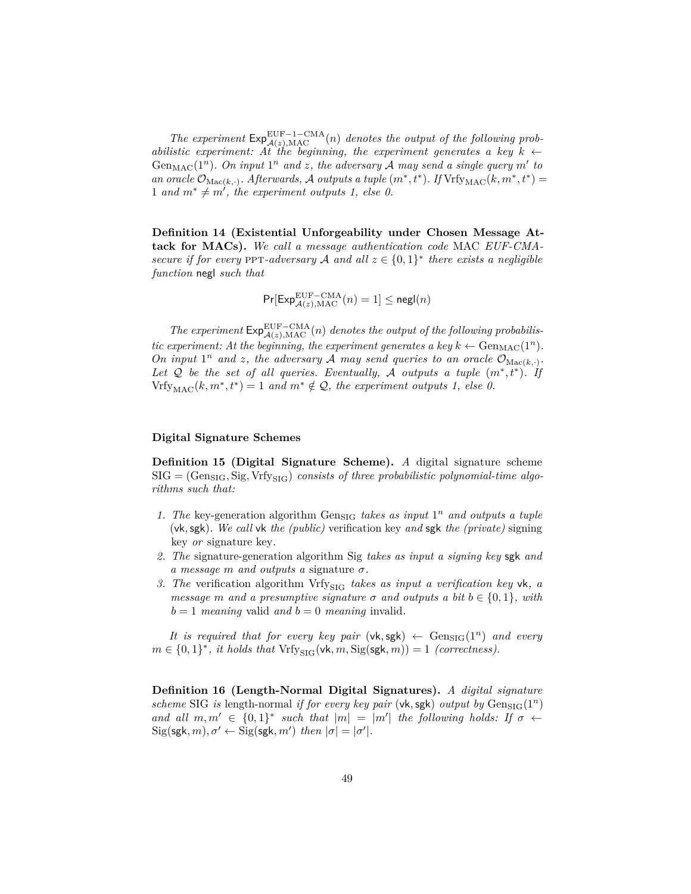*The experiment* $\mathsf{Exp}^{\mathrm{EUF-1-CMA}}_{\mathcal{A}(z),\mathrm{MAC}}(n)$ *denotes the output of the following probabilistic experiment: At the beginning, the experiment generates a key* $k \leftarrow \mathrm{Gen}_{\mathrm{MAC}}(1^n)$*. On input* $1^n$ *and* $z$*, the adversary* $\mathcal{A}$ *may send a single query* $m'$ *to an oracle* $\mathcal{O}_{\mathrm{Mac}(k,\cdot)}$*. Afterwards,* $\mathcal{A}$ *outputs a tuple* $(m^*, t^*)$*. If* $\mathrm{Vrfy}_{\mathrm{MAC}}(k, m^*, t^*) = 1$ *and* $m^* \neq m'$*, the experiment outputs 1, else 0.*

**Definition 14 (Existential Unforgeability under Chosen Message Attack for MACs).** *We call a message authentication code* MAC *EUF-CMA-secure if for every* PPT*-adversary* $\mathcal{A}$ *and all* $z \in \{0,1\}^*$ *there exists a negligible function* $\mathsf{negl}$ *such that*

$$\Pr[\mathsf{Exp}^{\mathrm{EUF-CMA}}_{\mathcal{A}(z),\mathrm{MAC}}(n) = 1] \leq \mathsf{negl}(n)$$

*The experiment* $\mathsf{Exp}^{\mathrm{EUF-CMA}}_{\mathcal{A}(z),\mathrm{MAC}}(n)$ *denotes the output of the following probabilistic experiment: At the beginning, the experiment generates a key* $k \leftarrow \mathrm{Gen}_{\mathrm{MAC}}(1^n)$*. On input* $1^n$ *and* $z$*, the adversary* $\mathcal{A}$ *may send queries to an oracle* $\mathcal{O}_{\mathrm{Mac}(k,\cdot)}$*. Let* $\mathcal{Q}$ *be the set of all queries. Eventually,* $\mathcal{A}$ *outputs a tuple* $(m^*, t^*)$*. If* $\mathrm{Vrfy}_{\mathrm{MAC}}(k, m^*, t^*) = 1$ *and* $m^* \notin \mathcal{Q}$*, the experiment outputs 1, else 0.*

**Digital Signature Schemes**

**Definition 15 (Digital Signature Scheme).** *A* digital signature scheme $\mathrm{SIG} = (\mathrm{Gen}_{\mathrm{SIG}}, \mathrm{Sig}, \mathrm{Vrfy}_{\mathrm{SIG}})$ *consists of three probabilistic polynomial-time algorithms such that:*

1. *The* key-generation algorithm $\mathrm{Gen}_{\mathrm{SIG}}$ *takes as input* $1^n$ *and outputs a tuple* $(\mathsf{vk}, \mathsf{sgk})$*. We call* $\mathsf{vk}$ *the (public)* verification key *and* $\mathsf{sgk}$ *the (private)* signing key *or* signature key*.*
2. *The* signature-generation algorithm $\mathrm{Sig}$ *takes as input a signing key* $\mathsf{sgk}$ *and a message* $m$ *and outputs a* signature $\sigma$*.*
3. *The* verification algorithm $\mathrm{Vrfy}_{\mathrm{SIG}}$ *takes as input a verification key* $\mathsf{vk}$*, a message* $m$ *and a presumptive signature* $\sigma$ *and outputs a bit* $b \in \{0,1\}$*, with* $b = 1$ *meaning* valid *and* $b = 0$ *meaning* invalid*.*

*It is required that for every key pair* $(\mathsf{vk}, \mathsf{sgk}) \leftarrow \mathrm{Gen}_{\mathrm{SIG}}(1^n)$ *and every* $m \in \{0,1\}^*$*, it holds that* $\mathrm{Vrfy}_{\mathrm{SIG}}(\mathsf{vk}, m, \mathrm{Sig}(\mathsf{sgk}, m)) = 1$ *(correctness).*

**Definition 16 (Length-Normal Digital Signatures).** *A digital signature scheme* SIG *is* length-normal *if for every key pair* $(\mathsf{vk}, \mathsf{sgk})$ *output by* $\mathrm{Gen}_{\mathrm{SIG}}(1^n)$ *and all* $m, m' \in \{0,1\}^*$ *such that* $|m| = |m'|$ *the following holds: If* $\sigma \leftarrow \mathrm{Sig}(\mathsf{sgk}, m), \sigma' \leftarrow \mathrm{Sig}(\mathsf{sgk}, m')$ *then* $|\sigma| = |\sigma'|$*.*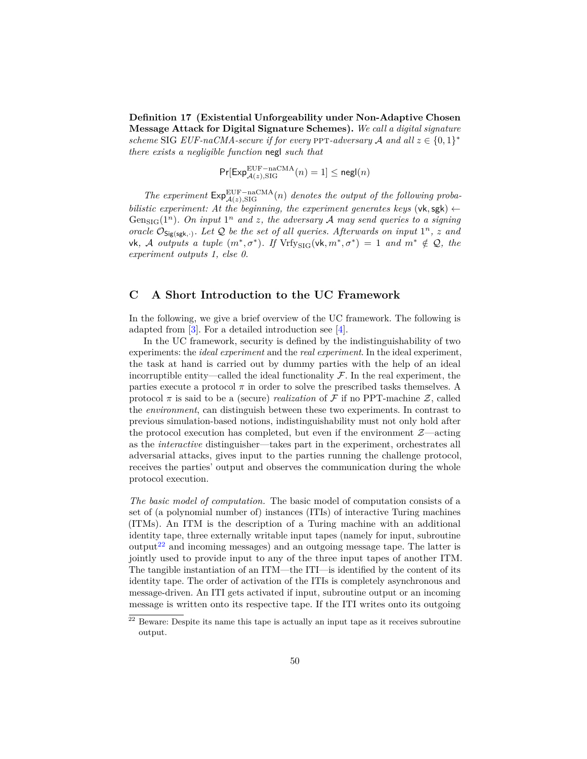**Definition 17 (Existential Unforgeability under Non-Adaptive Chosen Message Attack for Digital Signature Schemes).** *We call a digital signature scheme* SIG *EUF-naCMA-secure if for every* PPT*-adversary* $\mathcal{A}$ *and all* $z \in \{0,1\}^*$ *there exists a negligible function* $\mathsf{negl}$ *such that*

$$\Pr[\mathsf{Exp}^{\mathrm{EUF-naCMA}}_{\mathcal{A}(z),\mathrm{SIG}}(n) = 1] \leq \mathsf{negl}(n)$$

*The experiment* $\mathsf{Exp}^{\mathrm{EUF-naCMA}}_{\mathcal{A}(z),\mathrm{SIG}}(n)$ *denotes the output of the following probabilistic experiment: At the beginning, the experiment generates keys* $(\mathsf{vk}, \mathsf{sgk}) \leftarrow \mathrm{Gen}_{\mathrm{SIG}}(1^n)$*. On input* $1^n$ *and* $z$*, the adversary* $\mathcal{A}$ *may send queries to a signing oracle* $\mathcal{O}_{\mathsf{Sig}(\mathsf{sgk},\cdot)}$*. Let* $\mathcal{Q}$ *be the set of all queries. Afterwards on input* $1^n$*,* $z$ *and* $\mathsf{vk}$*,* $\mathcal{A}$ *outputs a tuple* $(m^*, \sigma^*)$*. If* $\mathrm{Vrfy}_{\mathrm{SIG}}(\mathsf{vk}, m^*, \sigma^*) = 1$ *and* $m^* \notin \mathcal{Q}$*, the experiment outputs 1, else 0.*

## C A Short Introduction to the UC Framework

In the following, we give a brief overview of the UC framework. The following is adapted from [3]. For a detailed introduction see [4].

In the UC framework, security is defined by the indistinguishability of two experiments: the *ideal experiment* and the *real experiment*. In the ideal experiment, the task at hand is carried out by dummy parties with the help of an ideal incorruptible entity—called the ideal functionality $\mathcal{F}$. In the real experiment, the parties execute a protocol $\pi$ in order to solve the prescribed tasks themselves. A protocol $\pi$ is said to be a (secure) *realization* of $\mathcal{F}$ if no PPT-machine $\mathcal{Z}$, called the *environment*, can distinguish between these two experiments. In contrast to previous simulation-based notions, indistinguishability must not only hold after the protocol execution has completed, but even if the environment $\mathcal{Z}$—acting as the *interactive* distinguisher—takes part in the experiment, orchestrates all adversarial attacks, gives input to the parties running the challenge protocol, receives the parties' output and observes the communication during the whole protocol execution.

*The basic model of computation.* The basic model of computation consists of a set of (a polynomial number of) instances (ITIs) of interactive Turing machines (ITMs). An ITM is the description of a Turing machine with an additional identity tape, three externally writable input tapes (namely for input, subroutine output[22] and incoming messages) and an outgoing message tape. The latter is jointly used to provide input to any of the three input tapes of another ITM. The tangible instantiation of an ITM—the ITI—is identified by the content of its identity tape. The order of activation of the ITIs is completely asynchronous and message-driven. An ITI gets activated if input, subroutine output or an incoming message is written onto its respective tape. If the ITI writes onto its outgoing

[22] Beware: Despite its name this tape is actually an input tape as it receives subroutine output.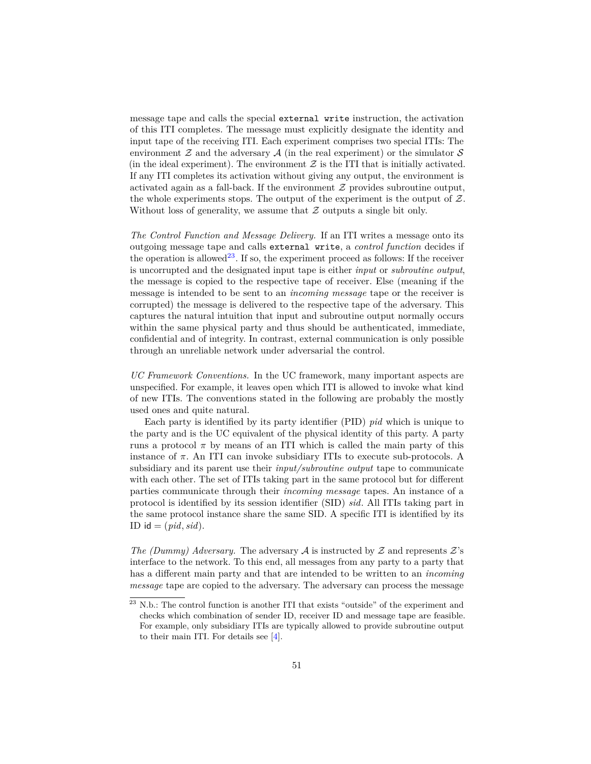message tape and calls the special `external write` instruction, the activation of this ITI completes. The message must explicitly designate the identity and input tape of the receiving ITI. Each experiment comprises two special ITIs: The environment $\mathcal{Z}$ and the adversary $\mathcal{A}$ (in the real experiment) or the simulator $\mathcal{S}$ (in the ideal experiment). The environment $\mathcal{Z}$ is the ITI that is initially activated. If any ITI completes its activation without giving any output, the environment is activated again as a fall-back. If the environment $\mathcal{Z}$ provides subroutine output, the whole experiments stops. The output of the experiment is the output of $\mathcal{Z}$. Without loss of generality, we assume that $\mathcal{Z}$ outputs a single bit only.

*The Control Function and Message Delivery.* If an ITI writes a message onto its outgoing message tape and calls `external write`, a *control function* decides if the operation is allowed[23]. If so, the experiment proceed as follows: If the receiver is uncorrupted and the designated input tape is either *input* or *subroutine output*, the message is copied to the respective tape of receiver. Else (meaning if the message is intended to be sent to an *incoming message* tape or the receiver is corrupted) the message is delivered to the respective tape of the adversary. This captures the natural intuition that input and subroutine output normally occurs within the same physical party and thus should be authenticated, immediate, confidential and of integrity. In contrast, external communication is only possible through an unreliable network under adversarial the control.

*UC Framework Conventions.* In the UC framework, many important aspects are unspecified. For example, it leaves open which ITI is allowed to invoke what kind of new ITIs. The conventions stated in the following are probably the mostly used ones and quite natural.

Each party is identified by its party identifier (PID) *pid* which is unique to the party and is the UC equivalent of the physical identity of this party. A party runs a protocol $\pi$ by means of an ITI which is called the main party of this instance of $\pi$. An ITI can invoke subsidiary ITIs to execute sub-protocols. A subsidiary and its parent use their *input/subroutine output* tape to communicate with each other. The set of ITIs taking part in the same protocol but for different parties communicate through their *incoming message* tapes. An instance of a protocol is identified by its session identifier (SID) *sid*. All ITIs taking part in the same protocol instance share the same SID. A specific ITI is identified by its ID $\mathsf{id} = (pid, sid)$.

*The (Dummy) Adversary.* The adversary $\mathcal{A}$ is instructed by $\mathcal{Z}$ and represents $\mathcal{Z}$'s interface to the network. To this end, all messages from any party to a party that has a different main party and that are intended to be written to an *incoming message* tape are copied to the adversary. The adversary can process the message

[23] N.b.: The control function is another ITI that exists "outside" of the experiment and checks which combination of sender ID, receiver ID and message tape are feasible. For example, only subsidiary ITIs are typically allowed to provide subroutine output to their main ITI. For details see [4].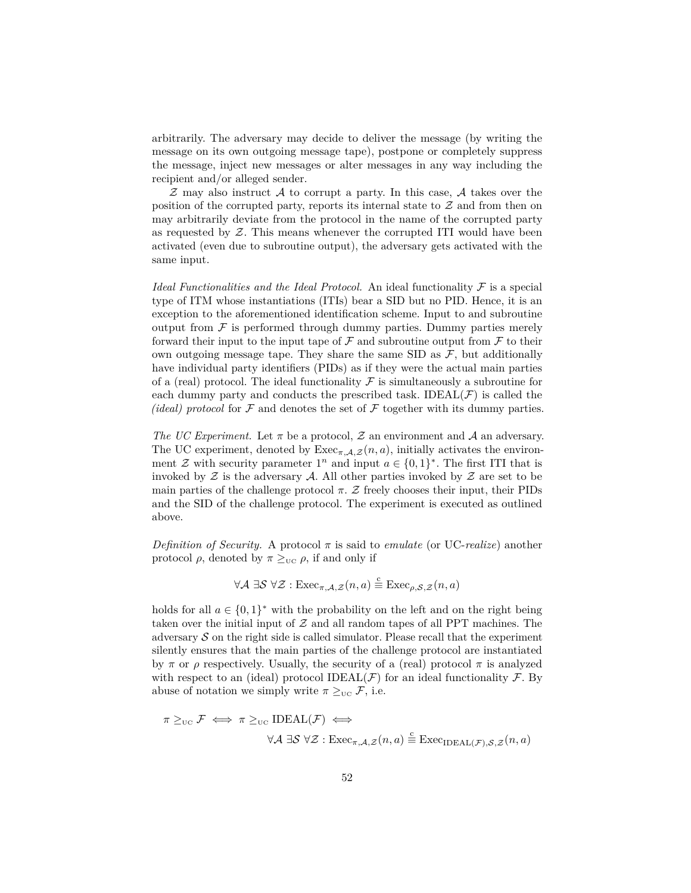arbitrarily. The adversary may decide to deliver the message (by writing the message on its own outgoing message tape), postpone or completely suppress the message, inject new messages or alter messages in any way including the recipient and/or alleged sender.

$\mathcal{Z}$ may also instruct $\mathcal{A}$ to corrupt a party. In this case, $\mathcal{A}$ takes over the position of the corrupted party, reports its internal state to $\mathcal{Z}$ and from then on may arbitrarily deviate from the protocol in the name of the corrupted party as requested by $\mathcal{Z}$. This means whenever the corrupted ITI would have been activated (even due to subroutine output), the adversary gets activated with the same input.

*Ideal Functionalities and the Ideal Protocol.* An ideal functionality $\mathcal{F}$ is a special type of ITM whose instantiations (ITIs) bear a SID but no PID. Hence, it is an exception to the aforementioned identification scheme. Input to and subroutine output from $\mathcal{F}$ is performed through dummy parties. Dummy parties merely forward their input to the input tape of $\mathcal{F}$ and subroutine output from $\mathcal{F}$ to their own outgoing message tape. They share the same SID as $\mathcal{F}$, but additionally have individual party identifiers (PIDs) as if they were the actual main parties of a (real) protocol. The ideal functionality $\mathcal{F}$ is simultaneously a subroutine for each dummy party and conducts the prescribed task. IDEAL($\mathcal{F}$) is called the *(ideal) protocol* for $\mathcal{F}$ and denotes the set of $\mathcal{F}$ together with its dummy parties.

*The UC Experiment.* Let $\pi$ be a protocol, $\mathcal{Z}$ an environment and $\mathcal{A}$ an adversary. The UC experiment, denoted by $\mathrm{Exec}_{\pi,\mathcal{A},\mathcal{Z}}(n, a)$, initially activates the environment $\mathcal{Z}$ with security parameter $1^n$ and input $a \in \{0, 1\}^*$. The first ITI that is invoked by $\mathcal{Z}$ is the adversary $\mathcal{A}$. All other parties invoked by $\mathcal{Z}$ are set to be main parties of the challenge protocol $\pi$. $\mathcal{Z}$ freely chooses their input, their PIDs and the SID of the challenge protocol. The experiment is executed as outlined above.

*Definition of Security.* A protocol $\pi$ is said to *emulate* (or UC-*realize*) another protocol $\rho$, denoted by $\pi \geq_{\text{UC}} \rho$, if and only if

$$\forall \mathcal{A}\ \exists \mathcal{S}\ \forall \mathcal{Z} : \mathrm{Exec}_{\pi,\mathcal{A},\mathcal{Z}}(n, a) \stackrel{c}{\equiv} \mathrm{Exec}_{\rho,\mathcal{S},\mathcal{Z}}(n, a)$$

holds for all $a \in \{0, 1\}^*$ with the probability on the left and on the right being taken over the initial input of $\mathcal{Z}$ and all random tapes of all PPT machines. The adversary $\mathcal{S}$ on the right side is called simulator. Please recall that the experiment silently ensures that the main parties of the challenge protocol are instantiated by $\pi$ or $\rho$ respectively. Usually, the security of a (real) protocol $\pi$ is analyzed with respect to an (ideal) protocol IDEAL($\mathcal{F}$) for an ideal functionality $\mathcal{F}$. By abuse of notation we simply write $\pi \geq_{\text{UC}} \mathcal{F}$, i.e.

$$\pi \geq_{\text{UC}} \mathcal{F} \iff \pi \geq_{\text{UC}} \mathrm{IDEAL}(\mathcal{F}) \iff$$
$$\forall \mathcal{A}\ \exists \mathcal{S}\ \forall \mathcal{Z} : \mathrm{Exec}_{\pi,\mathcal{A},\mathcal{Z}}(n, a) \stackrel{c}{\equiv} \mathrm{Exec}_{\mathrm{IDEAL}(\mathcal{F}),\mathcal{S},\mathcal{Z}}(n, a)$$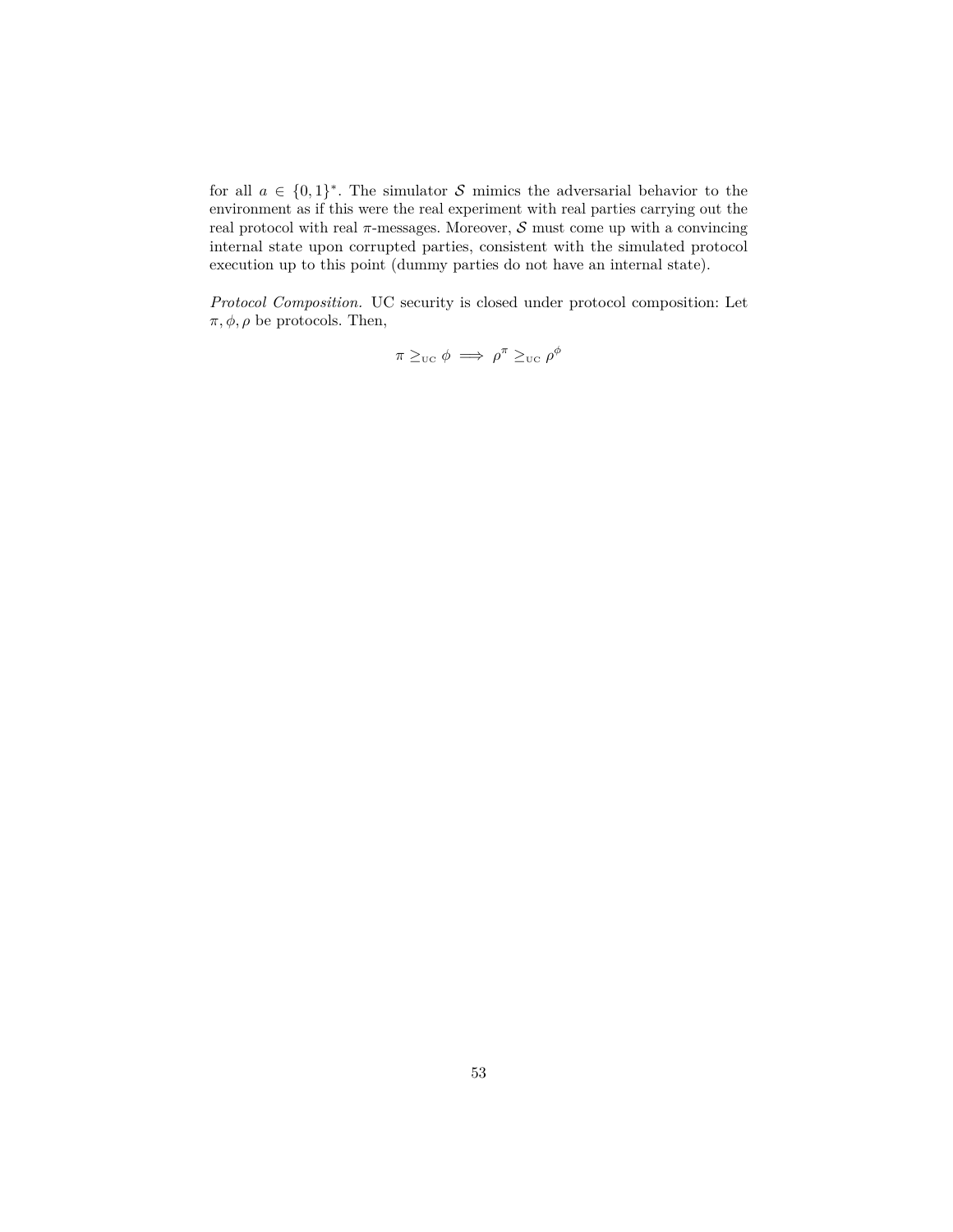for all $a \in \{0,1\}^*$. The simulator $\mathcal{S}$ mimics the adversarial behavior to the environment as if this were the real experiment with real parties carrying out the real protocol with real $\pi$-messages. Moreover, $\mathcal{S}$ must come up with a convincing internal state upon corrupted parties, consistent with the simulated protocol execution up to this point (dummy parties do not have an internal state).

*Protocol Composition.* UC security is closed under protocol composition: Let $\pi, \phi, \rho$ be protocols. Then,

$$\pi \geq_{\text{UC}} \phi \implies \rho^{\pi} \geq_{\text{UC}} \rho^{\phi}$$